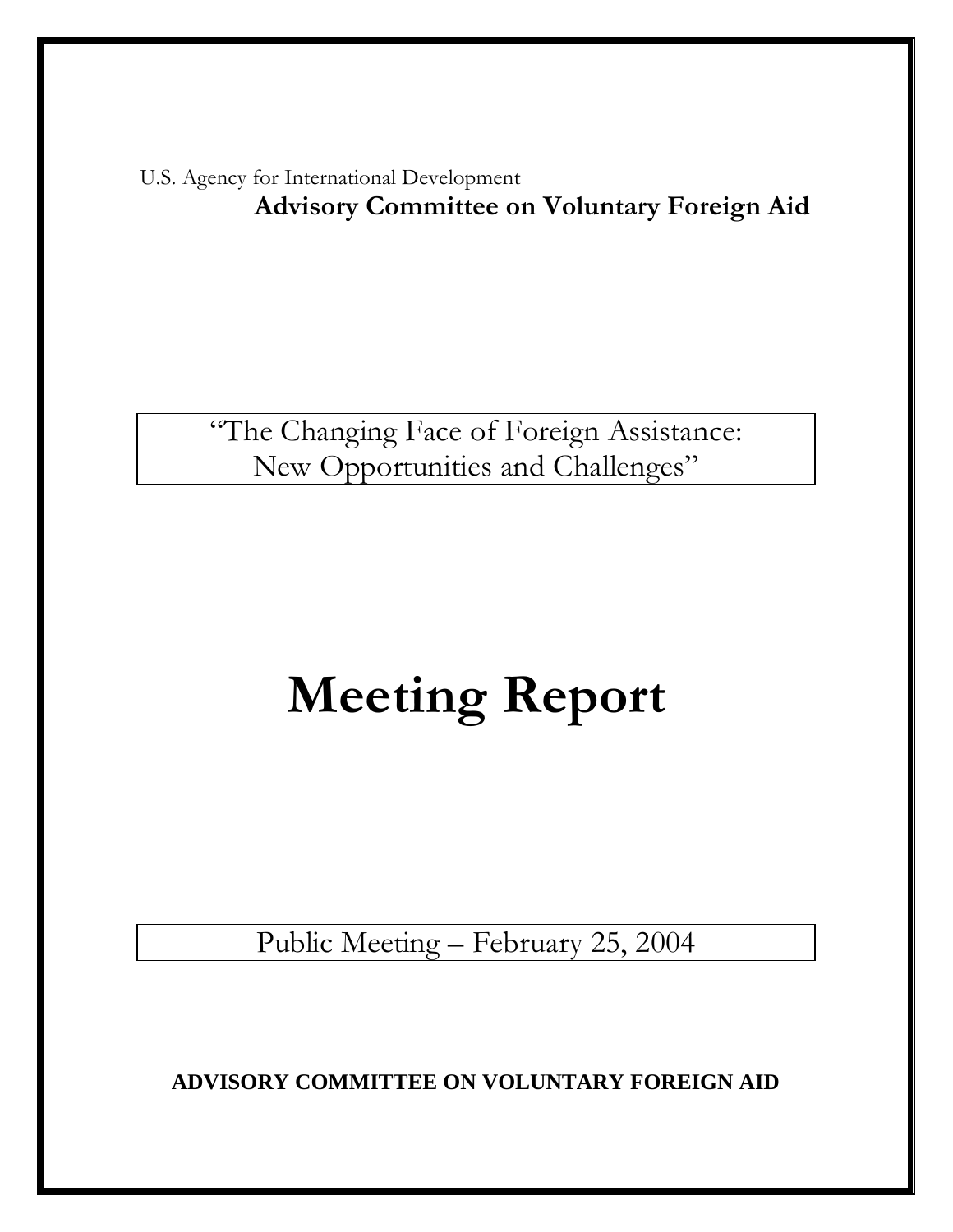U.S. Agency for International Development

**Advisory Committee on Voluntary Foreign Aid**

"The Changing Face of Foreign Assistance:
New Opportunities and Challenges"

# Meeting Report

Public Meeting – February 25, 2004

**ADVISORY COMMITTEE ON VOLUNTARY FOREIGN AID**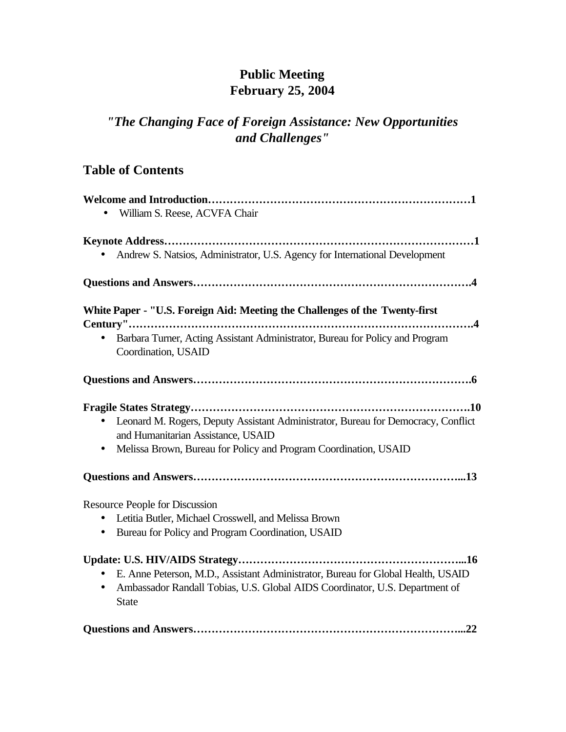**Public Meeting**
**February 25, 2004**

***"The Changing Face of Foreign Assistance: New Opportunities and Challenges"***

## Table of Contents

**Welcome and Introduction……………………………………………………………1**

- William S. Reese, ACVFA Chair

**Keynote Address………………………………………………………………………1**

- Andrew S. Natsios, Administrator, U.S. Agency for International Development

**Questions and Answers……………………………………………………………….4**

**White Paper - "U.S. Foreign Aid: Meeting the Challenges of the Twenty-first Century"……………………………………………………………………………….4**

- Barbara Turner, Acting Assistant Administrator, Bureau for Policy and Program Coordination, USAID

**Questions and Answers……………………………………………………………….6**

**Fragile States Strategy……………………………………………………………….10**

- Leonard M. Rogers, Deputy Assistant Administrator, Bureau for Democracy, Conflict and Humanitarian Assistance, USAID
- Melissa Brown, Bureau for Policy and Program Coordination, USAID

**Questions and Answers……………………………………………………………...13**

Resource People for Discussion

- Letitia Butler, Michael Crosswell, and Melissa Brown
- Bureau for Policy and Program Coordination, USAID

**Update: U.S. HIV/AIDS Strategy…………………………………………………...16**

- E. Anne Peterson, M.D., Assistant Administrator, Bureau for Global Health, USAID
- Ambassador Randall Tobias, U.S. Global AIDS Coordinator, U.S. Department of State

**Questions and Answers……………………………………………………………...22**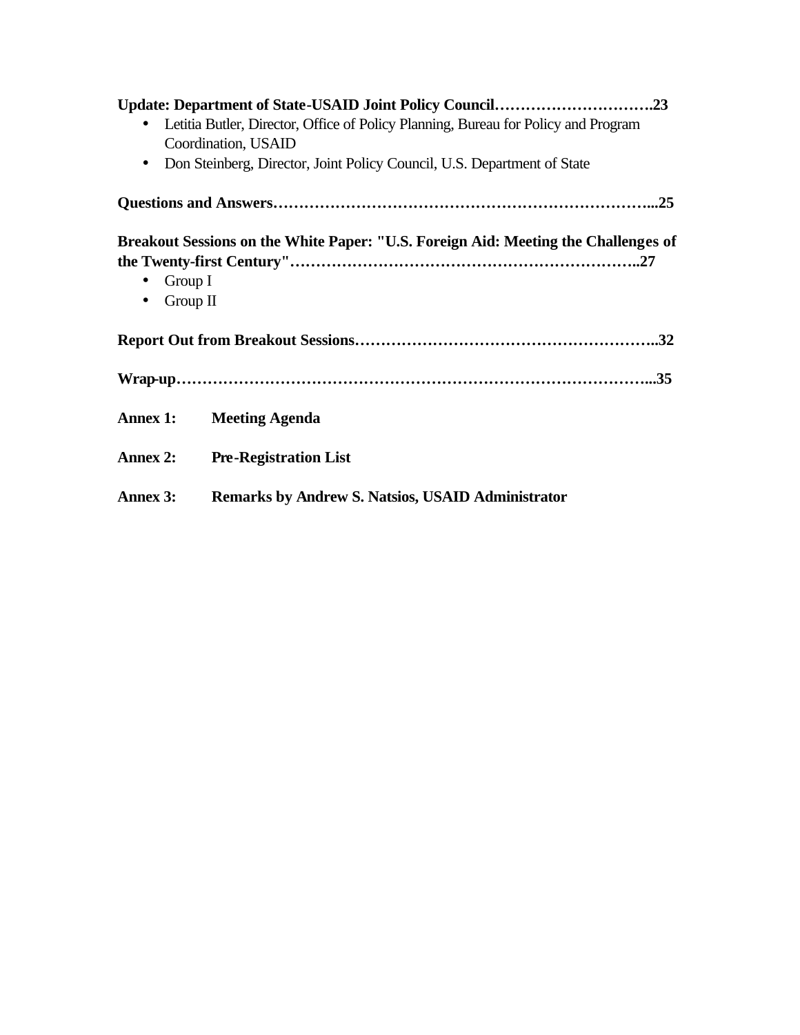**Update: Department of State-USAID Joint Policy Council…………………………..23**

- Letitia Butler, Director, Office of Policy Planning, Bureau for Policy and Program Coordination, USAID
- Don Steinberg, Director, Joint Policy Council, U.S. Department of State

**Questions and Answers…………………………………………………………………...25**

**Breakout Sessions on the White Paper: "U.S. Foreign Aid: Meeting the Challenges of the Twenty-first Century"………………………………………………………..27**

- Group I
- Group II

**Report Out from Breakout Sessions………………………………………………..32**

**Wrap-up…………………………………………………………………………………...35**

**Annex 1: Meeting Agenda**

**Annex 2: Pre-Registration List**

**Annex 3: Remarks by Andrew S. Natsios, USAID Administrator**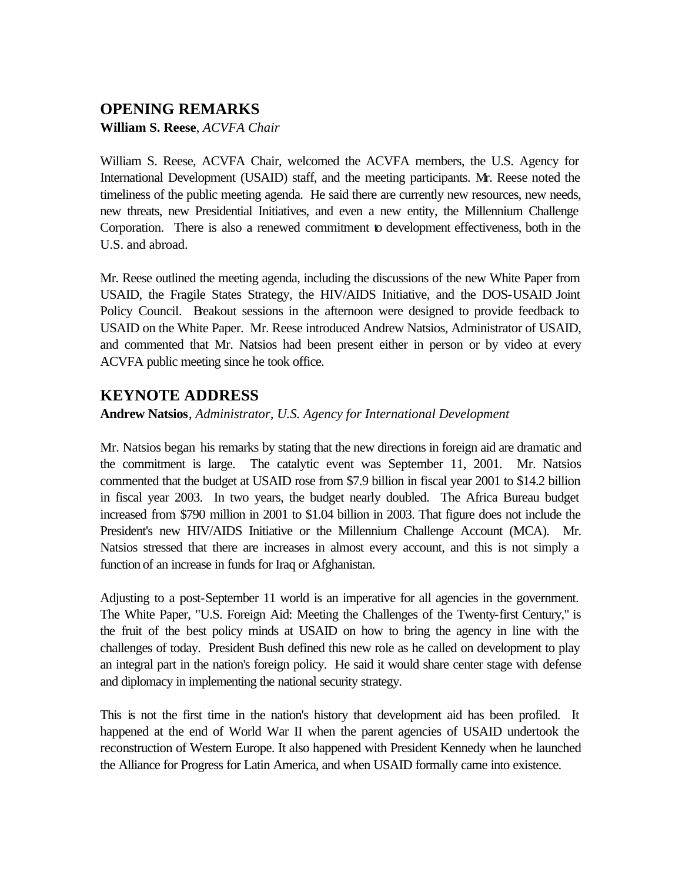## OPENING REMARKS

**William S. Reese**, *ACVFA Chair*

William S. Reese, ACVFA Chair, welcomed the ACVFA members, the U.S. Agency for International Development (USAID) staff, and the meeting participants. Mr. Reese noted the timeliness of the public meeting agenda. He said there are currently new resources, new needs, new threats, new Presidential Initiatives, and even a new entity, the Millennium Challenge Corporation. There is also a renewed commitment to development effectiveness, both in the U.S. and abroad.

Mr. Reese outlined the meeting agenda, including the discussions of the new White Paper from USAID, the Fragile States Strategy, the HIV/AIDS Initiative, and the DOS-USAID Joint Policy Council. Breakout sessions in the afternoon were designed to provide feedback to USAID on the White Paper. Mr. Reese introduced Andrew Natsios, Administrator of USAID, and commented that Mr. Natsios had been present either in person or by video at every ACVFA public meeting since he took office.

## KEYNOTE ADDRESS

**Andrew Natsios**, *Administrator, U.S. Agency for International Development*

Mr. Natsios began his remarks by stating that the new directions in foreign aid are dramatic and the commitment is large. The catalytic event was September 11, 2001. Mr. Natsios commented that the budget at USAID rose from $7.9 billion in fiscal year 2001 to $14.2 billion in fiscal year 2003. In two years, the budget nearly doubled. The Africa Bureau budget increased from $790 million in 2001 to $1.04 billion in 2003. That figure does not include the President's new HIV/AIDS Initiative or the Millennium Challenge Account (MCA). Mr. Natsios stressed that there are increases in almost every account, and this is not simply a function of an increase in funds for Iraq or Afghanistan.

Adjusting to a post-September 11 world is an imperative for all agencies in the government. The White Paper, "U.S. Foreign Aid: Meeting the Challenges of the Twenty-first Century," is the fruit of the best policy minds at USAID on how to bring the agency in line with the challenges of today. President Bush defined this new role as he called on development to play an integral part in the nation's foreign policy. He said it would share center stage with defense and diplomacy in implementing the national security strategy.

This is not the first time in the nation's history that development aid has been profiled. It happened at the end of World War II when the parent agencies of USAID undertook the reconstruction of Western Europe. It also happened with President Kennedy when he launched the Alliance for Progress for Latin America, and when USAID formally came into existence.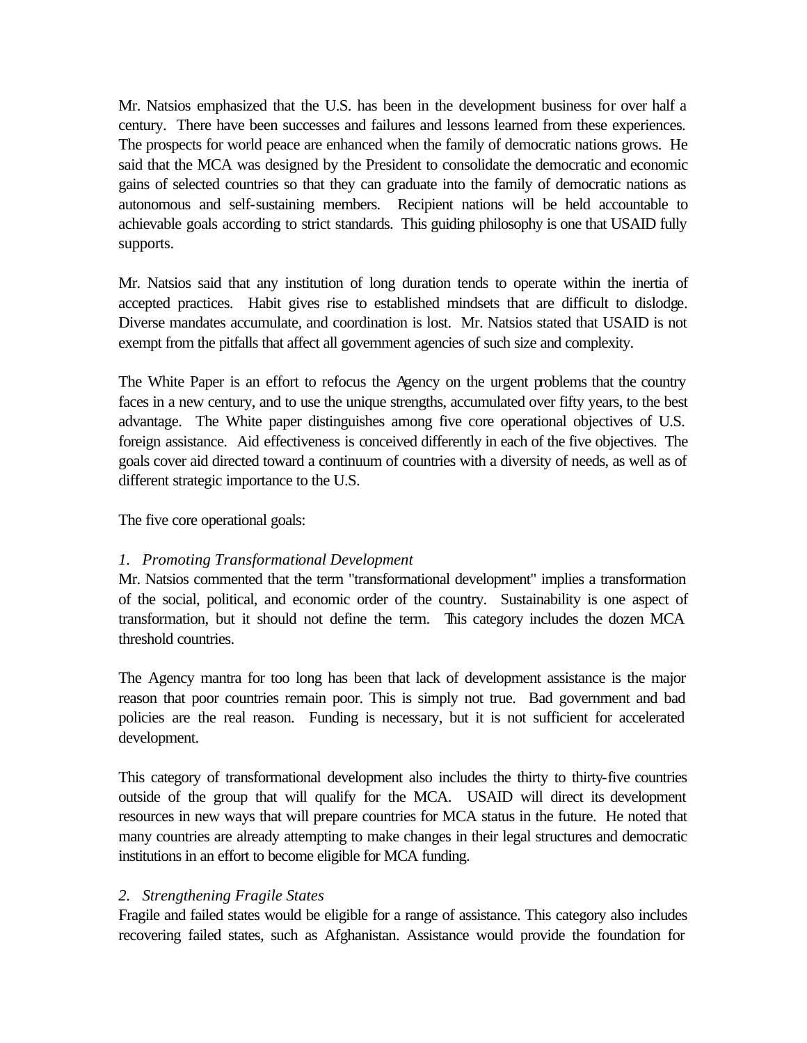Mr. Natsios emphasized that the U.S. has been in the development business for over half a century. There have been successes and failures and lessons learned from these experiences. The prospects for world peace are enhanced when the family of democratic nations grows. He said that the MCA was designed by the President to consolidate the democratic and economic gains of selected countries so that they can graduate into the family of democratic nations as autonomous and self-sustaining members. Recipient nations will be held accountable to achievable goals according to strict standards. This guiding philosophy is one that USAID fully supports.

Mr. Natsios said that any institution of long duration tends to operate within the inertia of accepted practices. Habit gives rise to established mindsets that are difficult to dislodge. Diverse mandates accumulate, and coordination is lost. Mr. Natsios stated that USAID is not exempt from the pitfalls that affect all government agencies of such size and complexity.

The White Paper is an effort to refocus the Agency on the urgent problems that the country faces in a new century, and to use the unique strengths, accumulated over fifty years, to the best advantage. The White paper distinguishes among five core operational objectives of U.S. foreign assistance. Aid effectiveness is conceived differently in each of the five objectives. The goals cover aid directed toward a continuum of countries with a diversity of needs, as well as of different strategic importance to the U.S.

The five core operational goals:

*1. Promoting Transformational Development*

Mr. Natsios commented that the term "transformational development" implies a transformation of the social, political, and economic order of the country. Sustainability is one aspect of transformation, but it should not define the term. This category includes the dozen MCA threshold countries.

The Agency mantra for too long has been that lack of development assistance is the major reason that poor countries remain poor. This is simply not true. Bad government and bad policies are the real reason. Funding is necessary, but it is not sufficient for accelerated development.

This category of transformational development also includes the thirty to thirty-five countries outside of the group that will qualify for the MCA. USAID will direct its development resources in new ways that will prepare countries for MCA status in the future. He noted that many countries are already attempting to make changes in their legal structures and democratic institutions in an effort to become eligible for MCA funding.

*2. Strengthening Fragile States*

Fragile and failed states would be eligible for a range of assistance. This category also includes recovering failed states, such as Afghanistan. Assistance would provide the foundation for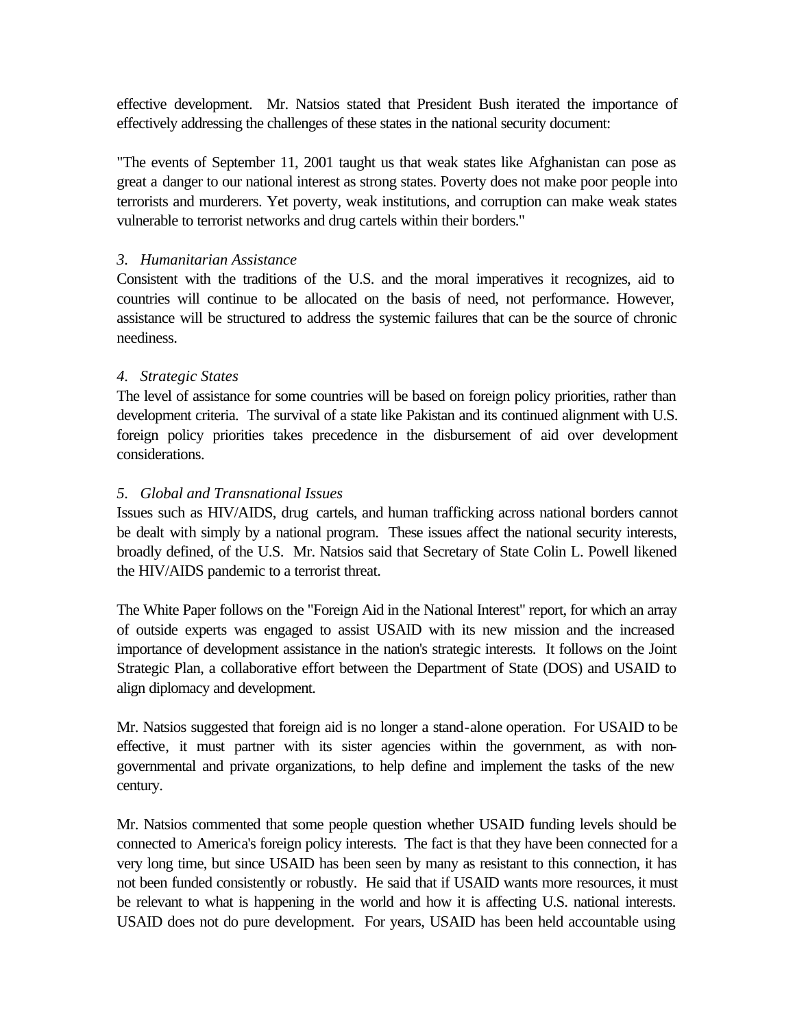effective development. Mr. Natsios stated that President Bush iterated the importance of effectively addressing the challenges of these states in the national security document:

"The events of September 11, 2001 taught us that weak states like Afghanistan can pose as great a danger to our national interest as strong states. Poverty does not make poor people into terrorists and murderers. Yet poverty, weak institutions, and corruption can make weak states vulnerable to terrorist networks and drug cartels within their borders."

*3. Humanitarian Assistance*

Consistent with the traditions of the U.S. and the moral imperatives it recognizes, aid to countries will continue to be allocated on the basis of need, not performance. However, assistance will be structured to address the systemic failures that can be the source of chronic neediness.

*4. Strategic States*

The level of assistance for some countries will be based on foreign policy priorities, rather than development criteria. The survival of a state like Pakistan and its continued alignment with U.S. foreign policy priorities takes precedence in the disbursement of aid over development considerations.

*5. Global and Transnational Issues*

Issues such as HIV/AIDS, drug cartels, and human trafficking across national borders cannot be dealt with simply by a national program. These issues affect the national security interests, broadly defined, of the U.S. Mr. Natsios said that Secretary of State Colin L. Powell likened the HIV/AIDS pandemic to a terrorist threat.

The White Paper follows on the "Foreign Aid in the National Interest" report, for which an array of outside experts was engaged to assist USAID with its new mission and the increased importance of development assistance in the nation's strategic interests. It follows on the Joint Strategic Plan, a collaborative effort between the Department of State (DOS) and USAID to align diplomacy and development.

Mr. Natsios suggested that foreign aid is no longer a stand-alone operation. For USAID to be effective, it must partner with its sister agencies within the government, as with non-governmental and private organizations, to help define and implement the tasks of the new century.

Mr. Natsios commented that some people question whether USAID funding levels should be connected to America's foreign policy interests. The fact is that they have been connected for a very long time, but since USAID has been seen by many as resistant to this connection, it has not been funded consistently or robustly. He said that if USAID wants more resources, it must be relevant to what is happening in the world and how it is affecting U.S. national interests. USAID does not do pure development. For years, USAID has been held accountable using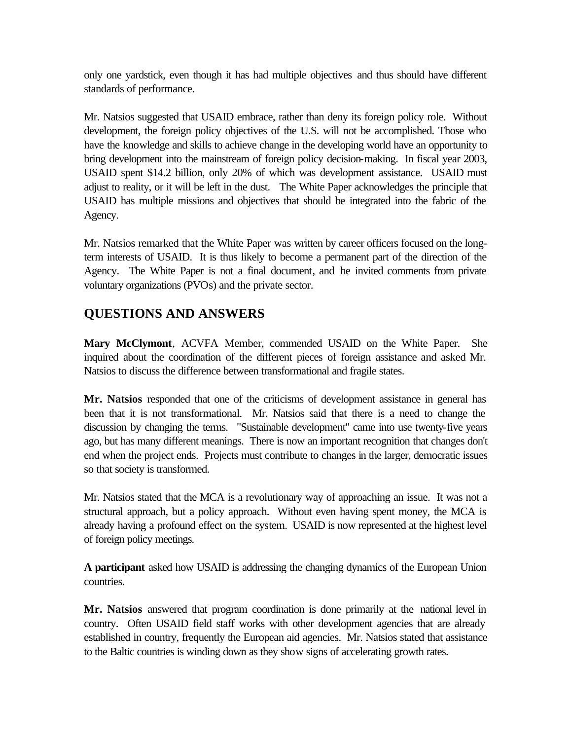only one yardstick, even though it has had multiple objectives and thus should have different standards of performance.

Mr. Natsios suggested that USAID embrace, rather than deny its foreign policy role. Without development, the foreign policy objectives of the U.S. will not be accomplished. Those who have the knowledge and skills to achieve change in the developing world have an opportunity to bring development into the mainstream of foreign policy decision-making. In fiscal year 2003, USAID spent $14.2 billion, only 20% of which was development assistance. USAID must adjust to reality, or it will be left in the dust. The White Paper acknowledges the principle that USAID has multiple missions and objectives that should be integrated into the fabric of the Agency.

Mr. Natsios remarked that the White Paper was written by career officers focused on the long-term interests of USAID. It is thus likely to become a permanent part of the direction of the Agency. The White Paper is not a final document, and he invited comments from private voluntary organizations (PVOs) and the private sector.

## QUESTIONS AND ANSWERS

**Mary McClymont**, ACVFA Member, commended USAID on the White Paper. She inquired about the coordination of the different pieces of foreign assistance and asked Mr. Natsios to discuss the difference between transformational and fragile states.

**Mr. Natsios** responded that one of the criticisms of development assistance in general has been that it is not transformational. Mr. Natsios said that there is a need to change the discussion by changing the terms. "Sustainable development" came into use twenty-five years ago, but has many different meanings. There is now an important recognition that changes don't end when the project ends. Projects must contribute to changes in the larger, democratic issues so that society is transformed.

Mr. Natsios stated that the MCA is a revolutionary way of approaching an issue. It was not a structural approach, but a policy approach. Without even having spent money, the MCA is already having a profound effect on the system. USAID is now represented at the highest level of foreign policy meetings.

**A participant** asked how USAID is addressing the changing dynamics of the European Union countries.

**Mr. Natsios** answered that program coordination is done primarily at the national level in country. Often USAID field staff works with other development agencies that are already established in country, frequently the European aid agencies. Mr. Natsios stated that assistance to the Baltic countries is winding down as they show signs of accelerating growth rates.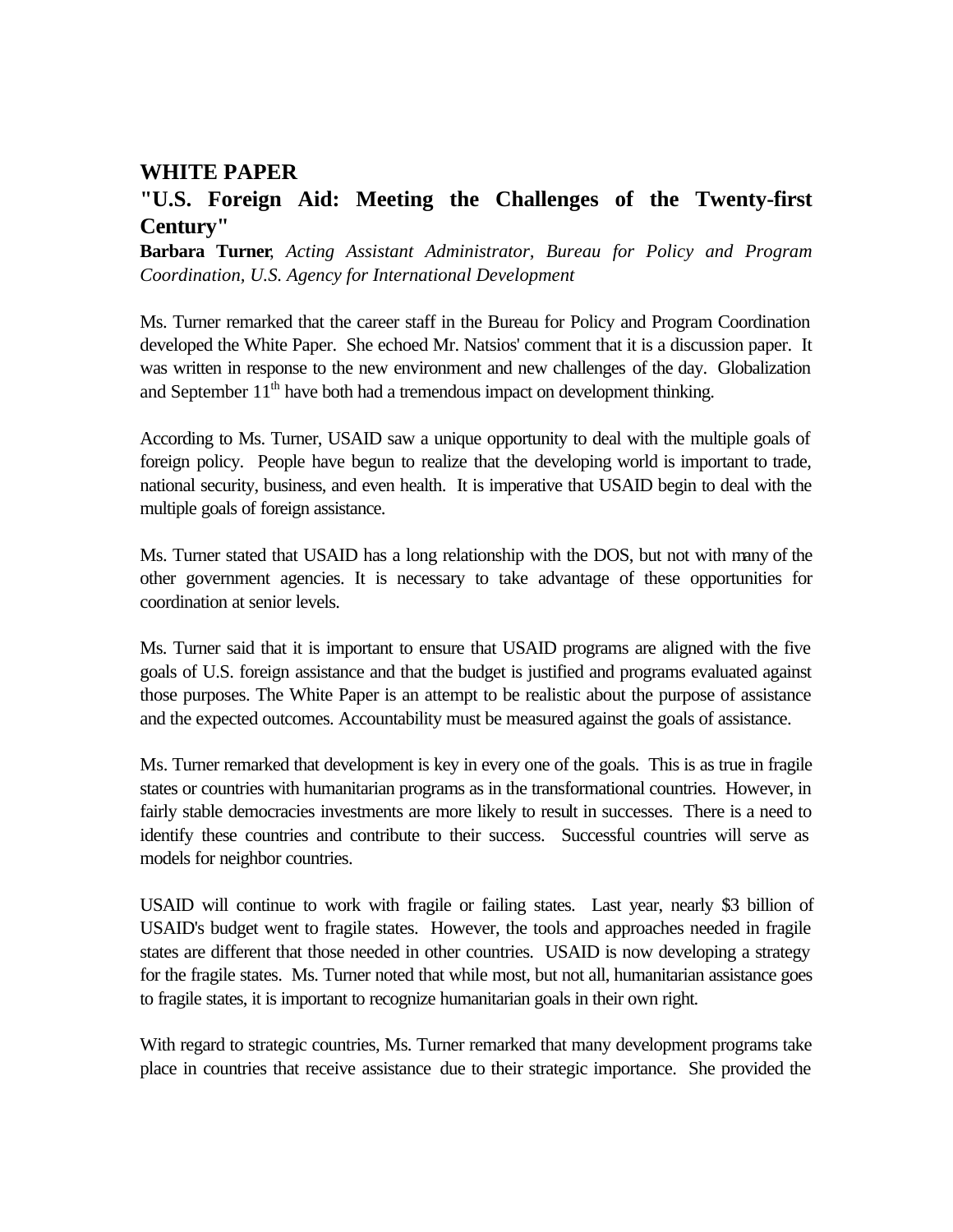## WHITE PAPER

## "U.S. Foreign Aid: Meeting the Challenges of the Twenty-first Century"

**Barbara Turner**, *Acting Assistant Administrator, Bureau for Policy and Program Coordination, U.S. Agency for International Development*

Ms. Turner remarked that the career staff in the Bureau for Policy and Program Coordination developed the White Paper. She echoed Mr. Natsios' comment that it is a discussion paper. It was written in response to the new environment and new challenges of the day. Globalization and September 11th have both had a tremendous impact on development thinking.

According to Ms. Turner, USAID saw a unique opportunity to deal with the multiple goals of foreign policy. People have begun to realize that the developing world is important to trade, national security, business, and even health. It is imperative that USAID begin to deal with the multiple goals of foreign assistance.

Ms. Turner stated that USAID has a long relationship with the DOS, but not with many of the other government agencies. It is necessary to take advantage of these opportunities for coordination at senior levels.

Ms. Turner said that it is important to ensure that USAID programs are aligned with the five goals of U.S. foreign assistance and that the budget is justified and programs evaluated against those purposes. The White Paper is an attempt to be realistic about the purpose of assistance and the expected outcomes. Accountability must be measured against the goals of assistance.

Ms. Turner remarked that development is key in every one of the goals. This is as true in fragile states or countries with humanitarian programs as in the transformational countries. However, in fairly stable democracies investments are more likely to result in successes. There is a need to identify these countries and contribute to their success. Successful countries will serve as models for neighbor countries.

USAID will continue to work with fragile or failing states. Last year, nearly $3 billion of USAID's budget went to fragile states. However, the tools and approaches needed in fragile states are different that those needed in other countries. USAID is now developing a strategy for the fragile states. Ms. Turner noted that while most, but not all, humanitarian assistance goes to fragile states, it is important to recognize humanitarian goals in their own right.

With regard to strategic countries, Ms. Turner remarked that many development programs take place in countries that receive assistance due to their strategic importance. She provided the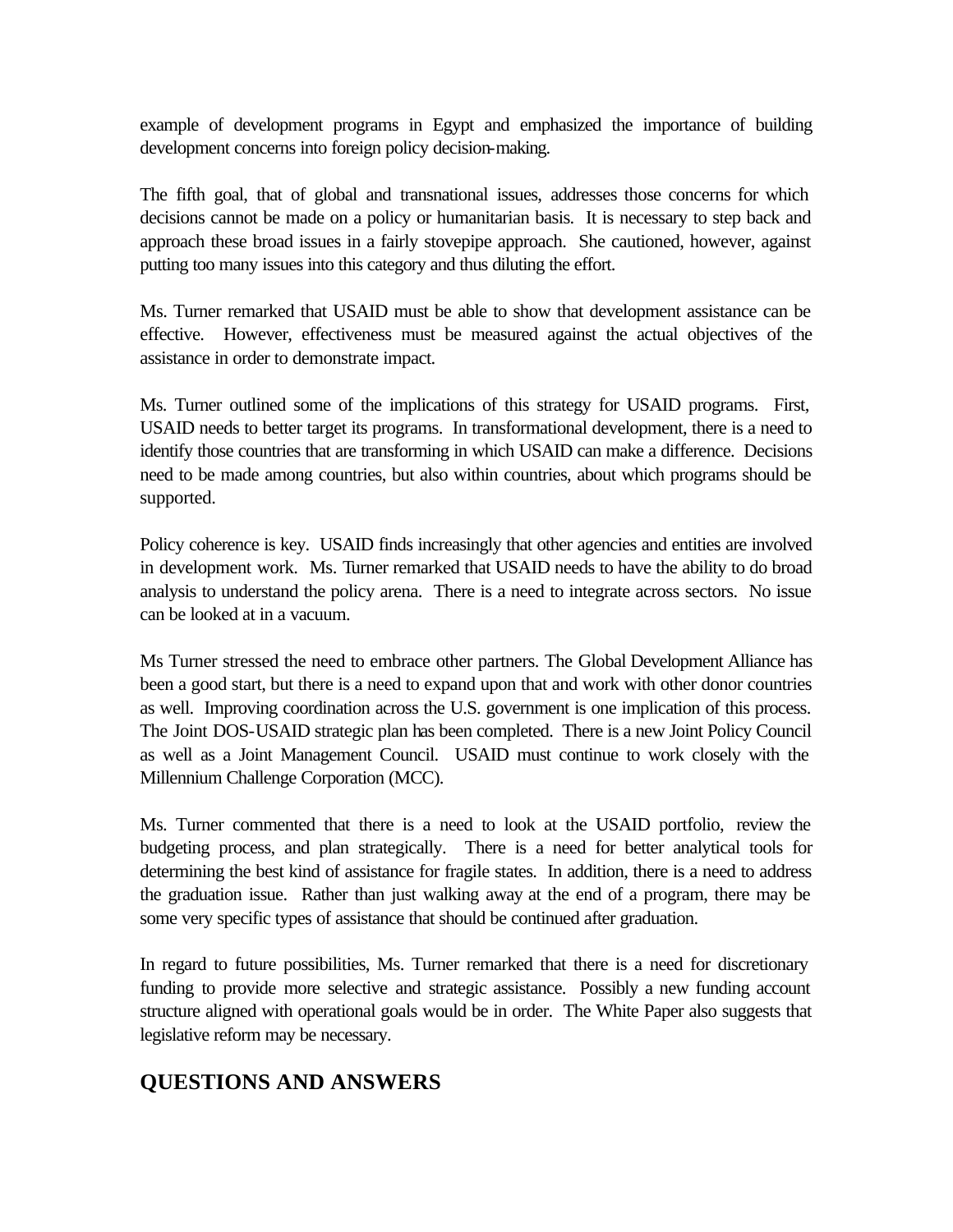example of development programs in Egypt and emphasized the importance of building development concerns into foreign policy decision-making.

The fifth goal, that of global and transnational issues, addresses those concerns for which decisions cannot be made on a policy or humanitarian basis. It is necessary to step back and approach these broad issues in a fairly stovepipe approach. She cautioned, however, against putting too many issues into this category and thus diluting the effort.

Ms. Turner remarked that USAID must be able to show that development assistance can be effective. However, effectiveness must be measured against the actual objectives of the assistance in order to demonstrate impact.

Ms. Turner outlined some of the implications of this strategy for USAID programs. First, USAID needs to better target its programs. In transformational development, there is a need to identify those countries that are transforming in which USAID can make a difference. Decisions need to be made among countries, but also within countries, about which programs should be supported.

Policy coherence is key. USAID finds increasingly that other agencies and entities are involved in development work. Ms. Turner remarked that USAID needs to have the ability to do broad analysis to understand the policy arena. There is a need to integrate across sectors. No issue can be looked at in a vacuum.

Ms Turner stressed the need to embrace other partners. The Global Development Alliance has been a good start, but there is a need to expand upon that and work with other donor countries as well. Improving coordination across the U.S. government is one implication of this process. The Joint DOS-USAID strategic plan has been completed. There is a new Joint Policy Council as well as a Joint Management Council. USAID must continue to work closely with the Millennium Challenge Corporation (MCC).

Ms. Turner commented that there is a need to look at the USAID portfolio, review the budgeting process, and plan strategically. There is a need for better analytical tools for determining the best kind of assistance for fragile states. In addition, there is a need to address the graduation issue. Rather than just walking away at the end of a program, there may be some very specific types of assistance that should be continued after graduation.

In regard to future possibilities, Ms. Turner remarked that there is a need for discretionary funding to provide more selective and strategic assistance. Possibly a new funding account structure aligned with operational goals would be in order. The White Paper also suggests that legislative reform may be necessary.

## QUESTIONS AND ANSWERS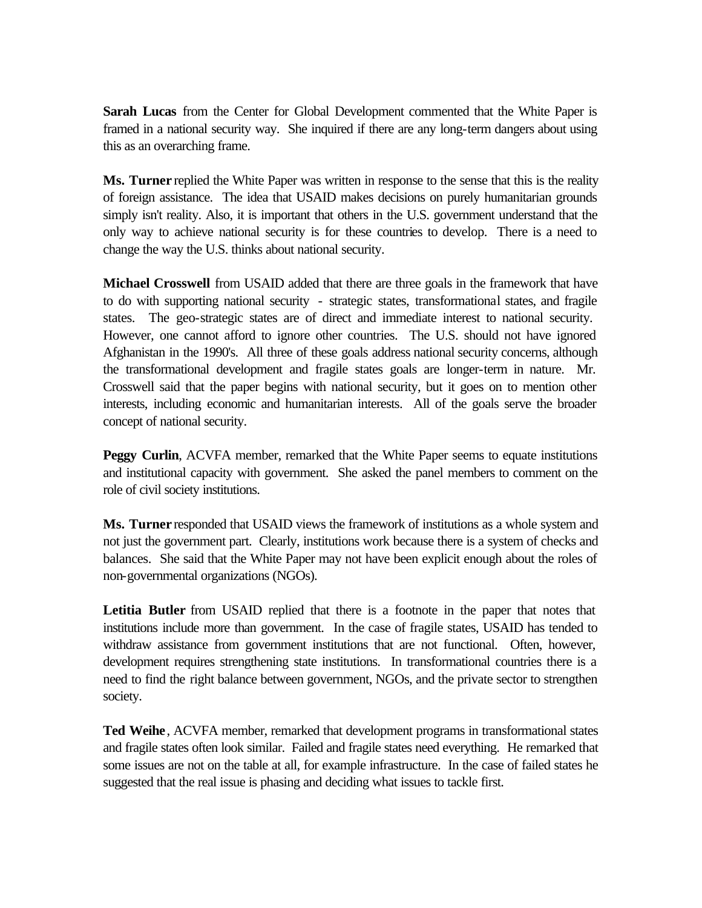**Sarah Lucas** from the Center for Global Development commented that the White Paper is framed in a national security way. She inquired if there are any long-term dangers about using this as an overarching frame.

**Ms. Turner** replied the White Paper was written in response to the sense that this is the reality of foreign assistance. The idea that USAID makes decisions on purely humanitarian grounds simply isn't reality. Also, it is important that others in the U.S. government understand that the only way to achieve national security is for these countries to develop. There is a need to change the way the U.S. thinks about national security.

**Michael Crosswell** from USAID added that there are three goals in the framework that have to do with supporting national security - strategic states, transformational states, and fragile states. The geo-strategic states are of direct and immediate interest to national security. However, one cannot afford to ignore other countries. The U.S. should not have ignored Afghanistan in the 1990's. All three of these goals address national security concerns, although the transformational development and fragile states goals are longer-term in nature. Mr. Crosswell said that the paper begins with national security, but it goes on to mention other interests, including economic and humanitarian interests. All of the goals serve the broader concept of national security.

**Peggy Curlin**, ACVFA member, remarked that the White Paper seems to equate institutions and institutional capacity with government. She asked the panel members to comment on the role of civil society institutions.

**Ms. Turner** responded that USAID views the framework of institutions as a whole system and not just the government part. Clearly, institutions work because there is a system of checks and balances. She said that the White Paper may not have been explicit enough about the roles of non-governmental organizations (NGOs).

**Letitia Butler** from USAID replied that there is a footnote in the paper that notes that institutions include more than government. In the case of fragile states, USAID has tended to withdraw assistance from government institutions that are not functional. Often, however, development requires strengthening state institutions. In transformational countries there is a need to find the right balance between government, NGOs, and the private sector to strengthen society.

**Ted Weihe**, ACVFA member, remarked that development programs in transformational states and fragile states often look similar. Failed and fragile states need everything. He remarked that some issues are not on the table at all, for example infrastructure. In the case of failed states he suggested that the real issue is phasing and deciding what issues to tackle first.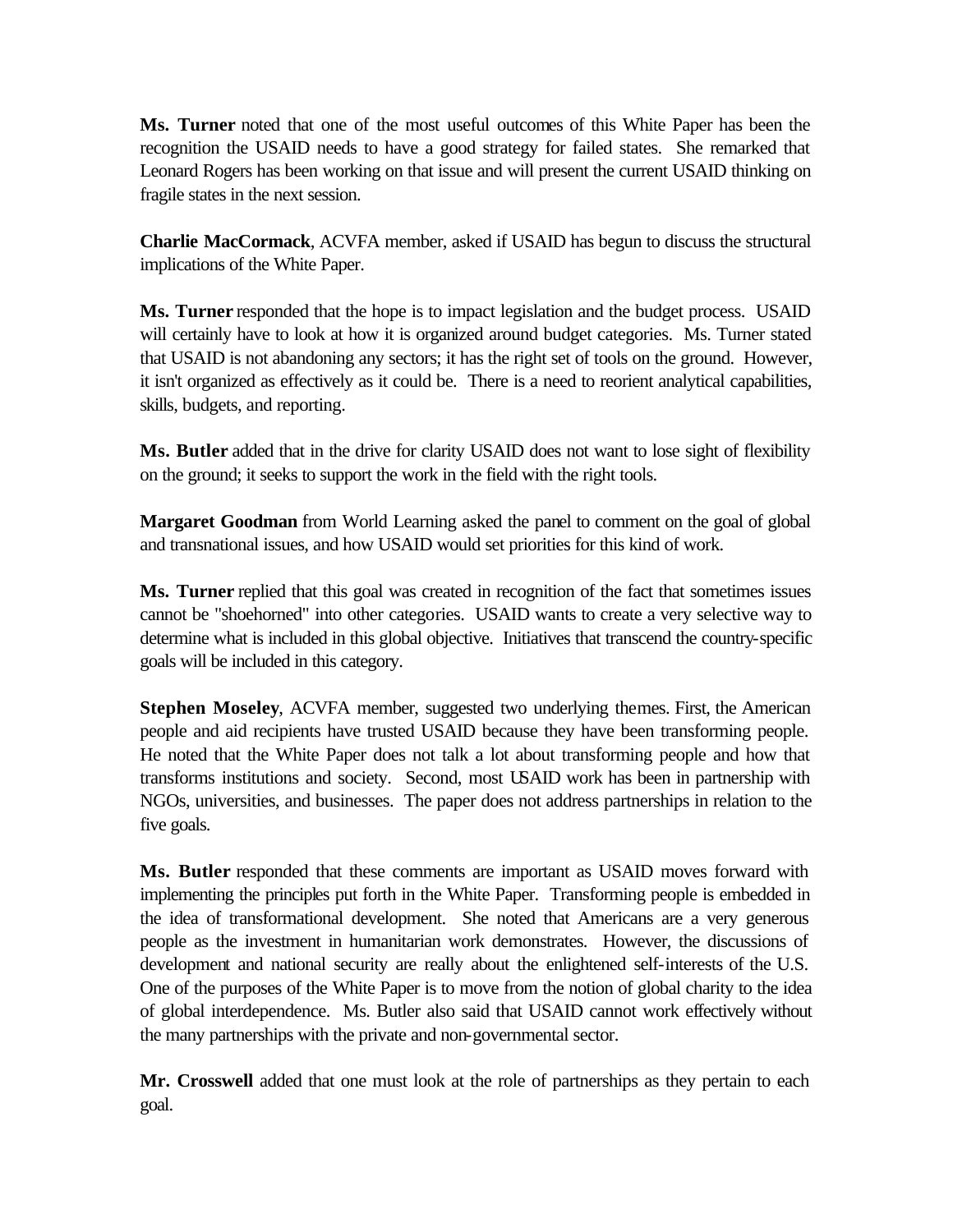**Ms. Turner** noted that one of the most useful outcomes of this White Paper has been the recognition the USAID needs to have a good strategy for failed states. She remarked that Leonard Rogers has been working on that issue and will present the current USAID thinking on fragile states in the next session.

**Charlie MacCormack**, ACVFA member, asked if USAID has begun to discuss the structural implications of the White Paper.

**Ms. Turner** responded that the hope is to impact legislation and the budget process. USAID will certainly have to look at how it is organized around budget categories. Ms. Turner stated that USAID is not abandoning any sectors; it has the right set of tools on the ground. However, it isn't organized as effectively as it could be. There is a need to reorient analytical capabilities, skills, budgets, and reporting.

**Ms. Butler** added that in the drive for clarity USAID does not want to lose sight of flexibility on the ground; it seeks to support the work in the field with the right tools.

**Margaret Goodman** from World Learning asked the panel to comment on the goal of global and transnational issues, and how USAID would set priorities for this kind of work.

**Ms. Turner** replied that this goal was created in recognition of the fact that sometimes issues cannot be "shoehorned" into other categories. USAID wants to create a very selective way to determine what is included in this global objective. Initiatives that transcend the country-specific goals will be included in this category.

**Stephen Moseley**, ACVFA member, suggested two underlying themes. First, the American people and aid recipients have trusted USAID because they have been transforming people. He noted that the White Paper does not talk a lot about transforming people and how that transforms institutions and society. Second, most USAID work has been in partnership with NGOs, universities, and businesses. The paper does not address partnerships in relation to the five goals.

**Ms. Butler** responded that these comments are important as USAID moves forward with implementing the principles put forth in the White Paper. Transforming people is embedded in the idea of transformational development. She noted that Americans are a very generous people as the investment in humanitarian work demonstrates. However, the discussions of development and national security are really about the enlightened self-interests of the U.S. One of the purposes of the White Paper is to move from the notion of global charity to the idea of global interdependence. Ms. Butler also said that USAID cannot work effectively without the many partnerships with the private and non-governmental sector.

**Mr. Crosswell** added that one must look at the role of partnerships as they pertain to each goal.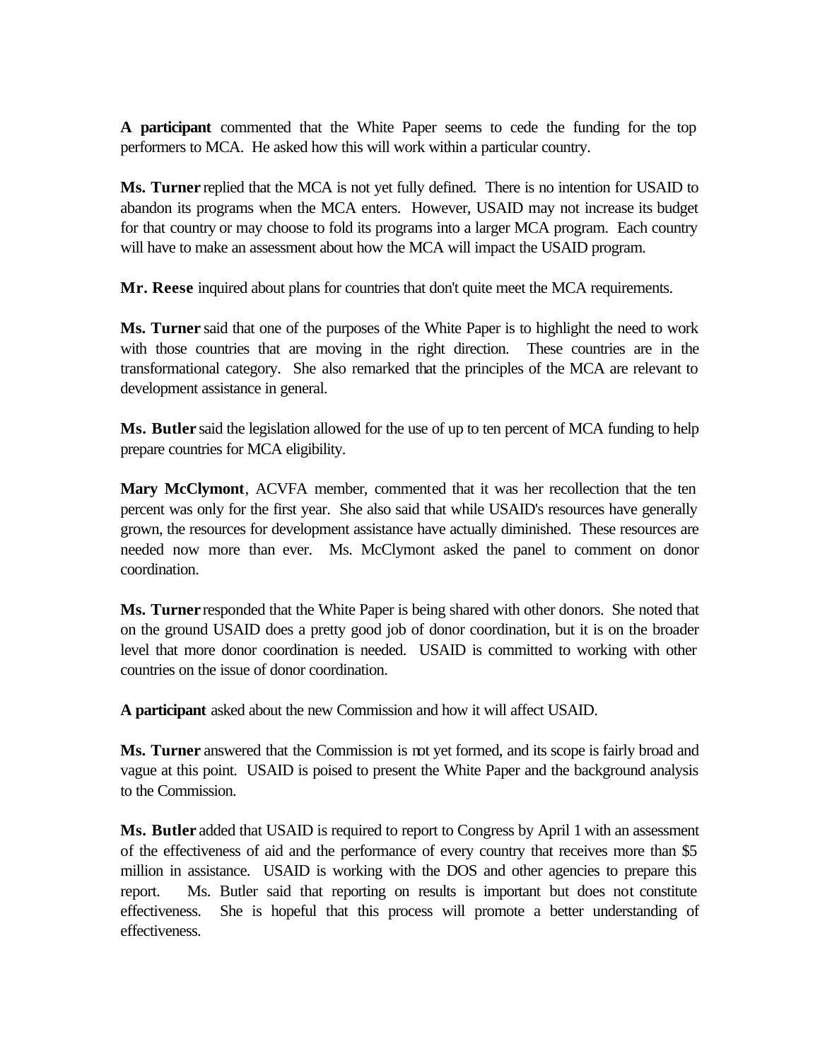**A participant** commented that the White Paper seems to cede the funding for the top performers to MCA. He asked how this will work within a particular country.

**Ms. Turner** replied that the MCA is not yet fully defined. There is no intention for USAID to abandon its programs when the MCA enters. However, USAID may not increase its budget for that country or may choose to fold its programs into a larger MCA program. Each country will have to make an assessment about how the MCA will impact the USAID program.

**Mr. Reese** inquired about plans for countries that don't quite meet the MCA requirements.

**Ms. Turner** said that one of the purposes of the White Paper is to highlight the need to work with those countries that are moving in the right direction. These countries are in the transformational category. She also remarked that the principles of the MCA are relevant to development assistance in general.

**Ms. Butler** said the legislation allowed for the use of up to ten percent of MCA funding to help prepare countries for MCA eligibility.

**Mary McClymont**, ACVFA member, commented that it was her recollection that the ten percent was only for the first year. She also said that while USAID's resources have generally grown, the resources for development assistance have actually diminished. These resources are needed now more than ever. Ms. McClymont asked the panel to comment on donor coordination.

**Ms. Turner** responded that the White Paper is being shared with other donors. She noted that on the ground USAID does a pretty good job of donor coordination, but it is on the broader level that more donor coordination is needed. USAID is committed to working with other countries on the issue of donor coordination.

**A participant** asked about the new Commission and how it will affect USAID.

**Ms. Turner** answered that the Commission is not yet formed, and its scope is fairly broad and vague at this point. USAID is poised to present the White Paper and the background analysis to the Commission.

**Ms. Butler** added that USAID is required to report to Congress by April 1 with an assessment of the effectiveness of aid and the performance of every country that receives more than $5 million in assistance. USAID is working with the DOS and other agencies to prepare this report. Ms. Butler said that reporting on results is important but does not constitute effectiveness. She is hopeful that this process will promote a better understanding of effectiveness.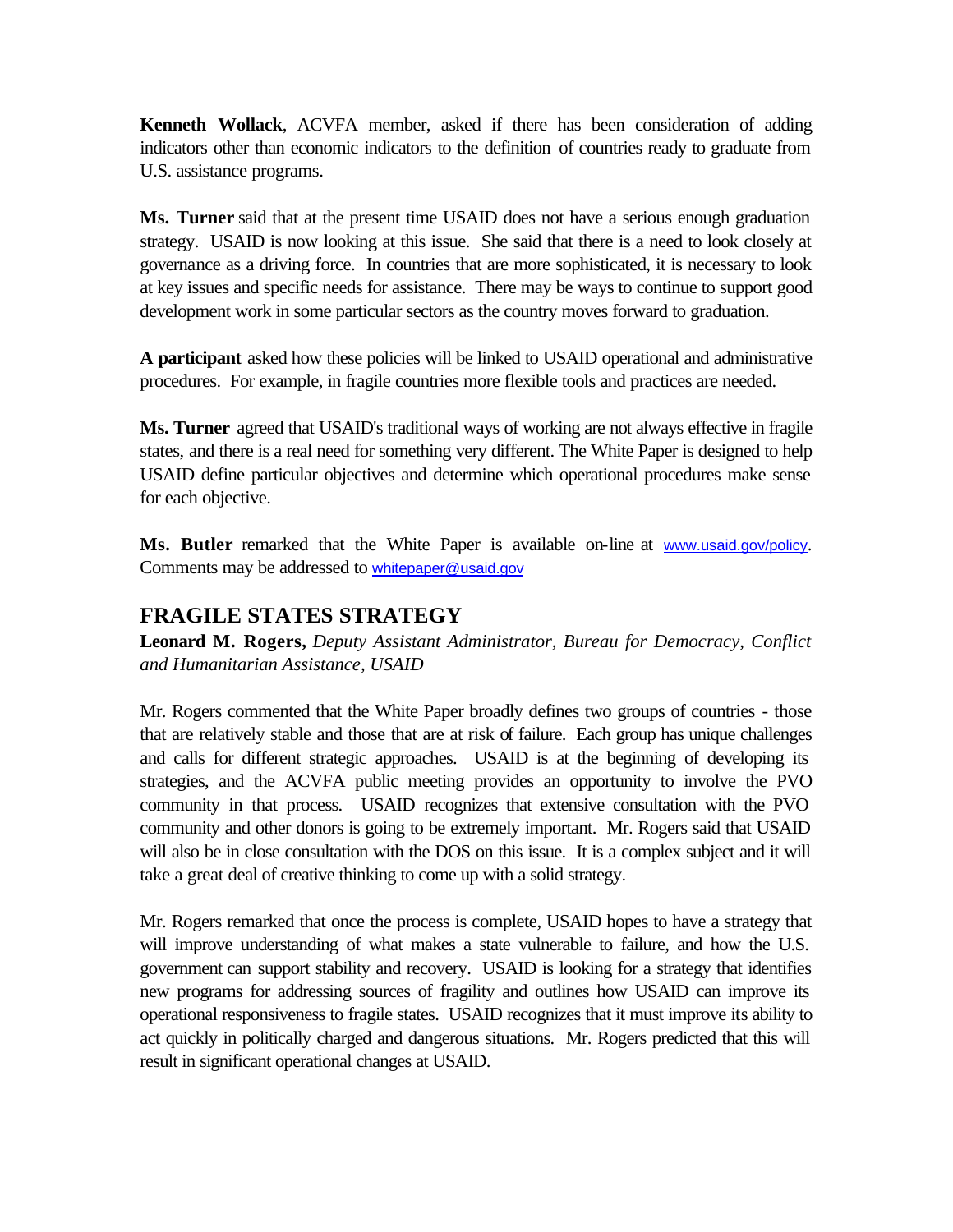**Kenneth Wollack**, ACVFA member, asked if there has been consideration of adding indicators other than economic indicators to the definition of countries ready to graduate from U.S. assistance programs.

**Ms. Turner** said that at the present time USAID does not have a serious enough graduation strategy. USAID is now looking at this issue. She said that there is a need to look closely at governance as a driving force. In countries that are more sophisticated, it is necessary to look at key issues and specific needs for assistance. There may be ways to continue to support good development work in some particular sectors as the country moves forward to graduation.

**A participant** asked how these policies will be linked to USAID operational and administrative procedures. For example, in fragile countries more flexible tools and practices are needed.

**Ms. Turner** agreed that USAID's traditional ways of working are not always effective in fragile states, and there is a real need for something very different. The White Paper is designed to help USAID define particular objectives and determine which operational procedures make sense for each objective.

**Ms. Butler** remarked that the White Paper is available on-line at www.usaid.gov/policy. Comments may be addressed to whitepaper@usaid.gov

## FRAGILE STATES STRATEGY

**Leonard M. Rogers,** *Deputy Assistant Administrator, Bureau for Democracy, Conflict and Humanitarian Assistance, USAID*

Mr. Rogers commented that the White Paper broadly defines two groups of countries - those that are relatively stable and those that are at risk of failure. Each group has unique challenges and calls for different strategic approaches. USAID is at the beginning of developing its strategies, and the ACVFA public meeting provides an opportunity to involve the PVO community in that process. USAID recognizes that extensive consultation with the PVO community and other donors is going to be extremely important. Mr. Rogers said that USAID will also be in close consultation with the DOS on this issue. It is a complex subject and it will take a great deal of creative thinking to come up with a solid strategy.

Mr. Rogers remarked that once the process is complete, USAID hopes to have a strategy that will improve understanding of what makes a state vulnerable to failure, and how the U.S. government can support stability and recovery. USAID is looking for a strategy that identifies new programs for addressing sources of fragility and outlines how USAID can improve its operational responsiveness to fragile states. USAID recognizes that it must improve its ability to act quickly in politically charged and dangerous situations. Mr. Rogers predicted that this will result in significant operational changes at USAID.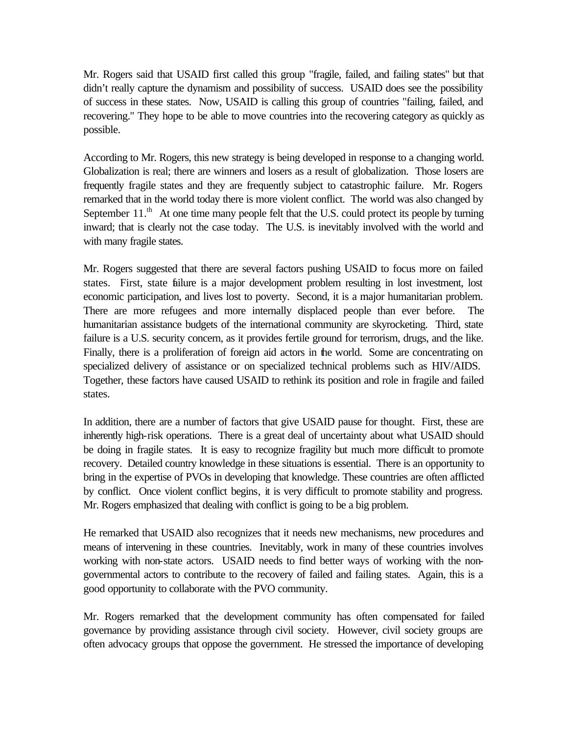Mr. Rogers said that USAID first called this group "fragile, failed, and failing states" but that didn't really capture the dynamism and possibility of success. USAID does see the possibility of success in these states. Now, USAID is calling this group of countries "failing, failed, and recovering." They hope to be able to move countries into the recovering category as quickly as possible.

According to Mr. Rogers, this new strategy is being developed in response to a changing world. Globalization is real; there are winners and losers as a result of globalization. Those losers are frequently fragile states and they are frequently subject to catastrophic failure. Mr. Rogers remarked that in the world today there is more violent conflict. The world was also changed by September 11.th At one time many people felt that the U.S. could protect its people by turning inward; that is clearly not the case today. The U.S. is inevitably involved with the world and with many fragile states.

Mr. Rogers suggested that there are several factors pushing USAID to focus more on failed states. First, state failure is a major development problem resulting in lost investment, lost economic participation, and lives lost to poverty. Second, it is a major humanitarian problem. There are more refugees and more internally displaced people than ever before. The humanitarian assistance budgets of the international community are skyrocketing. Third, state failure is a U.S. security concern, as it provides fertile ground for terrorism, drugs, and the like. Finally, there is a proliferation of foreign aid actors in the world. Some are concentrating on specialized delivery of assistance or on specialized technical problems such as HIV/AIDS. Together, these factors have caused USAID to rethink its position and role in fragile and failed states.

In addition, there are a number of factors that give USAID pause for thought. First, these are inherently high-risk operations. There is a great deal of uncertainty about what USAID should be doing in fragile states. It is easy to recognize fragility but much more difficult to promote recovery. Detailed country knowledge in these situations is essential. There is an opportunity to bring in the expertise of PVOs in developing that knowledge. These countries are often afflicted by conflict. Once violent conflict begins, it is very difficult to promote stability and progress. Mr. Rogers emphasized that dealing with conflict is going to be a big problem.

He remarked that USAID also recognizes that it needs new mechanisms, new procedures and means of intervening in these countries. Inevitably, work in many of these countries involves working with non-state actors. USAID needs to find better ways of working with the non-governmental actors to contribute to the recovery of failed and failing states. Again, this is a good opportunity to collaborate with the PVO community.

Mr. Rogers remarked that the development community has often compensated for failed governance by providing assistance through civil society. However, civil society groups are often advocacy groups that oppose the government. He stressed the importance of developing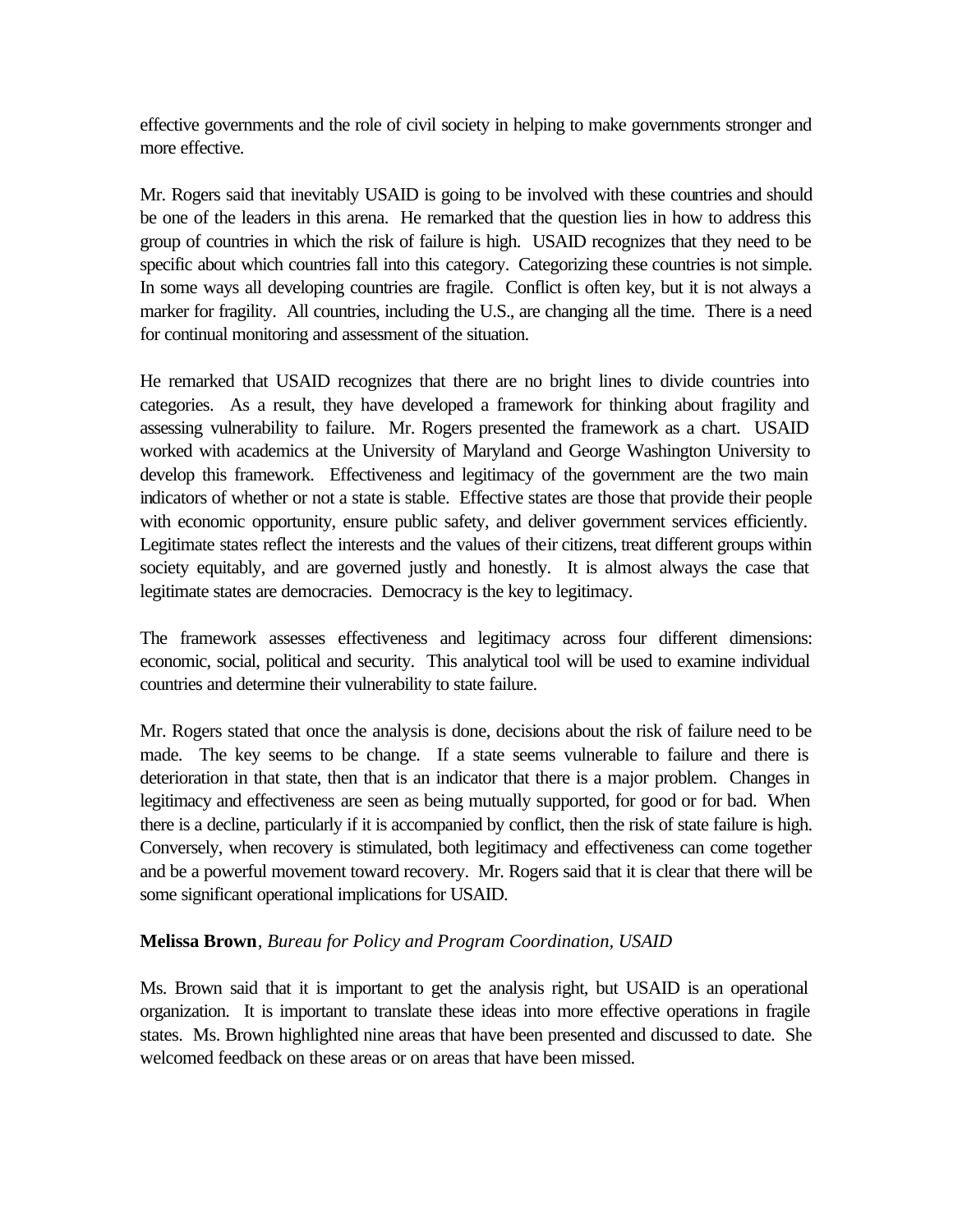effective governments and the role of civil society in helping to make governments stronger and more effective.

Mr. Rogers said that inevitably USAID is going to be involved with these countries and should be one of the leaders in this arena. He remarked that the question lies in how to address this group of countries in which the risk of failure is high. USAID recognizes that they need to be specific about which countries fall into this category. Categorizing these countries is not simple. In some ways all developing countries are fragile. Conflict is often key, but it is not always a marker for fragility. All countries, including the U.S., are changing all the time. There is a need for continual monitoring and assessment of the situation.

He remarked that USAID recognizes that there are no bright lines to divide countries into categories. As a result, they have developed a framework for thinking about fragility and assessing vulnerability to failure. Mr. Rogers presented the framework as a chart. USAID worked with academics at the University of Maryland and George Washington University to develop this framework. Effectiveness and legitimacy of the government are the two main indicators of whether or not a state is stable. Effective states are those that provide their people with economic opportunity, ensure public safety, and deliver government services efficiently. Legitimate states reflect the interests and the values of their citizens, treat different groups within society equitably, and are governed justly and honestly. It is almost always the case that legitimate states are democracies. Democracy is the key to legitimacy.

The framework assesses effectiveness and legitimacy across four different dimensions: economic, social, political and security. This analytical tool will be used to examine individual countries and determine their vulnerability to state failure.

Mr. Rogers stated that once the analysis is done, decisions about the risk of failure need to be made. The key seems to be change. If a state seems vulnerable to failure and there is deterioration in that state, then that is an indicator that there is a major problem. Changes in legitimacy and effectiveness are seen as being mutually supported, for good or for bad. When there is a decline, particularly if it is accompanied by conflict, then the risk of state failure is high. Conversely, when recovery is stimulated, both legitimacy and effectiveness can come together and be a powerful movement toward recovery. Mr. Rogers said that it is clear that there will be some significant operational implications for USAID.

**Melissa Brown**, *Bureau for Policy and Program Coordination, USAID*

Ms. Brown said that it is important to get the analysis right, but USAID is an operational organization. It is important to translate these ideas into more effective operations in fragile states. Ms. Brown highlighted nine areas that have been presented and discussed to date. She welcomed feedback on these areas or on areas that have been missed.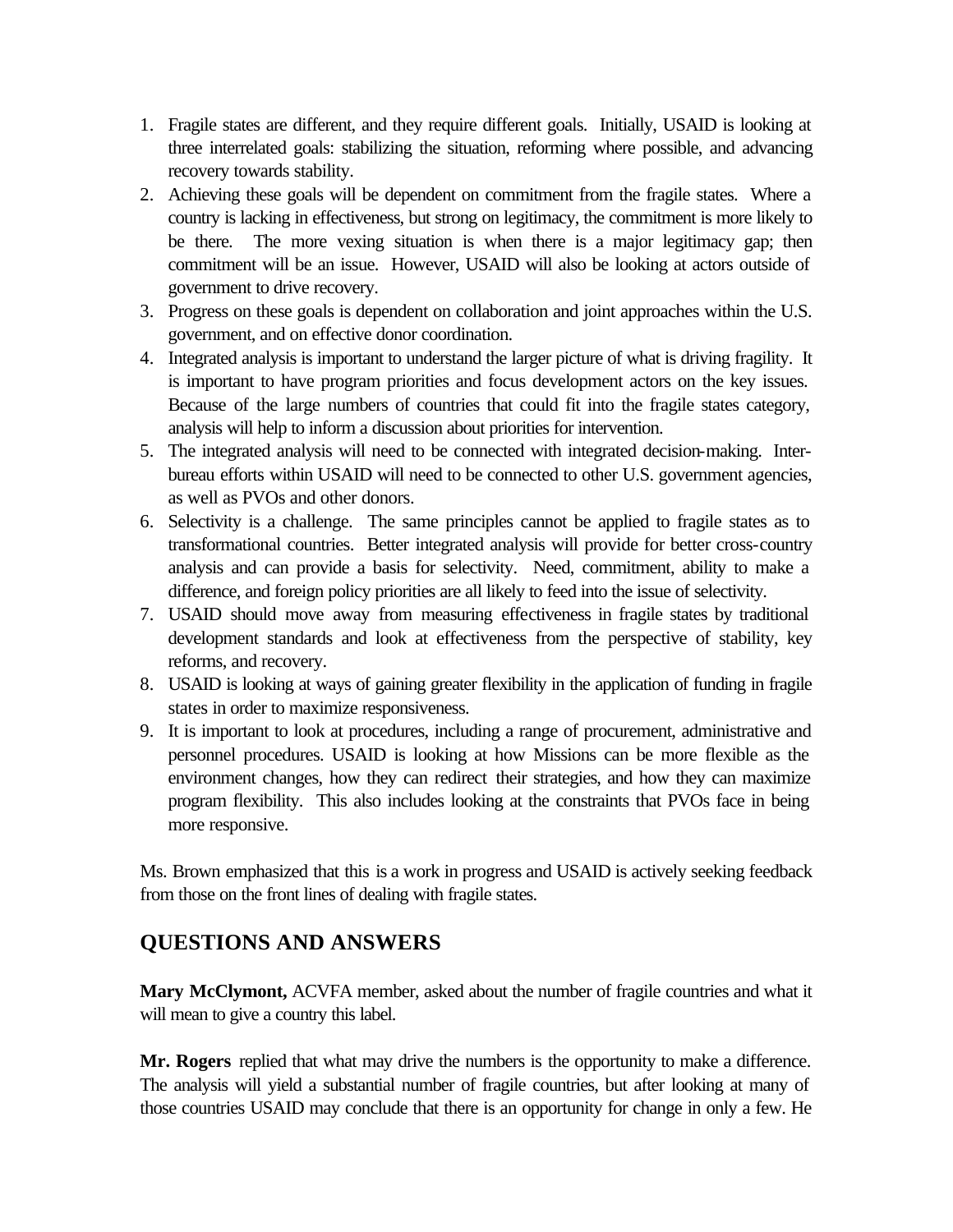1. Fragile states are different, and they require different goals. Initially, USAID is looking at three interrelated goals: stabilizing the situation, reforming where possible, and advancing recovery towards stability.
2. Achieving these goals will be dependent on commitment from the fragile states. Where a country is lacking in effectiveness, but strong on legitimacy, the commitment is more likely to be there. The more vexing situation is when there is a major legitimacy gap; then commitment will be an issue. However, USAID will also be looking at actors outside of government to drive recovery.
3. Progress on these goals is dependent on collaboration and joint approaches within the U.S. government, and on effective donor coordination.
4. Integrated analysis is important to understand the larger picture of what is driving fragility. It is important to have program priorities and focus development actors on the key issues. Because of the large numbers of countries that could fit into the fragile states category, analysis will help to inform a discussion about priorities for intervention.
5. The integrated analysis will need to be connected with integrated decision-making. Inter-bureau efforts within USAID will need to be connected to other U.S. government agencies, as well as PVOs and other donors.
6. Selectivity is a challenge. The same principles cannot be applied to fragile states as to transformational countries. Better integrated analysis will provide for better cross-country analysis and can provide a basis for selectivity. Need, commitment, ability to make a difference, and foreign policy priorities are all likely to feed into the issue of selectivity.
7. USAID should move away from measuring effectiveness in fragile states by traditional development standards and look at effectiveness from the perspective of stability, key reforms, and recovery.
8. USAID is looking at ways of gaining greater flexibility in the application of funding in fragile states in order to maximize responsiveness.
9. It is important to look at procedures, including a range of procurement, administrative and personnel procedures. USAID is looking at how Missions can be more flexible as the environment changes, how they can redirect their strategies, and how they can maximize program flexibility. This also includes looking at the constraints that PVOs face in being more responsive.

Ms. Brown emphasized that this is a work in progress and USAID is actively seeking feedback from those on the front lines of dealing with fragile states.

## QUESTIONS AND ANSWERS

**Mary McClymont,** ACVFA member, asked about the number of fragile countries and what it will mean to give a country this label.

**Mr. Rogers** replied that what may drive the numbers is the opportunity to make a difference. The analysis will yield a substantial number of fragile countries, but after looking at many of those countries USAID may conclude that there is an opportunity for change in only a few. He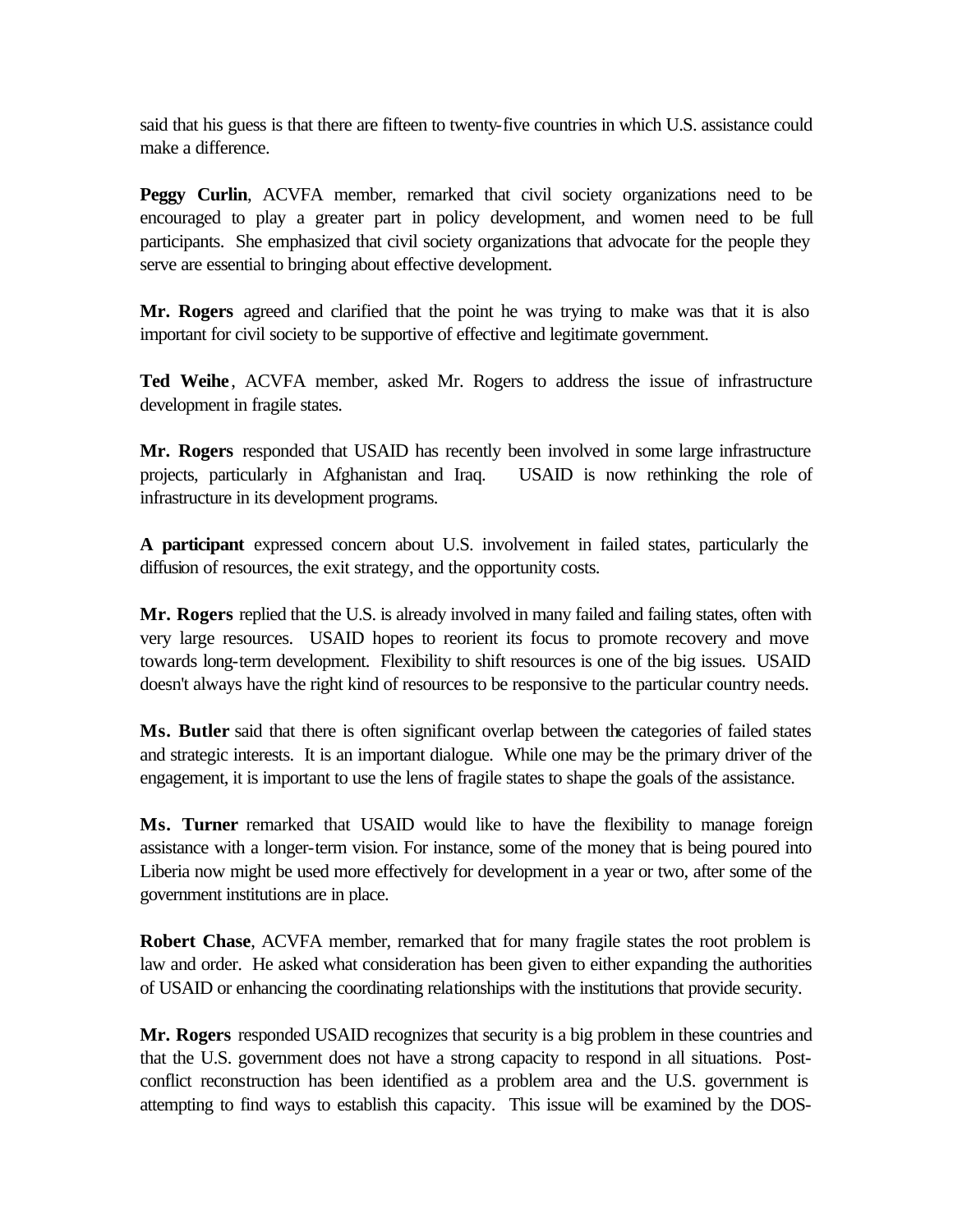said that his guess is that there are fifteen to twenty-five countries in which U.S. assistance could make a difference.

**Peggy Curlin**, ACVFA member, remarked that civil society organizations need to be encouraged to play a greater part in policy development, and women need to be full participants. She emphasized that civil society organizations that advocate for the people they serve are essential to bringing about effective development.

**Mr. Rogers** agreed and clarified that the point he was trying to make was that it is also important for civil society to be supportive of effective and legitimate government.

**Ted Weihe**, ACVFA member, asked Mr. Rogers to address the issue of infrastructure development in fragile states.

**Mr. Rogers** responded that USAID has recently been involved in some large infrastructure projects, particularly in Afghanistan and Iraq. USAID is now rethinking the role of infrastructure in its development programs.

**A participant** expressed concern about U.S. involvement in failed states, particularly the diffusion of resources, the exit strategy, and the opportunity costs.

**Mr. Rogers** replied that the U.S. is already involved in many failed and failing states, often with very large resources. USAID hopes to reorient its focus to promote recovery and move towards long-term development. Flexibility to shift resources is one of the big issues. USAID doesn't always have the right kind of resources to be responsive to the particular country needs.

**Ms. Butler** said that there is often significant overlap between the categories of failed states and strategic interests. It is an important dialogue. While one may be the primary driver of the engagement, it is important to use the lens of fragile states to shape the goals of the assistance.

**Ms. Turner** remarked that USAID would like to have the flexibility to manage foreign assistance with a longer-term vision. For instance, some of the money that is being poured into Liberia now might be used more effectively for development in a year or two, after some of the government institutions are in place.

**Robert Chase**, ACVFA member, remarked that for many fragile states the root problem is law and order. He asked what consideration has been given to either expanding the authorities of USAID or enhancing the coordinating relationships with the institutions that provide security.

**Mr. Rogers** responded USAID recognizes that security is a big problem in these countries and that the U.S. government does not have a strong capacity to respond in all situations. Post-conflict reconstruction has been identified as a problem area and the U.S. government is attempting to find ways to establish this capacity. This issue will be examined by the DOS-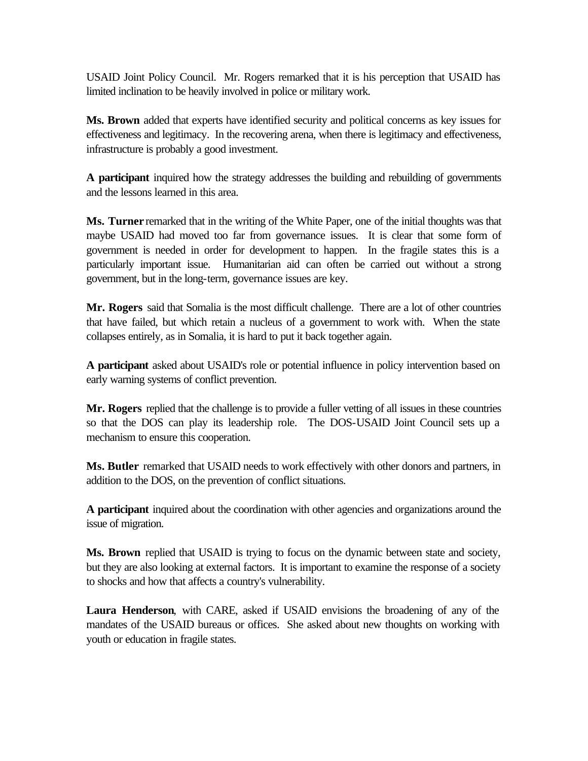USAID Joint Policy Council. Mr. Rogers remarked that it is his perception that USAID has limited inclination to be heavily involved in police or military work.

**Ms. Brown** added that experts have identified security and political concerns as key issues for effectiveness and legitimacy. In the recovering arena, when there is legitimacy and effectiveness, infrastructure is probably a good investment.

**A participant** inquired how the strategy addresses the building and rebuilding of governments and the lessons learned in this area.

**Ms. Turner** remarked that in the writing of the White Paper, one of the initial thoughts was that maybe USAID had moved too far from governance issues. It is clear that some form of government is needed in order for development to happen. In the fragile states this is a particularly important issue. Humanitarian aid can often be carried out without a strong government, but in the long-term, governance issues are key.

**Mr. Rogers** said that Somalia is the most difficult challenge. There are a lot of other countries that have failed, but which retain a nucleus of a government to work with. When the state collapses entirely, as in Somalia, it is hard to put it back together again.

**A participant** asked about USAID's role or potential influence in policy intervention based on early warning systems of conflict prevention.

**Mr. Rogers** replied that the challenge is to provide a fuller vetting of all issues in these countries so that the DOS can play its leadership role. The DOS-USAID Joint Council sets up a mechanism to ensure this cooperation.

**Ms. Butler** remarked that USAID needs to work effectively with other donors and partners, in addition to the DOS, on the prevention of conflict situations.

**A participant** inquired about the coordination with other agencies and organizations around the issue of migration.

**Ms. Brown** replied that USAID is trying to focus on the dynamic between state and society, but they are also looking at external factors. It is important to examine the response of a society to shocks and how that affects a country's vulnerability.

**Laura Henderson**, with CARE, asked if USAID envisions the broadening of any of the mandates of the USAID bureaus or offices. She asked about new thoughts on working with youth or education in fragile states.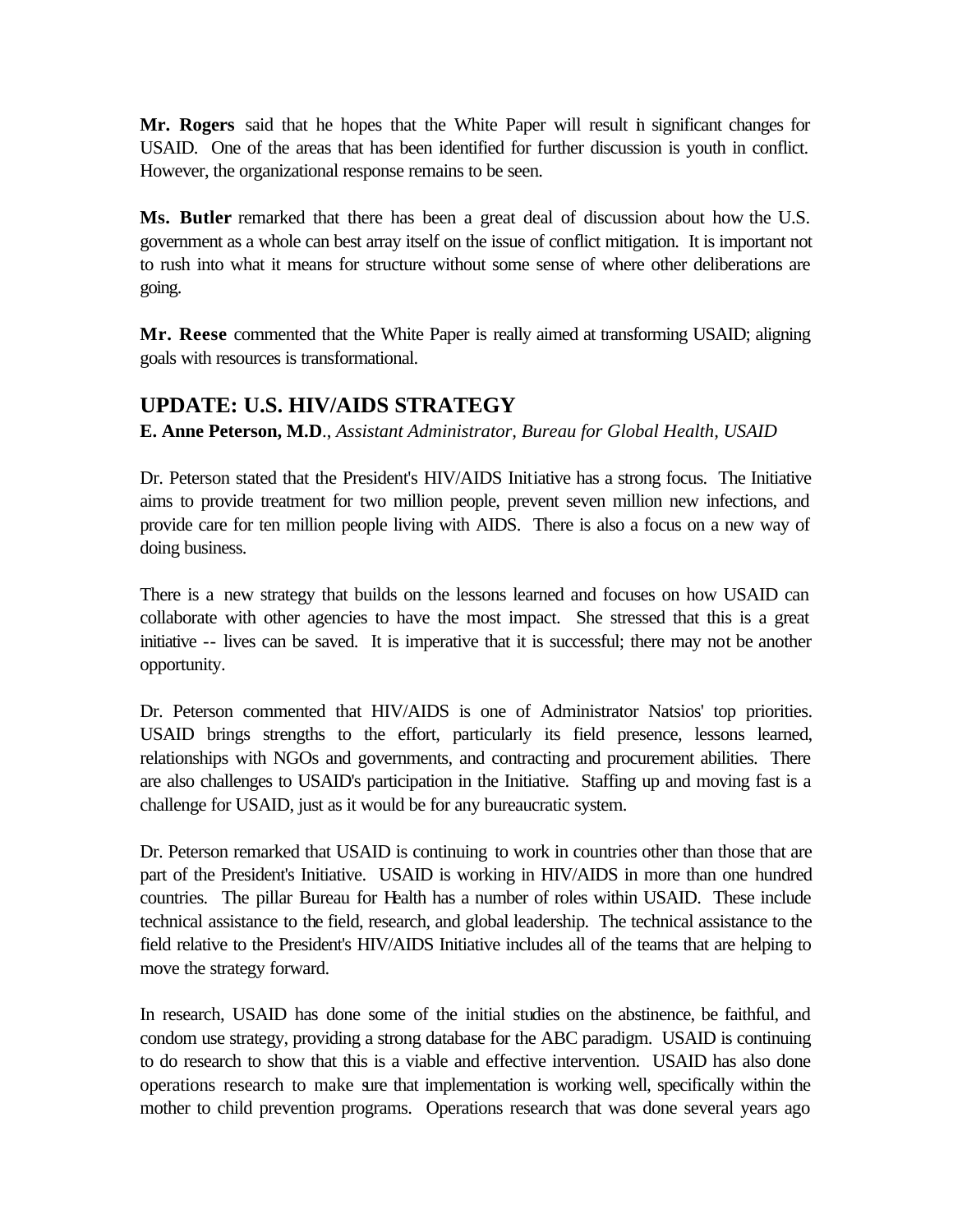**Mr. Rogers** said that he hopes that the White Paper will result in significant changes for USAID. One of the areas that has been identified for further discussion is youth in conflict. However, the organizational response remains to be seen.

**Ms. Butler** remarked that there has been a great deal of discussion about how the U.S. government as a whole can best array itself on the issue of conflict mitigation. It is important not to rush into what it means for structure without some sense of where other deliberations are going.

**Mr. Reese** commented that the White Paper is really aimed at transforming USAID; aligning goals with resources is transformational.

## UPDATE: U.S. HIV/AIDS STRATEGY

**E. Anne Peterson, M.D**., *Assistant Administrator, Bureau for Global Health, USAID*

Dr. Peterson stated that the President's HIV/AIDS Initiative has a strong focus. The Initiative aims to provide treatment for two million people, prevent seven million new infections, and provide care for ten million people living with AIDS. There is also a focus on a new way of doing business.

There is a new strategy that builds on the lessons learned and focuses on how USAID can collaborate with other agencies to have the most impact. She stressed that this is a great initiative -- lives can be saved. It is imperative that it is successful; there may not be another opportunity.

Dr. Peterson commented that HIV/AIDS is one of Administrator Natsios' top priorities. USAID brings strengths to the effort, particularly its field presence, lessons learned, relationships with NGOs and governments, and contracting and procurement abilities. There are also challenges to USAID's participation in the Initiative. Staffing up and moving fast is a challenge for USAID, just as it would be for any bureaucratic system.

Dr. Peterson remarked that USAID is continuing to work in countries other than those that are part of the President's Initiative. USAID is working in HIV/AIDS in more than one hundred countries. The pillar Bureau for Health has a number of roles within USAID. These include technical assistance to the field, research, and global leadership. The technical assistance to the field relative to the President's HIV/AIDS Initiative includes all of the teams that are helping to move the strategy forward.

In research, USAID has done some of the initial studies on the abstinence, be faithful, and condom use strategy, providing a strong database for the ABC paradigm. USAID is continuing to do research to show that this is a viable and effective intervention. USAID has also done operations research to make sure that implementation is working well, specifically within the mother to child prevention programs. Operations research that was done several years ago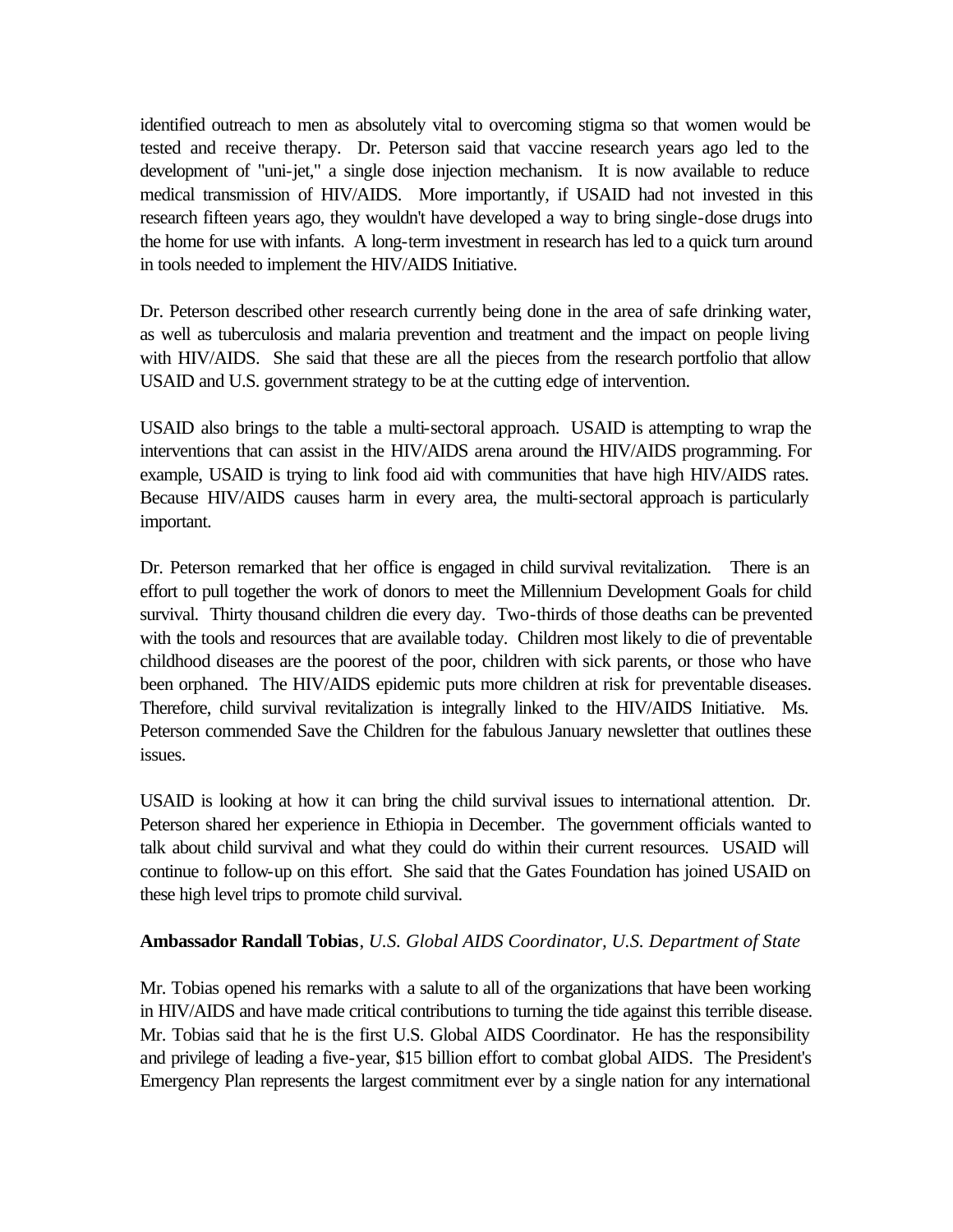identified outreach to men as absolutely vital to overcoming stigma so that women would be tested and receive therapy. Dr. Peterson said that vaccine research years ago led to the development of "uni-jet," a single dose injection mechanism. It is now available to reduce medical transmission of HIV/AIDS. More importantly, if USAID had not invested in this research fifteen years ago, they wouldn't have developed a way to bring single-dose drugs into the home for use with infants. A long-term investment in research has led to a quick turn around in tools needed to implement the HIV/AIDS Initiative.

Dr. Peterson described other research currently being done in the area of safe drinking water, as well as tuberculosis and malaria prevention and treatment and the impact on people living with HIV/AIDS. She said that these are all the pieces from the research portfolio that allow USAID and U.S. government strategy to be at the cutting edge of intervention.

USAID also brings to the table a multi-sectoral approach. USAID is attempting to wrap the interventions that can assist in the HIV/AIDS arena around the HIV/AIDS programming. For example, USAID is trying to link food aid with communities that have high HIV/AIDS rates. Because HIV/AIDS causes harm in every area, the multi-sectoral approach is particularly important.

Dr. Peterson remarked that her office is engaged in child survival revitalization. There is an effort to pull together the work of donors to meet the Millennium Development Goals for child survival. Thirty thousand children die every day. Two-thirds of those deaths can be prevented with the tools and resources that are available today. Children most likely to die of preventable childhood diseases are the poorest of the poor, children with sick parents, or those who have been orphaned. The HIV/AIDS epidemic puts more children at risk for preventable diseases. Therefore, child survival revitalization is integrally linked to the HIV/AIDS Initiative. Ms. Peterson commended Save the Children for the fabulous January newsletter that outlines these issues.

USAID is looking at how it can bring the child survival issues to international attention. Dr. Peterson shared her experience in Ethiopia in December. The government officials wanted to talk about child survival and what they could do within their current resources. USAID will continue to follow-up on this effort. She said that the Gates Foundation has joined USAID on these high level trips to promote child survival.

**Ambassador Randall Tobias**, *U.S. Global AIDS Coordinator, U.S. Department of State*

Mr. Tobias opened his remarks with a salute to all of the organizations that have been working in HIV/AIDS and have made critical contributions to turning the tide against this terrible disease. Mr. Tobias said that he is the first U.S. Global AIDS Coordinator. He has the responsibility and privilege of leading a five-year, $15 billion effort to combat global AIDS. The President's Emergency Plan represents the largest commitment ever by a single nation for any international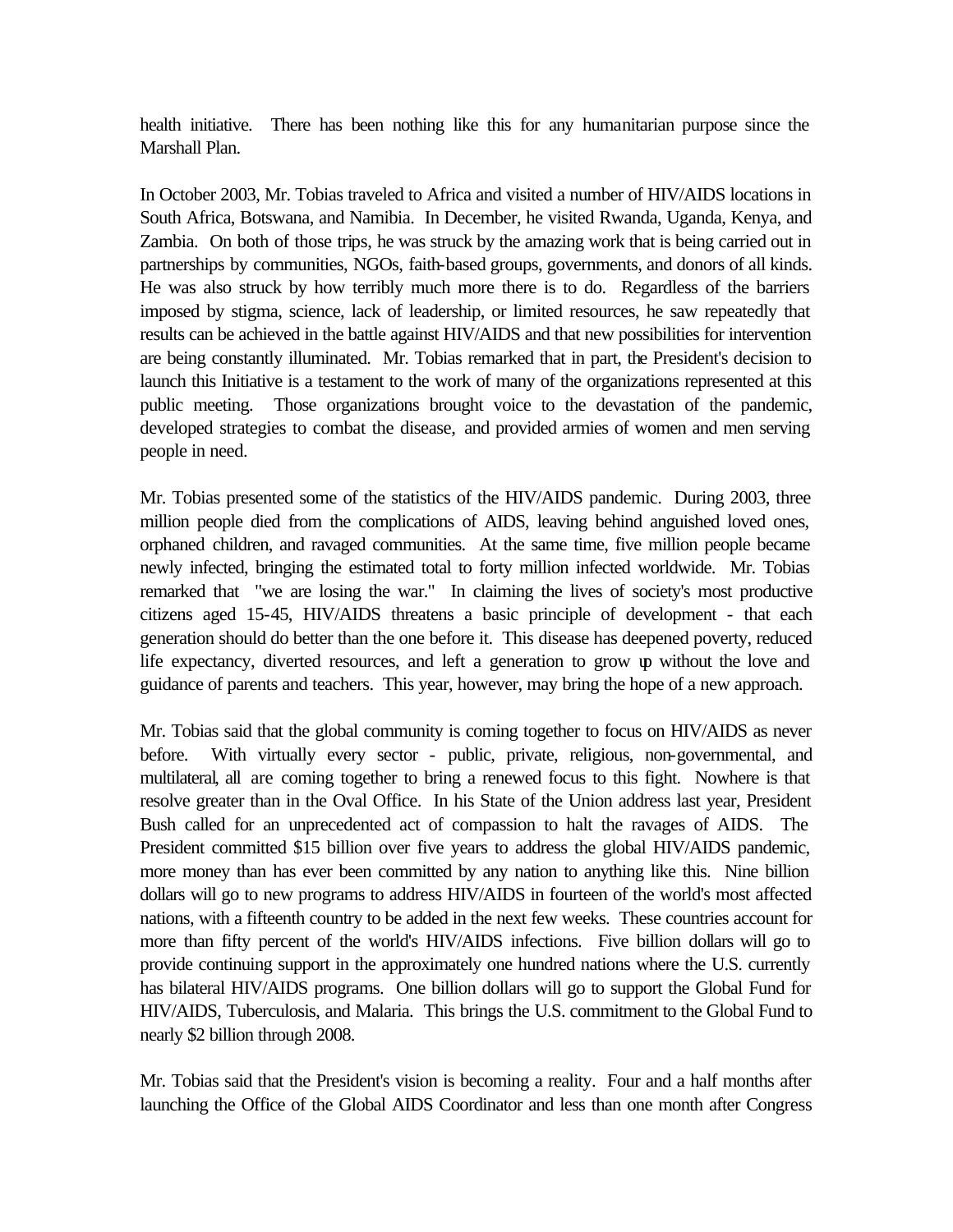health initiative. There has been nothing like this for any humanitarian purpose since the Marshall Plan.

In October 2003, Mr. Tobias traveled to Africa and visited a number of HIV/AIDS locations in South Africa, Botswana, and Namibia. In December, he visited Rwanda, Uganda, Kenya, and Zambia. On both of those trips, he was struck by the amazing work that is being carried out in partnerships by communities, NGOs, faith-based groups, governments, and donors of all kinds. He was also struck by how terribly much more there is to do. Regardless of the barriers imposed by stigma, science, lack of leadership, or limited resources, he saw repeatedly that results can be achieved in the battle against HIV/AIDS and that new possibilities for intervention are being constantly illuminated. Mr. Tobias remarked that in part, the President's decision to launch this Initiative is a testament to the work of many of the organizations represented at this public meeting. Those organizations brought voice to the devastation of the pandemic, developed strategies to combat the disease, and provided armies of women and men serving people in need.

Mr. Tobias presented some of the statistics of the HIV/AIDS pandemic. During 2003, three million people died from the complications of AIDS, leaving behind anguished loved ones, orphaned children, and ravaged communities. At the same time, five million people became newly infected, bringing the estimated total to forty million infected worldwide. Mr. Tobias remarked that "we are losing the war." In claiming the lives of society's most productive citizens aged 15-45, HIV/AIDS threatens a basic principle of development - that each generation should do better than the one before it. This disease has deepened poverty, reduced life expectancy, diverted resources, and left a generation to grow up without the love and guidance of parents and teachers. This year, however, may bring the hope of a new approach.

Mr. Tobias said that the global community is coming together to focus on HIV/AIDS as never before. With virtually every sector - public, private, religious, non-governmental, and multilateral, all are coming together to bring a renewed focus to this fight. Nowhere is that resolve greater than in the Oval Office. In his State of the Union address last year, President Bush called for an unprecedented act of compassion to halt the ravages of AIDS. The President committed $15 billion over five years to address the global HIV/AIDS pandemic, more money than has ever been committed by any nation to anything like this. Nine billion dollars will go to new programs to address HIV/AIDS in fourteen of the world's most affected nations, with a fifteenth country to be added in the next few weeks. These countries account for more than fifty percent of the world's HIV/AIDS infections. Five billion dollars will go to provide continuing support in the approximately one hundred nations where the U.S. currently has bilateral HIV/AIDS programs. One billion dollars will go to support the Global Fund for HIV/AIDS, Tuberculosis, and Malaria. This brings the U.S. commitment to the Global Fund to nearly $2 billion through 2008.

Mr. Tobias said that the President's vision is becoming a reality. Four and a half months after launching the Office of the Global AIDS Coordinator and less than one month after Congress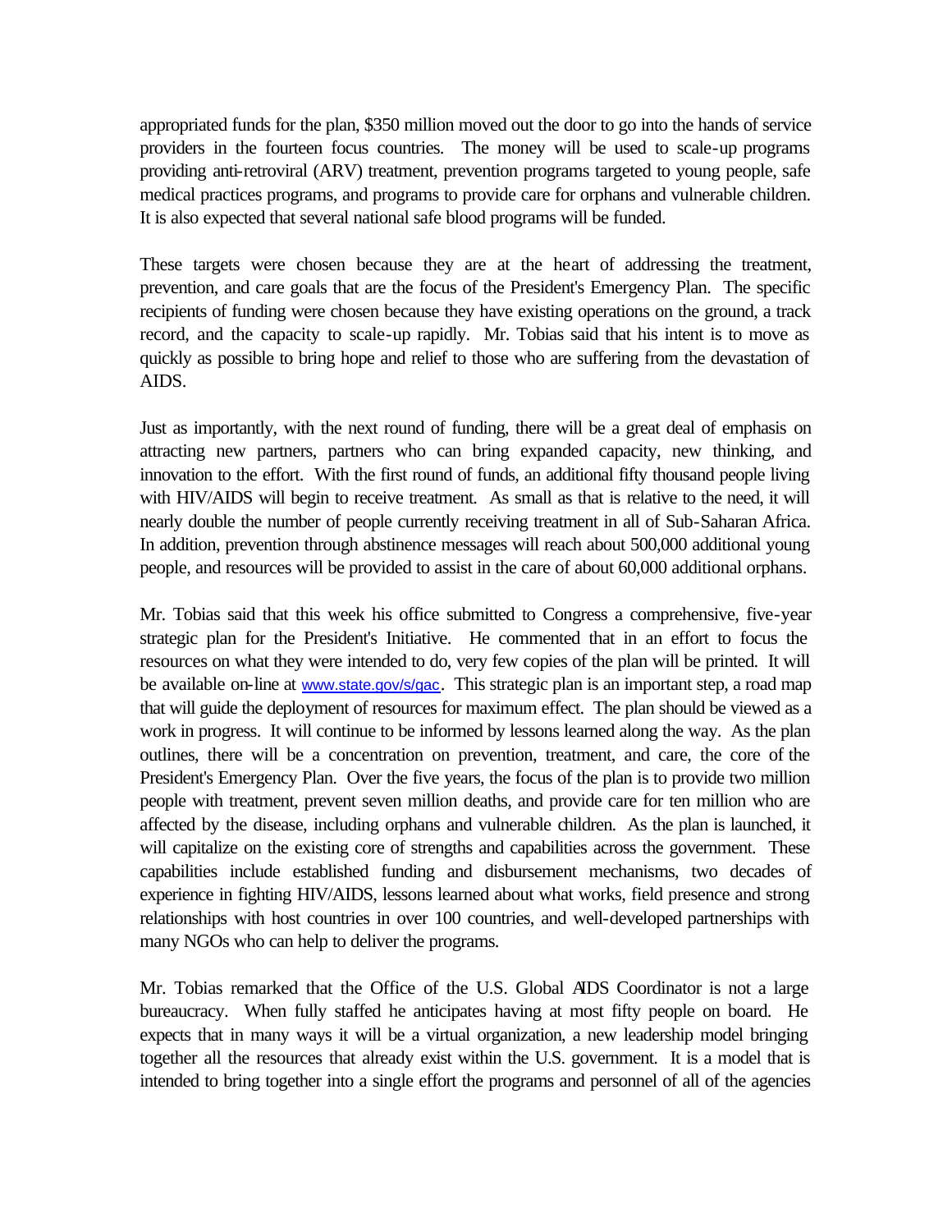appropriated funds for the plan, $350 million moved out the door to go into the hands of service providers in the fourteen focus countries. The money will be used to scale-up programs providing anti-retroviral (ARV) treatment, prevention programs targeted to young people, safe medical practices programs, and programs to provide care for orphans and vulnerable children. It is also expected that several national safe blood programs will be funded.

These targets were chosen because they are at the heart of addressing the treatment, prevention, and care goals that are the focus of the President's Emergency Plan. The specific recipients of funding were chosen because they have existing operations on the ground, a track record, and the capacity to scale-up rapidly. Mr. Tobias said that his intent is to move as quickly as possible to bring hope and relief to those who are suffering from the devastation of AIDS.

Just as importantly, with the next round of funding, there will be a great deal of emphasis on attracting new partners, partners who can bring expanded capacity, new thinking, and innovation to the effort. With the first round of funds, an additional fifty thousand people living with HIV/AIDS will begin to receive treatment. As small as that is relative to the need, it will nearly double the number of people currently receiving treatment in all of Sub-Saharan Africa. In addition, prevention through abstinence messages will reach about 500,000 additional young people, and resources will be provided to assist in the care of about 60,000 additional orphans.

Mr. Tobias said that this week his office submitted to Congress a comprehensive, five-year strategic plan for the President's Initiative. He commented that in an effort to focus the resources on what they were intended to do, very few copies of the plan will be printed. It will be available on-line at www.state.gov/s/gac. This strategic plan is an important step, a road map that will guide the deployment of resources for maximum effect. The plan should be viewed as a work in progress. It will continue to be informed by lessons learned along the way. As the plan outlines, there will be a concentration on prevention, treatment, and care, the core of the President's Emergency Plan. Over the five years, the focus of the plan is to provide two million people with treatment, prevent seven million deaths, and provide care for ten million who are affected by the disease, including orphans and vulnerable children. As the plan is launched, it will capitalize on the existing core of strengths and capabilities across the government. These capabilities include established funding and disbursement mechanisms, two decades of experience in fighting HIV/AIDS, lessons learned about what works, field presence and strong relationships with host countries in over 100 countries, and well-developed partnerships with many NGOs who can help to deliver the programs.

Mr. Tobias remarked that the Office of the U.S. Global AIDS Coordinator is not a large bureaucracy. When fully staffed he anticipates having at most fifty people on board. He expects that in many ways it will be a virtual organization, a new leadership model bringing together all the resources that already exist within the U.S. government. It is a model that is intended to bring together into a single effort the programs and personnel of all of the agencies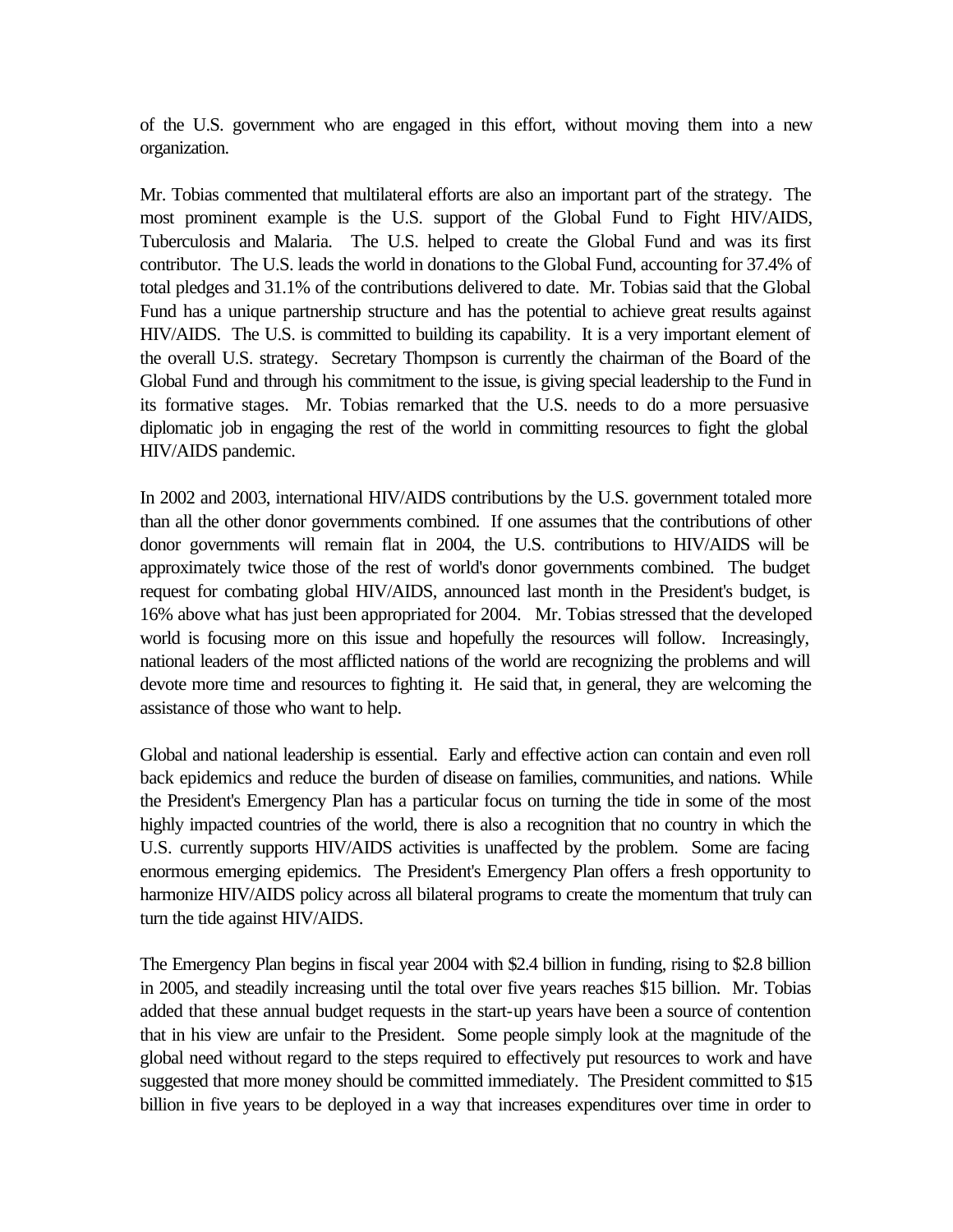of the U.S. government who are engaged in this effort, without moving them into a new organization.

Mr. Tobias commented that multilateral efforts are also an important part of the strategy. The most prominent example is the U.S. support of the Global Fund to Fight HIV/AIDS, Tuberculosis and Malaria. The U.S. helped to create the Global Fund and was its first contributor. The U.S. leads the world in donations to the Global Fund, accounting for 37.4% of total pledges and 31.1% of the contributions delivered to date. Mr. Tobias said that the Global Fund has a unique partnership structure and has the potential to achieve great results against HIV/AIDS. The U.S. is committed to building its capability. It is a very important element of the overall U.S. strategy. Secretary Thompson is currently the chairman of the Board of the Global Fund and through his commitment to the issue, is giving special leadership to the Fund in its formative stages. Mr. Tobias remarked that the U.S. needs to do a more persuasive diplomatic job in engaging the rest of the world in committing resources to fight the global HIV/AIDS pandemic.

In 2002 and 2003, international HIV/AIDS contributions by the U.S. government totaled more than all the other donor governments combined. If one assumes that the contributions of other donor governments will remain flat in 2004, the U.S. contributions to HIV/AIDS will be approximately twice those of the rest of world's donor governments combined. The budget request for combating global HIV/AIDS, announced last month in the President's budget, is 16% above what has just been appropriated for 2004. Mr. Tobias stressed that the developed world is focusing more on this issue and hopefully the resources will follow. Increasingly, national leaders of the most afflicted nations of the world are recognizing the problems and will devote more time and resources to fighting it. He said that, in general, they are welcoming the assistance of those who want to help.

Global and national leadership is essential. Early and effective action can contain and even roll back epidemics and reduce the burden of disease on families, communities, and nations. While the President's Emergency Plan has a particular focus on turning the tide in some of the most highly impacted countries of the world, there is also a recognition that no country in which the U.S. currently supports HIV/AIDS activities is unaffected by the problem. Some are facing enormous emerging epidemics. The President's Emergency Plan offers a fresh opportunity to harmonize HIV/AIDS policy across all bilateral programs to create the momentum that truly can turn the tide against HIV/AIDS.

The Emergency Plan begins in fiscal year 2004 with $2.4 billion in funding, rising to $2.8 billion in 2005, and steadily increasing until the total over five years reaches $15 billion. Mr. Tobias added that these annual budget requests in the start-up years have been a source of contention that in his view are unfair to the President. Some people simply look at the magnitude of the global need without regard to the steps required to effectively put resources to work and have suggested that more money should be committed immediately. The President committed to $15 billion in five years to be deployed in a way that increases expenditures over time in order to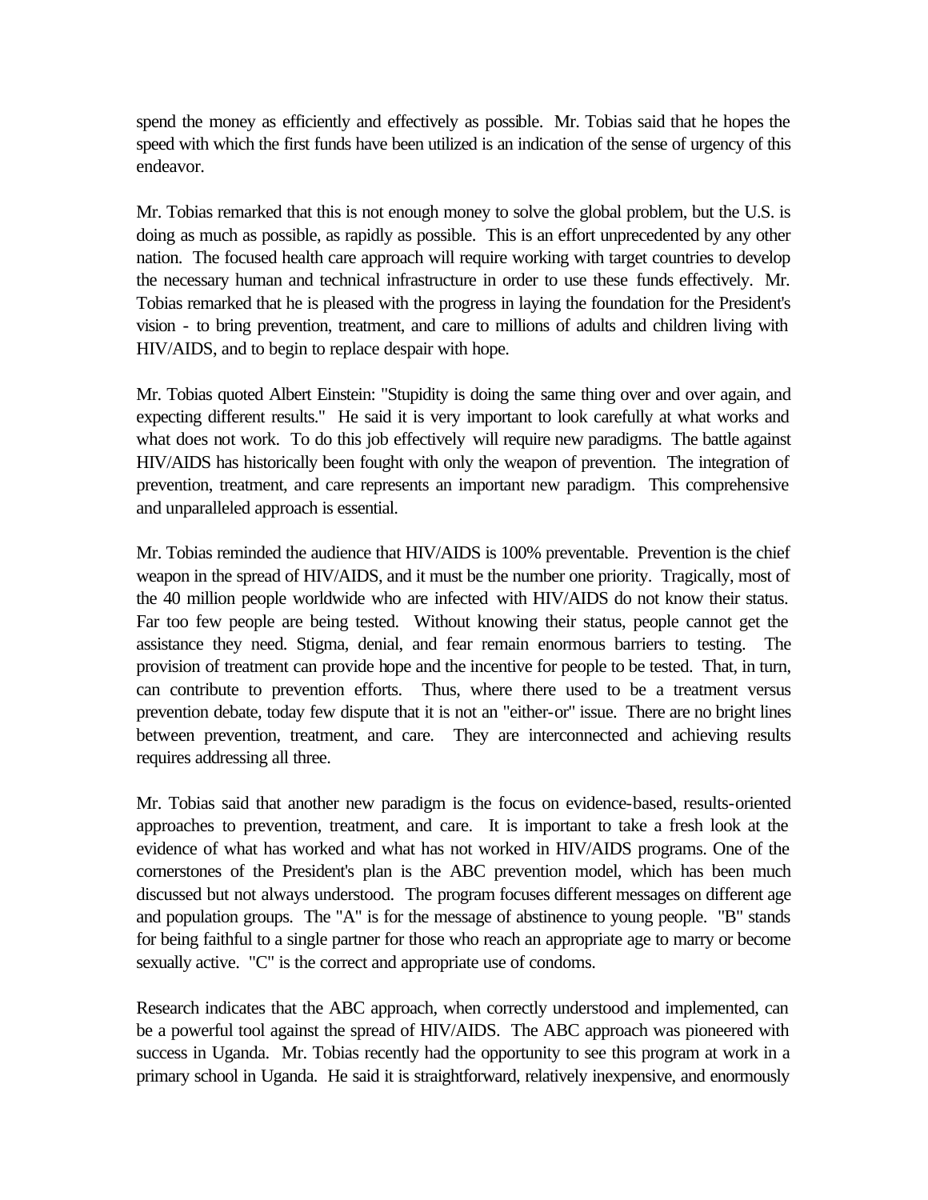spend the money as efficiently and effectively as possible. Mr. Tobias said that he hopes the speed with which the first funds have been utilized is an indication of the sense of urgency of this endeavor.

Mr. Tobias remarked that this is not enough money to solve the global problem, but the U.S. is doing as much as possible, as rapidly as possible. This is an effort unprecedented by any other nation. The focused health care approach will require working with target countries to develop the necessary human and technical infrastructure in order to use these funds effectively. Mr. Tobias remarked that he is pleased with the progress in laying the foundation for the President's vision - to bring prevention, treatment, and care to millions of adults and children living with HIV/AIDS, and to begin to replace despair with hope.

Mr. Tobias quoted Albert Einstein: "Stupidity is doing the same thing over and over again, and expecting different results." He said it is very important to look carefully at what works and what does not work. To do this job effectively will require new paradigms. The battle against HIV/AIDS has historically been fought with only the weapon of prevention. The integration of prevention, treatment, and care represents an important new paradigm. This comprehensive and unparalleled approach is essential.

Mr. Tobias reminded the audience that HIV/AIDS is 100% preventable. Prevention is the chief weapon in the spread of HIV/AIDS, and it must be the number one priority. Tragically, most of the 40 million people worldwide who are infected with HIV/AIDS do not know their status. Far too few people are being tested. Without knowing their status, people cannot get the assistance they need. Stigma, denial, and fear remain enormous barriers to testing. The provision of treatment can provide hope and the incentive for people to be tested. That, in turn, can contribute to prevention efforts. Thus, where there used to be a treatment versus prevention debate, today few dispute that it is not an "either-or" issue. There are no bright lines between prevention, treatment, and care. They are interconnected and achieving results requires addressing all three.

Mr. Tobias said that another new paradigm is the focus on evidence-based, results-oriented approaches to prevention, treatment, and care. It is important to take a fresh look at the evidence of what has worked and what has not worked in HIV/AIDS programs. One of the cornerstones of the President's plan is the ABC prevention model, which has been much discussed but not always understood. The program focuses different messages on different age and population groups. The "A" is for the message of abstinence to young people. "B" stands for being faithful to a single partner for those who reach an appropriate age to marry or become sexually active. "C" is the correct and appropriate use of condoms.

Research indicates that the ABC approach, when correctly understood and implemented, can be a powerful tool against the spread of HIV/AIDS. The ABC approach was pioneered with success in Uganda. Mr. Tobias recently had the opportunity to see this program at work in a primary school in Uganda. He said it is straightforward, relatively inexpensive, and enormously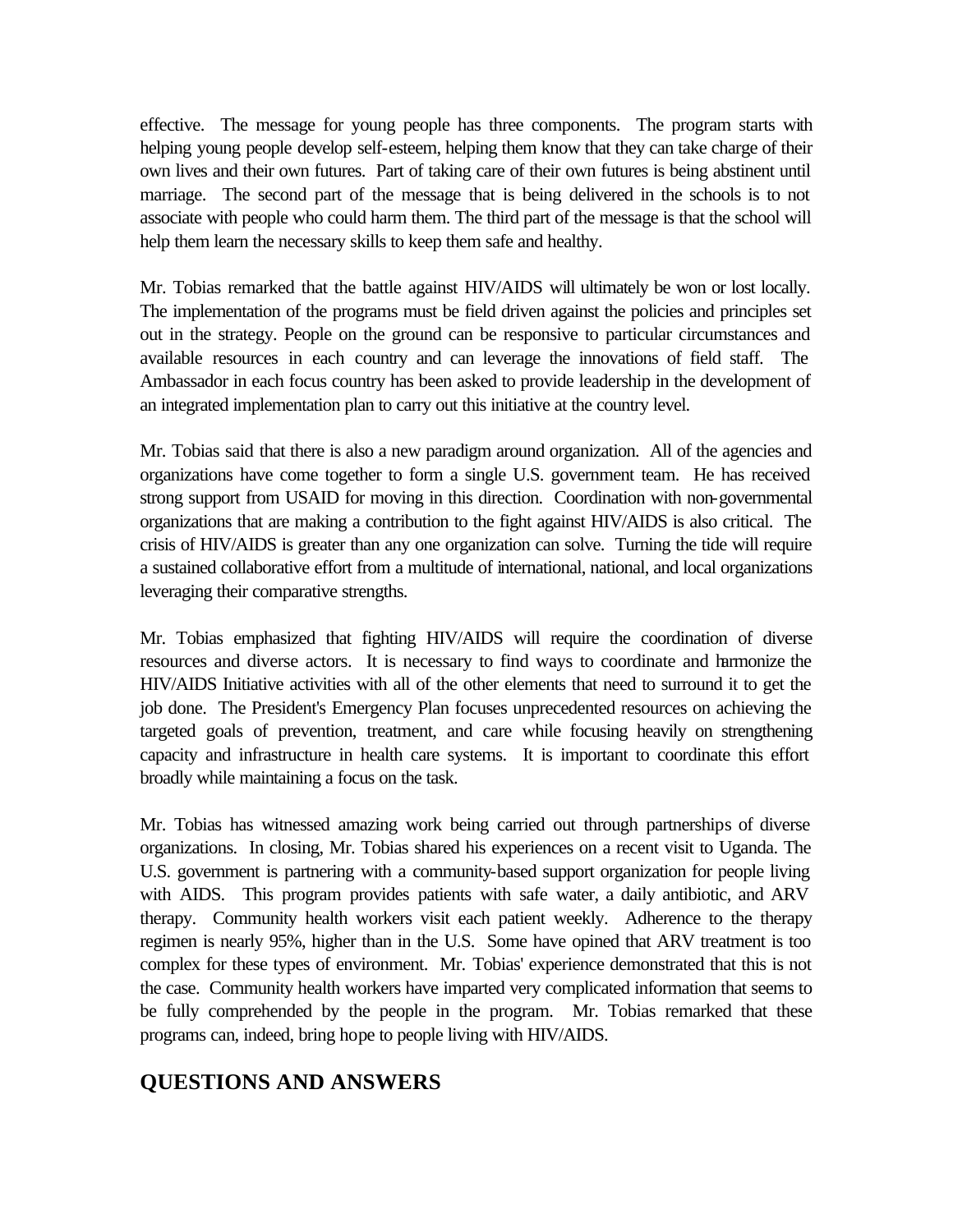effective. The message for young people has three components. The program starts with helping young people develop self-esteem, helping them know that they can take charge of their own lives and their own futures. Part of taking care of their own futures is being abstinent until marriage. The second part of the message that is being delivered in the schools is to not associate with people who could harm them. The third part of the message is that the school will help them learn the necessary skills to keep them safe and healthy.

Mr. Tobias remarked that the battle against HIV/AIDS will ultimately be won or lost locally. The implementation of the programs must be field driven against the policies and principles set out in the strategy. People on the ground can be responsive to particular circumstances and available resources in each country and can leverage the innovations of field staff. The Ambassador in each focus country has been asked to provide leadership in the development of an integrated implementation plan to carry out this initiative at the country level.

Mr. Tobias said that there is also a new paradigm around organization. All of the agencies and organizations have come together to form a single U.S. government team. He has received strong support from USAID for moving in this direction. Coordination with non-governmental organizations that are making a contribution to the fight against HIV/AIDS is also critical. The crisis of HIV/AIDS is greater than any one organization can solve. Turning the tide will require a sustained collaborative effort from a multitude of international, national, and local organizations leveraging their comparative strengths.

Mr. Tobias emphasized that fighting HIV/AIDS will require the coordination of diverse resources and diverse actors. It is necessary to find ways to coordinate and harmonize the HIV/AIDS Initiative activities with all of the other elements that need to surround it to get the job done. The President's Emergency Plan focuses unprecedented resources on achieving the targeted goals of prevention, treatment, and care while focusing heavily on strengthening capacity and infrastructure in health care systems. It is important to coordinate this effort broadly while maintaining a focus on the task.

Mr. Tobias has witnessed amazing work being carried out through partnerships of diverse organizations. In closing, Mr. Tobias shared his experiences on a recent visit to Uganda. The U.S. government is partnering with a community-based support organization for people living with AIDS. This program provides patients with safe water, a daily antibiotic, and ARV therapy. Community health workers visit each patient weekly. Adherence to the therapy regimen is nearly 95%, higher than in the U.S. Some have opined that ARV treatment is too complex for these types of environment. Mr. Tobias' experience demonstrated that this is not the case. Community health workers have imparted very complicated information that seems to be fully comprehended by the people in the program. Mr. Tobias remarked that these programs can, indeed, bring hope to people living with HIV/AIDS.

## QUESTIONS AND ANSWERS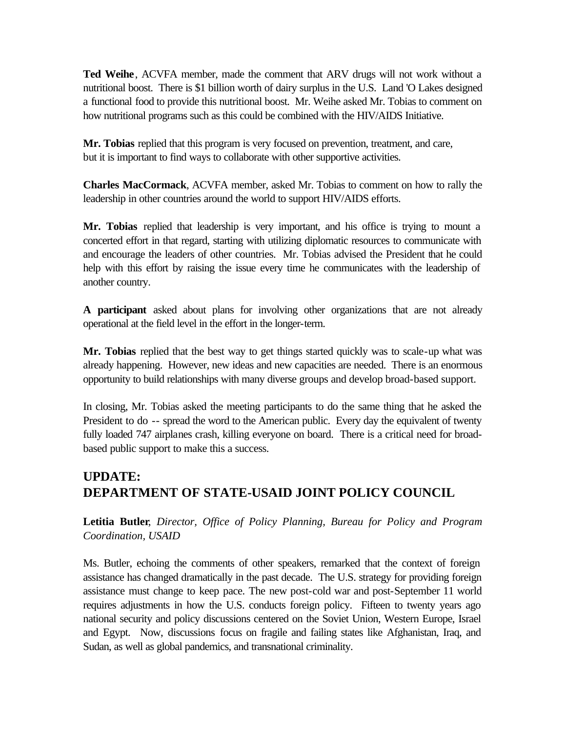**Ted Weihe**, ACVFA member, made the comment that ARV drugs will not work without a nutritional boost. There is $1 billion worth of dairy surplus in the U.S. Land 'O Lakes designed a functional food to provide this nutritional boost. Mr. Weihe asked Mr. Tobias to comment on how nutritional programs such as this could be combined with the HIV/AIDS Initiative.

**Mr. Tobias** replied that this program is very focused on prevention, treatment, and care, but it is important to find ways to collaborate with other supportive activities.

**Charles MacCormack**, ACVFA member, asked Mr. Tobias to comment on how to rally the leadership in other countries around the world to support HIV/AIDS efforts.

**Mr. Tobias** replied that leadership is very important, and his office is trying to mount a concerted effort in that regard, starting with utilizing diplomatic resources to communicate with and encourage the leaders of other countries. Mr. Tobias advised the President that he could help with this effort by raising the issue every time he communicates with the leadership of another country.

**A participant** asked about plans for involving other organizations that are not already operational at the field level in the effort in the longer-term.

**Mr. Tobias** replied that the best way to get things started quickly was to scale-up what was already happening. However, new ideas and new capacities are needed. There is an enormous opportunity to build relationships with many diverse groups and develop broad-based support.

In closing, Mr. Tobias asked the meeting participants to do the same thing that he asked the President to do -- spread the word to the American public. Every day the equivalent of twenty fully loaded 747 airplanes crash, killing everyone on board. There is a critical need for broad-based public support to make this a success.

## UPDATE: DEPARTMENT OF STATE-USAID JOINT POLICY COUNCIL

**Letitia Butler**, *Director, Office of Policy Planning, Bureau for Policy and Program Coordination, USAID*

Ms. Butler, echoing the comments of other speakers, remarked that the context of foreign assistance has changed dramatically in the past decade. The U.S. strategy for providing foreign assistance must change to keep pace. The new post-cold war and post-September 11 world requires adjustments in how the U.S. conducts foreign policy. Fifteen to twenty years ago national security and policy discussions centered on the Soviet Union, Western Europe, Israel and Egypt. Now, discussions focus on fragile and failing states like Afghanistan, Iraq, and Sudan, as well as global pandemics, and transnational criminality.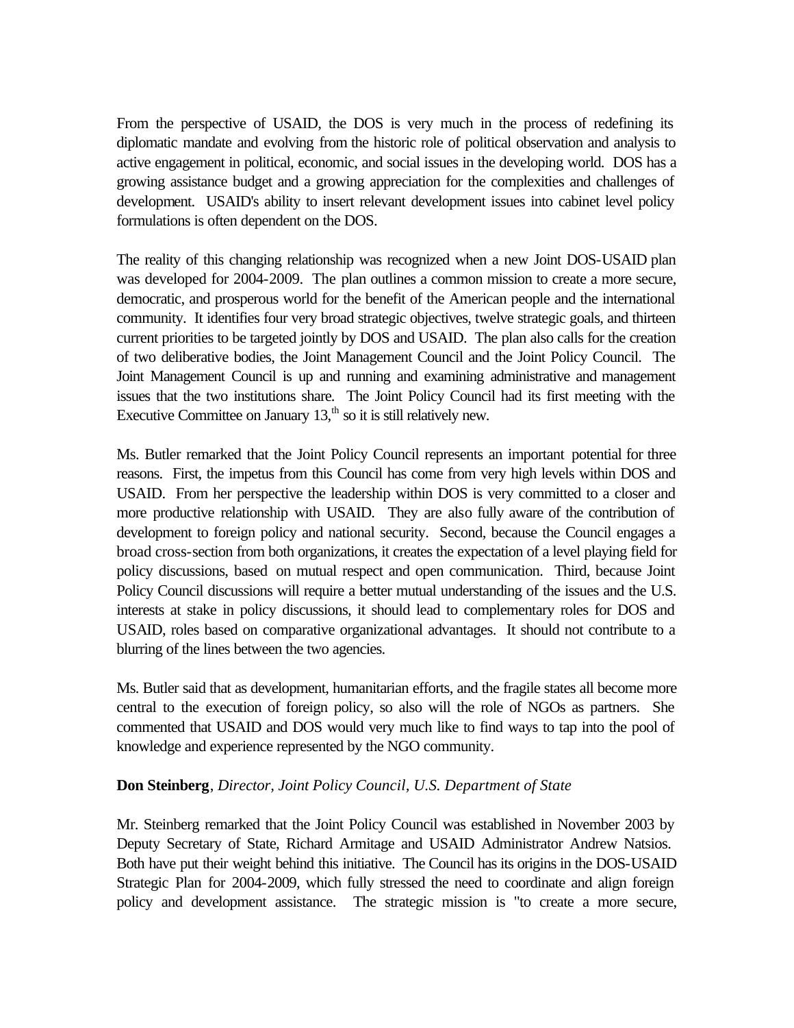From the perspective of USAID, the DOS is very much in the process of redefining its diplomatic mandate and evolving from the historic role of political observation and analysis to active engagement in political, economic, and social issues in the developing world. DOS has a growing assistance budget and a growing appreciation for the complexities and challenges of development. USAID's ability to insert relevant development issues into cabinet level policy formulations is often dependent on the DOS.

The reality of this changing relationship was recognized when a new Joint DOS-USAID plan was developed for 2004-2009. The plan outlines a common mission to create a more secure, democratic, and prosperous world for the benefit of the American people and the international community. It identifies four very broad strategic objectives, twelve strategic goals, and thirteen current priorities to be targeted jointly by DOS and USAID. The plan also calls for the creation of two deliberative bodies, the Joint Management Council and the Joint Policy Council. The Joint Management Council is up and running and examining administrative and management issues that the two institutions share. The Joint Policy Council had its first meeting with the Executive Committee on January 13,th so it is still relatively new.

Ms. Butler remarked that the Joint Policy Council represents an important potential for three reasons. First, the impetus from this Council has come from very high levels within DOS and USAID. From her perspective the leadership within DOS is very committed to a closer and more productive relationship with USAID. They are also fully aware of the contribution of development to foreign policy and national security. Second, because the Council engages a broad cross-section from both organizations, it creates the expectation of a level playing field for policy discussions, based on mutual respect and open communication. Third, because Joint Policy Council discussions will require a better mutual understanding of the issues and the U.S. interests at stake in policy discussions, it should lead to complementary roles for DOS and USAID, roles based on comparative organizational advantages. It should not contribute to a blurring of the lines between the two agencies.

Ms. Butler said that as development, humanitarian efforts, and the fragile states all become more central to the execution of foreign policy, so also will the role of NGOs as partners. She commented that USAID and DOS would very much like to find ways to tap into the pool of knowledge and experience represented by the NGO community.

**Don Steinberg**, *Director, Joint Policy Council, U.S. Department of State*

Mr. Steinberg remarked that the Joint Policy Council was established in November 2003 by Deputy Secretary of State, Richard Armitage and USAID Administrator Andrew Natsios. Both have put their weight behind this initiative. The Council has its origins in the DOS-USAID Strategic Plan for 2004-2009, which fully stressed the need to coordinate and align foreign policy and development assistance. The strategic mission is "to create a more secure,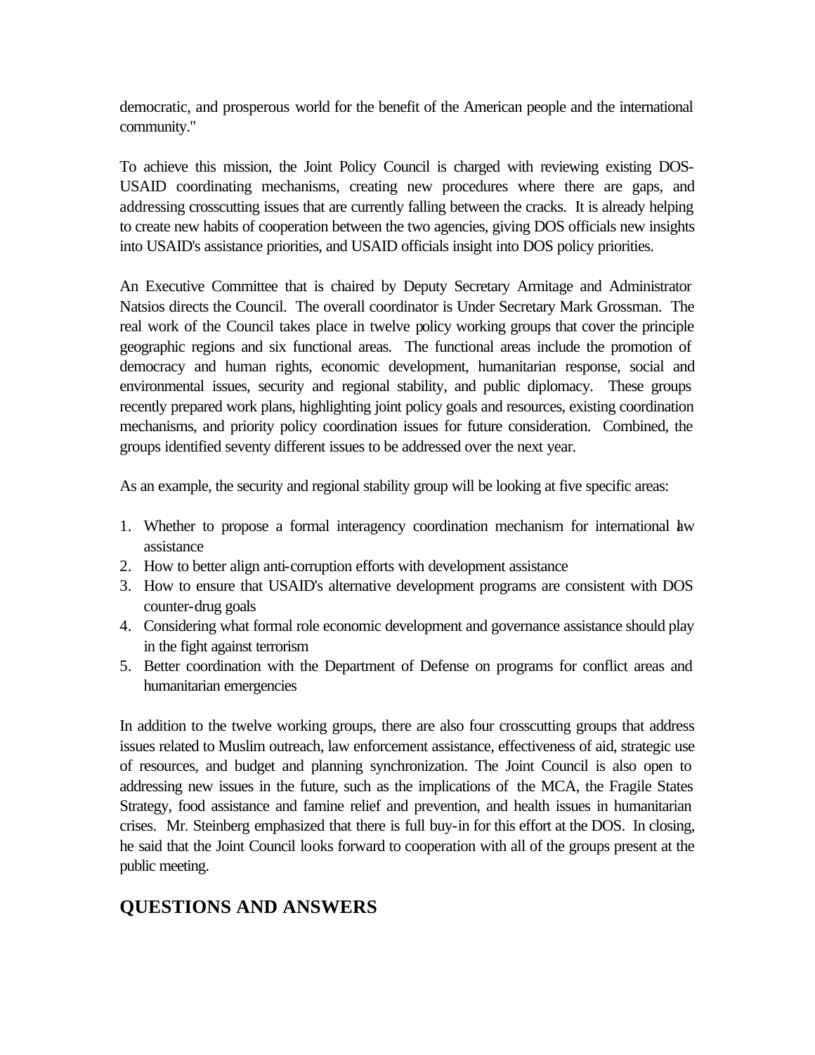democratic, and prosperous world for the benefit of the American people and the international community."

To achieve this mission, the Joint Policy Council is charged with reviewing existing DOS-USAID coordinating mechanisms, creating new procedures where there are gaps, and addressing crosscutting issues that are currently falling between the cracks. It is already helping to create new habits of cooperation between the two agencies, giving DOS officials new insights into USAID's assistance priorities, and USAID officials insight into DOS policy priorities.

An Executive Committee that is chaired by Deputy Secretary Armitage and Administrator Natsios directs the Council. The overall coordinator is Under Secretary Mark Grossman. The real work of the Council takes place in twelve policy working groups that cover the principle geographic regions and six functional areas. The functional areas include the promotion of democracy and human rights, economic development, humanitarian response, social and environmental issues, security and regional stability, and public diplomacy. These groups recently prepared work plans, highlighting joint policy goals and resources, existing coordination mechanisms, and priority policy coordination issues for future consideration. Combined, the groups identified seventy different issues to be addressed over the next year.

As an example, the security and regional stability group will be looking at five specific areas:

1. Whether to propose a formal interagency coordination mechanism for international law assistance
2. How to better align anti-corruption efforts with development assistance
3. How to ensure that USAID's alternative development programs are consistent with DOS counter-drug goals
4. Considering what formal role economic development and governance assistance should play in the fight against terrorism
5. Better coordination with the Department of Defense on programs for conflict areas and humanitarian emergencies

In addition to the twelve working groups, there are also four crosscutting groups that address issues related to Muslim outreach, law enforcement assistance, effectiveness of aid, strategic use of resources, and budget and planning synchronization. The Joint Council is also open to addressing new issues in the future, such as the implications of the MCA, the Fragile States Strategy, food assistance and famine relief and prevention, and health issues in humanitarian crises. Mr. Steinberg emphasized that there is full buy-in for this effort at the DOS. In closing, he said that the Joint Council looks forward to cooperation with all of the groups present at the public meeting.

## QUESTIONS AND ANSWERS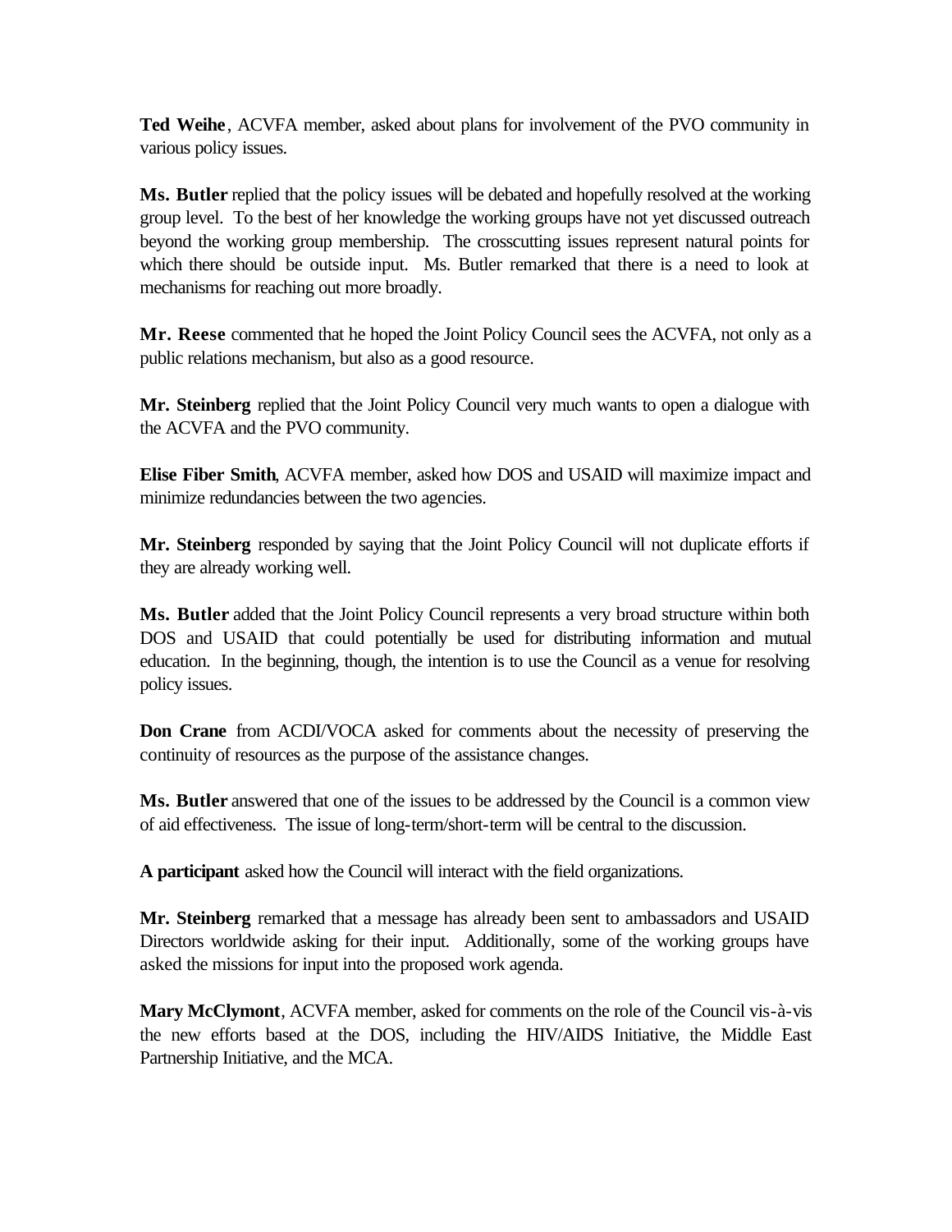**Ted Weihe**, ACVFA member, asked about plans for involvement of the PVO community in various policy issues.

**Ms. Butler** replied that the policy issues will be debated and hopefully resolved at the working group level. To the best of her knowledge the working groups have not yet discussed outreach beyond the working group membership. The crosscutting issues represent natural points for which there should be outside input. Ms. Butler remarked that there is a need to look at mechanisms for reaching out more broadly.

**Mr. Reese** commented that he hoped the Joint Policy Council sees the ACVFA, not only as a public relations mechanism, but also as a good resource.

**Mr. Steinberg** replied that the Joint Policy Council very much wants to open a dialogue with the ACVFA and the PVO community.

**Elise Fiber Smith**, ACVFA member, asked how DOS and USAID will maximize impact and minimize redundancies between the two agencies.

**Mr. Steinberg** responded by saying that the Joint Policy Council will not duplicate efforts if they are already working well.

**Ms. Butler** added that the Joint Policy Council represents a very broad structure within both DOS and USAID that could potentially be used for distributing information and mutual education. In the beginning, though, the intention is to use the Council as a venue for resolving policy issues.

**Don Crane** from ACDI/VOCA asked for comments about the necessity of preserving the continuity of resources as the purpose of the assistance changes.

**Ms. Butler** answered that one of the issues to be addressed by the Council is a common view of aid effectiveness. The issue of long-term/short-term will be central to the discussion.

**A participant** asked how the Council will interact with the field organizations.

**Mr. Steinberg** remarked that a message has already been sent to ambassadors and USAID Directors worldwide asking for their input. Additionally, some of the working groups have asked the missions for input into the proposed work agenda.

**Mary McClymont**, ACVFA member, asked for comments on the role of the Council vis-à-vis the new efforts based at the DOS, including the HIV/AIDS Initiative, the Middle East Partnership Initiative, and the MCA.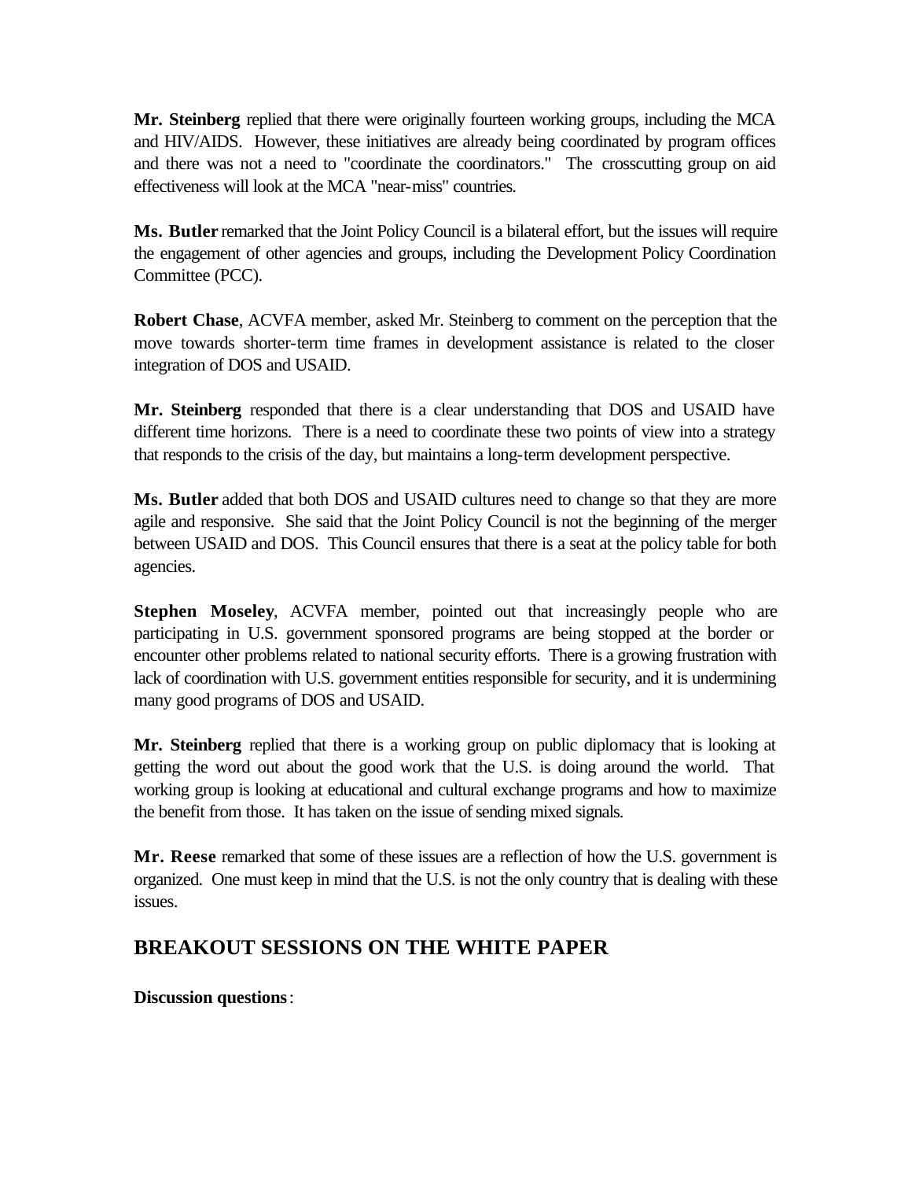**Mr. Steinberg** replied that there were originally fourteen working groups, including the MCA and HIV/AIDS. However, these initiatives are already being coordinated by program offices and there was not a need to "coordinate the coordinators." The crosscutting group on aid effectiveness will look at the MCA "near-miss" countries.

**Ms. Butler** remarked that the Joint Policy Council is a bilateral effort, but the issues will require the engagement of other agencies and groups, including the Development Policy Coordination Committee (PCC).

**Robert Chase**, ACVFA member, asked Mr. Steinberg to comment on the perception that the move towards shorter-term time frames in development assistance is related to the closer integration of DOS and USAID.

**Mr. Steinberg** responded that there is a clear understanding that DOS and USAID have different time horizons. There is a need to coordinate these two points of view into a strategy that responds to the crisis of the day, but maintains a long-term development perspective.

**Ms. Butler** added that both DOS and USAID cultures need to change so that they are more agile and responsive. She said that the Joint Policy Council is not the beginning of the merger between USAID and DOS. This Council ensures that there is a seat at the policy table for both agencies.

**Stephen Moseley**, ACVFA member, pointed out that increasingly people who are participating in U.S. government sponsored programs are being stopped at the border or encounter other problems related to national security efforts. There is a growing frustration with lack of coordination with U.S. government entities responsible for security, and it is undermining many good programs of DOS and USAID.

**Mr. Steinberg** replied that there is a working group on public diplomacy that is looking at getting the word out about the good work that the U.S. is doing around the world. That working group is looking at educational and cultural exchange programs and how to maximize the benefit from those. It has taken on the issue of sending mixed signals.

**Mr. Reese** remarked that some of these issues are a reflection of how the U.S. government is organized. One must keep in mind that the U.S. is not the only country that is dealing with these issues.

## BREAKOUT SESSIONS ON THE WHITE PAPER

**Discussion questions**: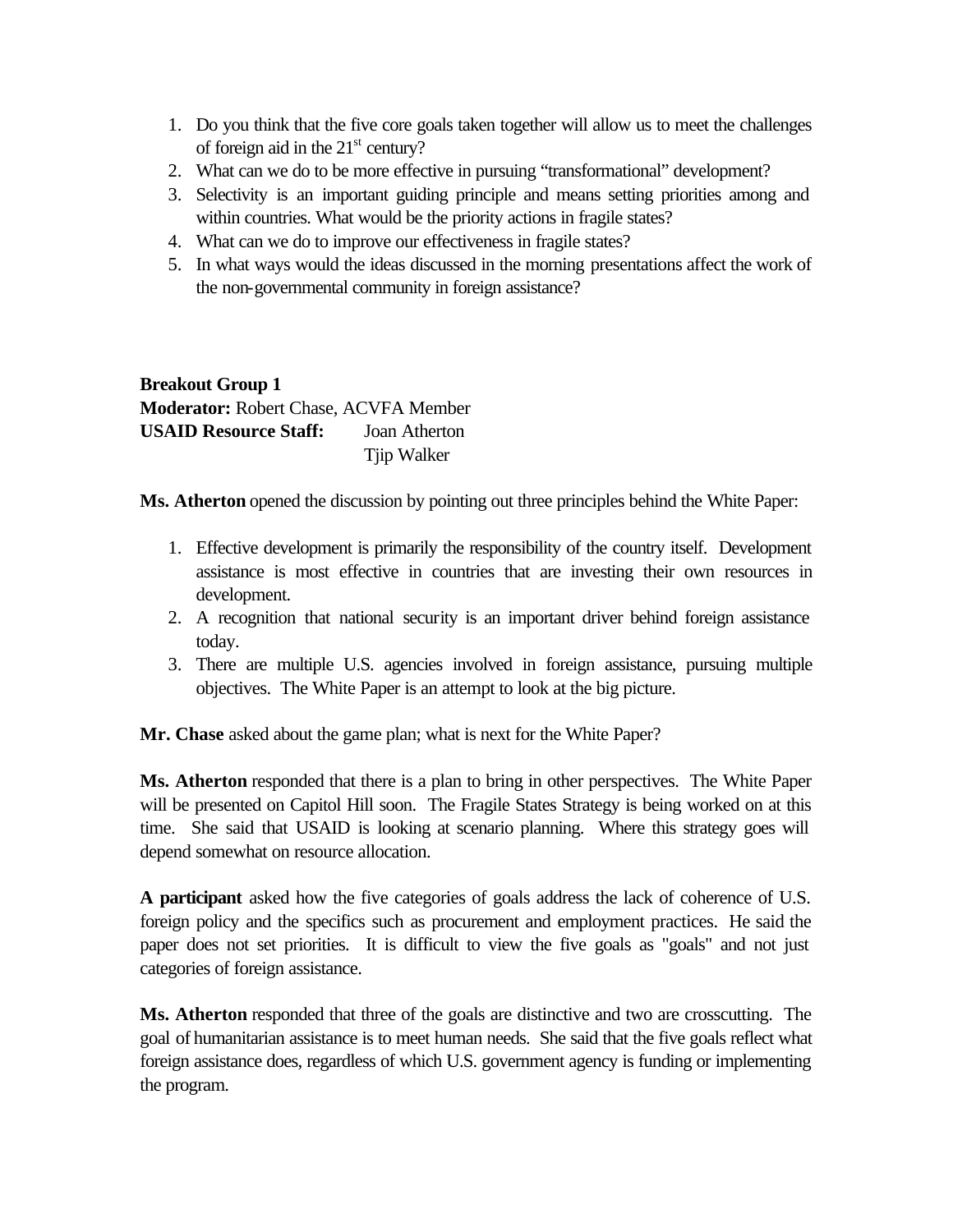1. Do you think that the five core goals taken together will allow us to meet the challenges of foreign aid in the 21st century?
2. What can we do to be more effective in pursuing "transformational" development?
3. Selectivity is an important guiding principle and means setting priorities among and within countries. What would be the priority actions in fragile states?
4. What can we do to improve our effectiveness in fragile states?
5. In what ways would the ideas discussed in the morning presentations affect the work of the non-governmental community in foreign assistance?

**Breakout Group 1**
**Moderator:** Robert Chase, ACVFA Member
**USAID Resource Staff:** Joan Atherton
Tjip Walker

**Ms. Atherton** opened the discussion by pointing out three principles behind the White Paper:

1. Effective development is primarily the responsibility of the country itself. Development assistance is most effective in countries that are investing their own resources in development.
2. A recognition that national security is an important driver behind foreign assistance today.
3. There are multiple U.S. agencies involved in foreign assistance, pursuing multiple objectives. The White Paper is an attempt to look at the big picture.

**Mr. Chase** asked about the game plan; what is next for the White Paper?

**Ms. Atherton** responded that there is a plan to bring in other perspectives. The White Paper will be presented on Capitol Hill soon. The Fragile States Strategy is being worked on at this time. She said that USAID is looking at scenario planning. Where this strategy goes will depend somewhat on resource allocation.

**A participant** asked how the five categories of goals address the lack of coherence of U.S. foreign policy and the specifics such as procurement and employment practices. He said the paper does not set priorities. It is difficult to view the five goals as "goals" and not just categories of foreign assistance.

**Ms. Atherton** responded that three of the goals are distinctive and two are crosscutting. The goal of humanitarian assistance is to meet human needs. She said that the five goals reflect what foreign assistance does, regardless of which U.S. government agency is funding or implementing the program.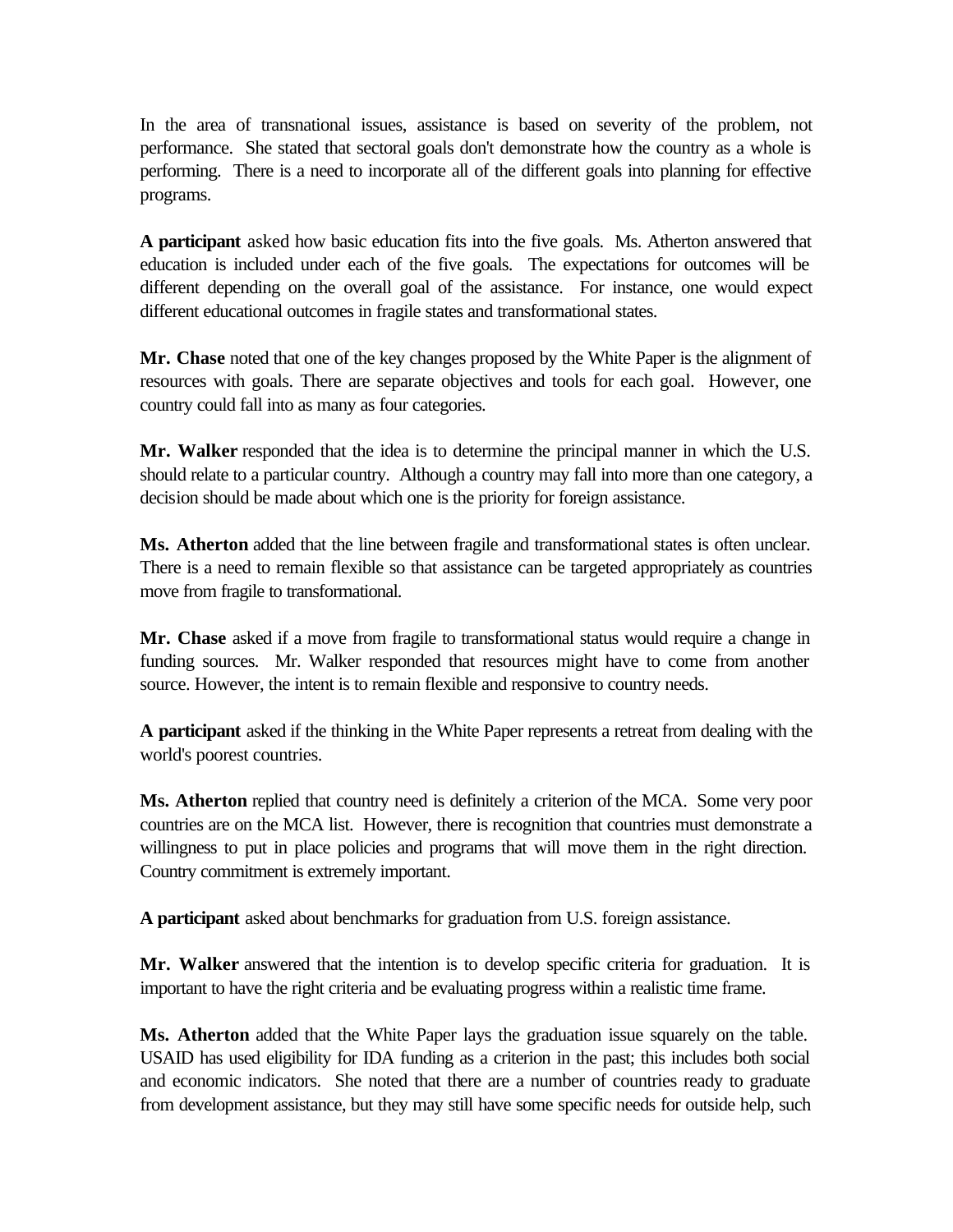In the area of transnational issues, assistance is based on severity of the problem, not performance. She stated that sectoral goals don't demonstrate how the country as a whole is performing. There is a need to incorporate all of the different goals into planning for effective programs.

**A participant** asked how basic education fits into the five goals. Ms. Atherton answered that education is included under each of the five goals. The expectations for outcomes will be different depending on the overall goal of the assistance. For instance, one would expect different educational outcomes in fragile states and transformational states.

**Mr. Chase** noted that one of the key changes proposed by the White Paper is the alignment of resources with goals. There are separate objectives and tools for each goal. However, one country could fall into as many as four categories.

**Mr. Walker** responded that the idea is to determine the principal manner in which the U.S. should relate to a particular country. Although a country may fall into more than one category, a decision should be made about which one is the priority for foreign assistance.

**Ms. Atherton** added that the line between fragile and transformational states is often unclear. There is a need to remain flexible so that assistance can be targeted appropriately as countries move from fragile to transformational.

**Mr. Chase** asked if a move from fragile to transformational status would require a change in funding sources. Mr. Walker responded that resources might have to come from another source. However, the intent is to remain flexible and responsive to country needs.

**A participant** asked if the thinking in the White Paper represents a retreat from dealing with the world's poorest countries.

**Ms. Atherton** replied that country need is definitely a criterion of the MCA. Some very poor countries are on the MCA list. However, there is recognition that countries must demonstrate a willingness to put in place policies and programs that will move them in the right direction. Country commitment is extremely important.

**A participant** asked about benchmarks for graduation from U.S. foreign assistance.

**Mr. Walker** answered that the intention is to develop specific criteria for graduation. It is important to have the right criteria and be evaluating progress within a realistic time frame.

**Ms. Atherton** added that the White Paper lays the graduation issue squarely on the table. USAID has used eligibility for IDA funding as a criterion in the past; this includes both social and economic indicators. She noted that there are a number of countries ready to graduate from development assistance, but they may still have some specific needs for outside help, such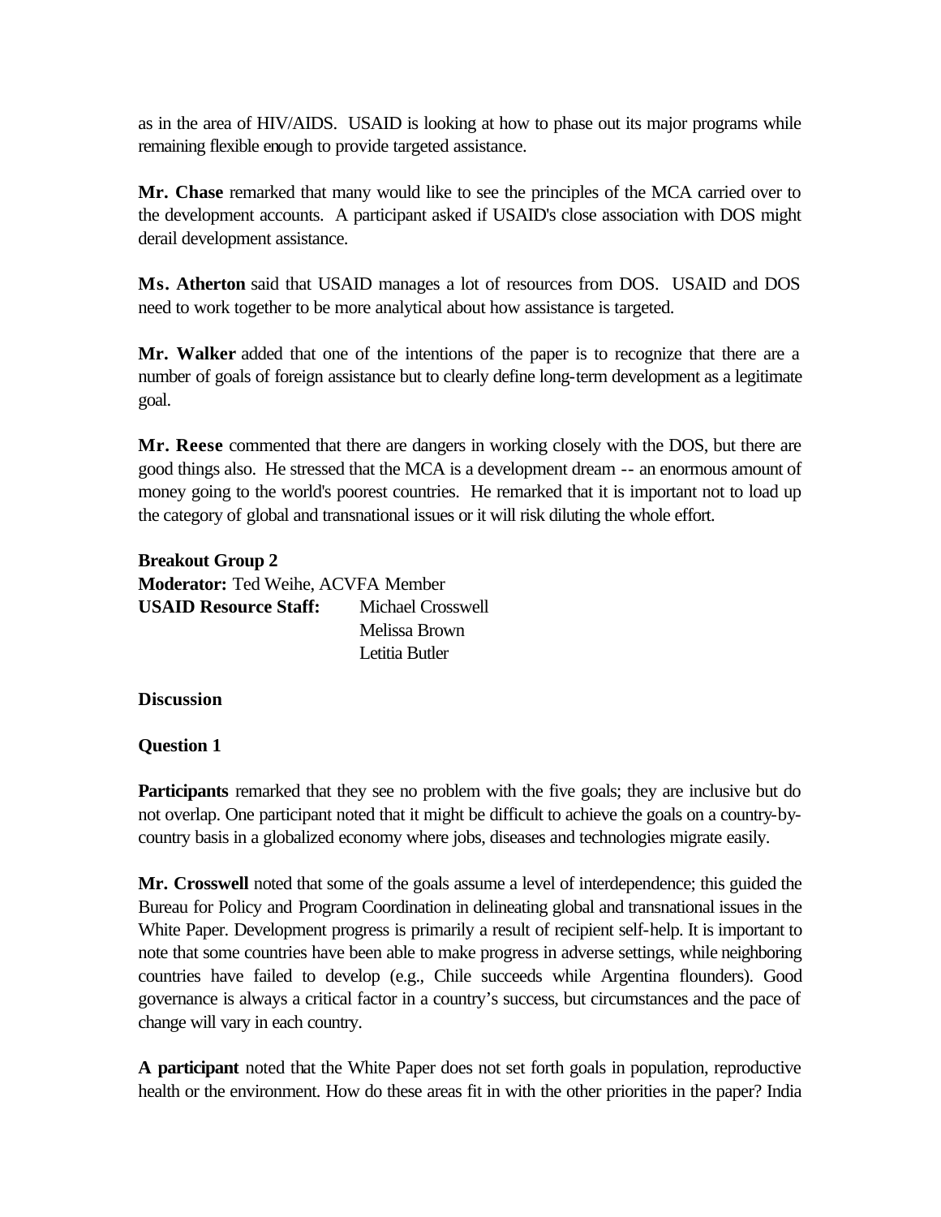as in the area of HIV/AIDS. USAID is looking at how to phase out its major programs while remaining flexible enough to provide targeted assistance.

**Mr. Chase** remarked that many would like to see the principles of the MCA carried over to the development accounts. A participant asked if USAID's close association with DOS might derail development assistance.

**Ms. Atherton** said that USAID manages a lot of resources from DOS. USAID and DOS need to work together to be more analytical about how assistance is targeted.

**Mr. Walker** added that one of the intentions of the paper is to recognize that there are a number of goals of foreign assistance but to clearly define long-term development as a legitimate goal.

**Mr. Reese** commented that there are dangers in working closely with the DOS, but there are good things also. He stressed that the MCA is a development dream -- an enormous amount of money going to the world's poorest countries. He remarked that it is important not to load up the category of global and transnational issues or it will risk diluting the whole effort.

**Breakout Group 2**
**Moderator:** Ted Weihe, ACVFA Member
**USAID Resource Staff:** Michael Crosswell
Melissa Brown
Letitia Butler

**Discussion**

**Question 1**

**Participants** remarked that they see no problem with the five goals; they are inclusive but do not overlap. One participant noted that it might be difficult to achieve the goals on a country-by-country basis in a globalized economy where jobs, diseases and technologies migrate easily.

**Mr. Crosswell** noted that some of the goals assume a level of interdependence; this guided the Bureau for Policy and Program Coordination in delineating global and transnational issues in the White Paper. Development progress is primarily a result of recipient self-help. It is important to note that some countries have been able to make progress in adverse settings, while neighboring countries have failed to develop (e.g., Chile succeeds while Argentina flounders). Good governance is always a critical factor in a country's success, but circumstances and the pace of change will vary in each country.

**A participant** noted that the White Paper does not set forth goals in population, reproductive health or the environment. How do these areas fit in with the other priorities in the paper? India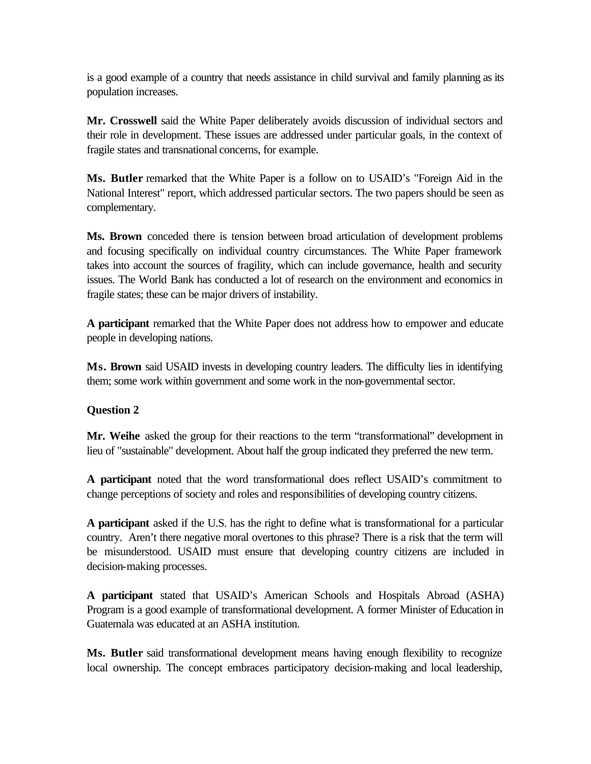is a good example of a country that needs assistance in child survival and family planning as its population increases.

**Mr. Crosswell** said the White Paper deliberately avoids discussion of individual sectors and their role in development. These issues are addressed under particular goals, in the context of fragile states and transnational concerns, for example.

**Ms. Butler** remarked that the White Paper is a follow on to USAID's "Foreign Aid in the National Interest" report, which addressed particular sectors. The two papers should be seen as complementary.

**Ms. Brown** conceded there is tension between broad articulation of development problems and focusing specifically on individual country circumstances. The White Paper framework takes into account the sources of fragility, which can include governance, health and security issues. The World Bank has conducted a lot of research on the environment and economics in fragile states; these can be major drivers of instability.

**A participant** remarked that the White Paper does not address how to empower and educate people in developing nations.

**Ms. Brown** said USAID invests in developing country leaders. The difficulty lies in identifying them; some work within government and some work in the non-governmental sector.

**Question 2**

**Mr. Weihe** asked the group for their reactions to the term "transformational" development in lieu of "sustainable" development. About half the group indicated they preferred the new term.

**A participant** noted that the word transformational does reflect USAID's commitment to change perceptions of society and roles and responsibilities of developing country citizens.

**A participant** asked if the U.S. has the right to define what is transformational for a particular country. Aren't there negative moral overtones to this phrase? There is a risk that the term will be misunderstood. USAID must ensure that developing country citizens are included in decision-making processes.

**A participant** stated that USAID's American Schools and Hospitals Abroad (ASHA) Program is a good example of transformational development. A former Minister of Education in Guatemala was educated at an ASHA institution.

**Ms. Butler** said transformational development means having enough flexibility to recognize local ownership. The concept embraces participatory decision-making and local leadership,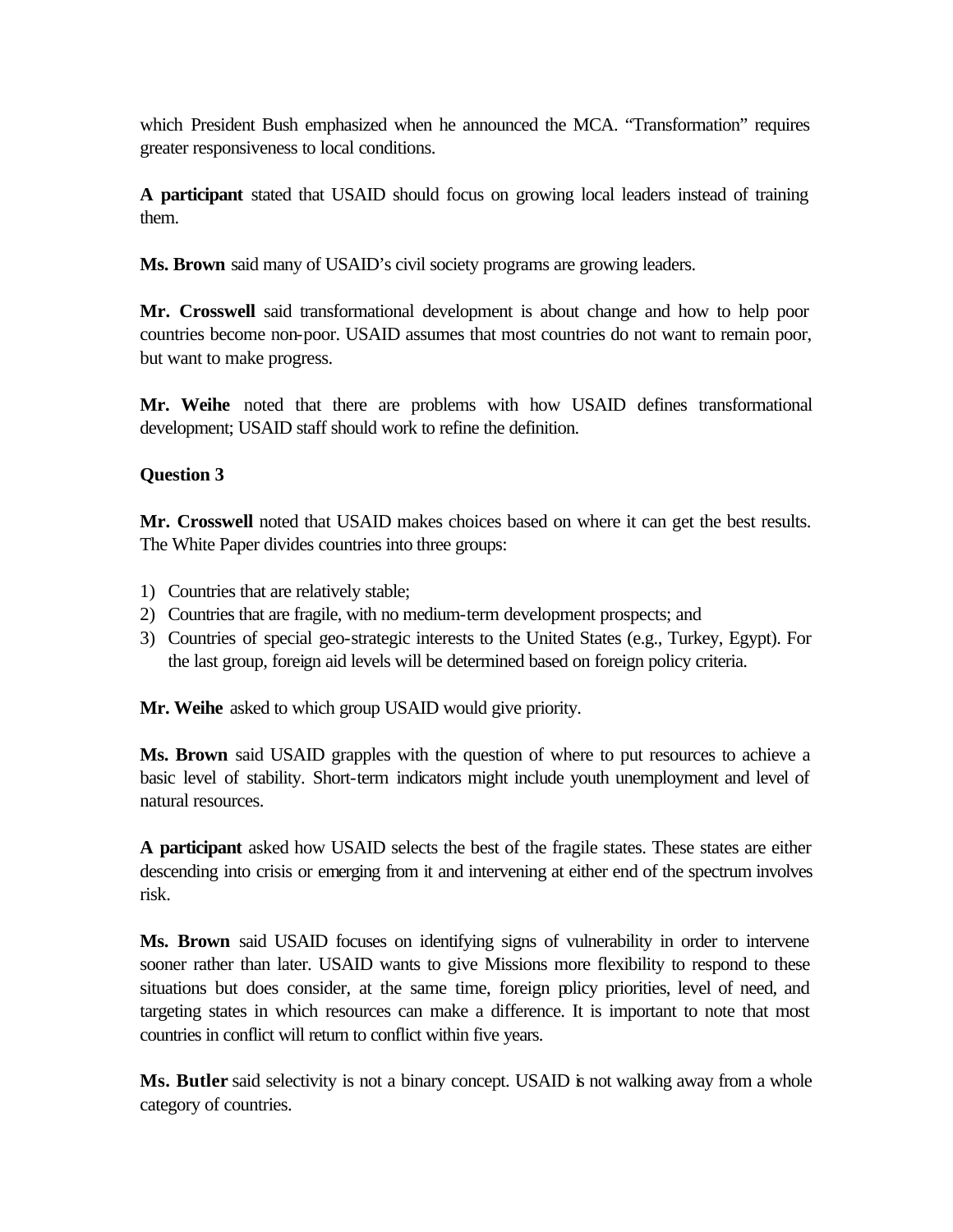which President Bush emphasized when he announced the MCA. "Transformation" requires greater responsiveness to local conditions.

**A participant** stated that USAID should focus on growing local leaders instead of training them.

**Ms. Brown** said many of USAID's civil society programs are growing leaders.

**Mr. Crosswell** said transformational development is about change and how to help poor countries become non-poor. USAID assumes that most countries do not want to remain poor, but want to make progress.

**Mr. Weihe** noted that there are problems with how USAID defines transformational development; USAID staff should work to refine the definition.

**Question 3**

**Mr. Crosswell** noted that USAID makes choices based on where it can get the best results. The White Paper divides countries into three groups:

1) Countries that are relatively stable;
2) Countries that are fragile, with no medium-term development prospects; and
3) Countries of special geo-strategic interests to the United States (e.g., Turkey, Egypt). For the last group, foreign aid levels will be determined based on foreign policy criteria.

**Mr. Weihe** asked to which group USAID would give priority.

**Ms. Brown** said USAID grapples with the question of where to put resources to achieve a basic level of stability. Short-term indicators might include youth unemployment and level of natural resources.

**A participant** asked how USAID selects the best of the fragile states. These states are either descending into crisis or emerging from it and intervening at either end of the spectrum involves risk.

**Ms. Brown** said USAID focuses on identifying signs of vulnerability in order to intervene sooner rather than later. USAID wants to give Missions more flexibility to respond to these situations but does consider, at the same time, foreign policy priorities, level of need, and targeting states in which resources can make a difference. It is important to note that most countries in conflict will return to conflict within five years.

**Ms. Butler** said selectivity is not a binary concept. USAID is not walking away from a whole category of countries.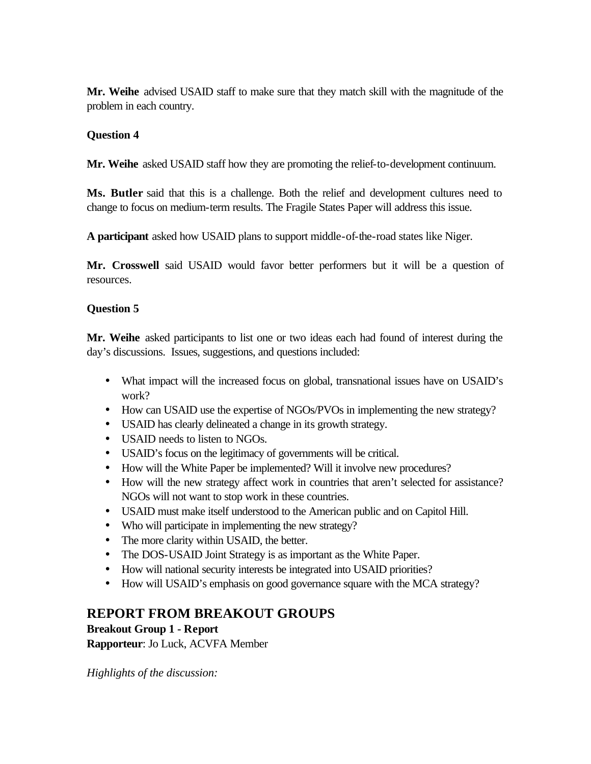**Mr. Weihe** advised USAID staff to make sure that they match skill with the magnitude of the problem in each country.

**Question 4**

**Mr. Weihe** asked USAID staff how they are promoting the relief-to-development continuum.

**Ms. Butler** said that this is a challenge. Both the relief and development cultures need to change to focus on medium-term results. The Fragile States Paper will address this issue.

**A participant** asked how USAID plans to support middle-of-the-road states like Niger.

**Mr. Crosswell** said USAID would favor better performers but it will be a question of resources.

**Question 5**

**Mr. Weihe** asked participants to list one or two ideas each had found of interest during the day's discussions. Issues, suggestions, and questions included:

- What impact will the increased focus on global, transnational issues have on USAID's work?
- How can USAID use the expertise of NGOs/PVOs in implementing the new strategy?
- USAID has clearly delineated a change in its growth strategy.
- USAID needs to listen to NGOs.
- USAID's focus on the legitimacy of governments will be critical.
- How will the White Paper be implemented? Will it involve new procedures?
- How will the new strategy affect work in countries that aren't selected for assistance? NGOs will not want to stop work in these countries.
- USAID must make itself understood to the American public and on Capitol Hill.
- Who will participate in implementing the new strategy?
- The more clarity within USAID, the better.
- The DOS-USAID Joint Strategy is as important as the White Paper.
- How will national security interests be integrated into USAID priorities?
- How will USAID's emphasis on good governance square with the MCA strategy?

## REPORT FROM BREAKOUT GROUPS

**Breakout Group 1 - Report**
**Rapporteur**: Jo Luck, ACVFA Member

*Highlights of the discussion:*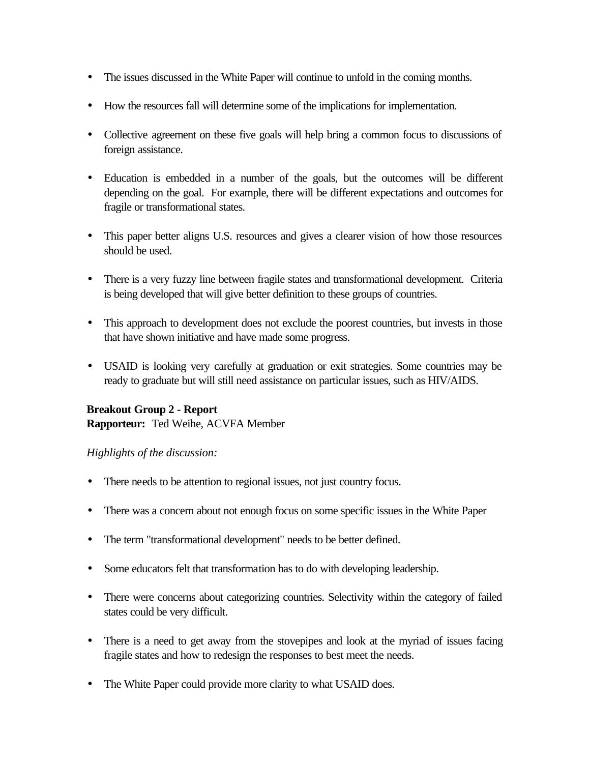- The issues discussed in the White Paper will continue to unfold in the coming months.
- How the resources fall will determine some of the implications for implementation.
- Collective agreement on these five goals will help bring a common focus to discussions of foreign assistance.
- Education is embedded in a number of the goals, but the outcomes will be different depending on the goal. For example, there will be different expectations and outcomes for fragile or transformational states.
- This paper better aligns U.S. resources and gives a clearer vision of how those resources should be used.
- There is a very fuzzy line between fragile states and transformational development. Criteria is being developed that will give better definition to these groups of countries.
- This approach to development does not exclude the poorest countries, but invests in those that have shown initiative and have made some progress.
- USAID is looking very carefully at graduation or exit strategies. Some countries may be ready to graduate but will still need assistance on particular issues, such as HIV/AIDS.

**Breakout Group 2 - Report**
**Rapporteur:** Ted Weihe, ACVFA Member

*Highlights of the discussion:*

- There needs to be attention to regional issues, not just country focus.
- There was a concern about not enough focus on some specific issues in the White Paper
- The term "transformational development" needs to be better defined.
- Some educators felt that transformation has to do with developing leadership.
- There were concerns about categorizing countries. Selectivity within the category of failed states could be very difficult.
- There is a need to get away from the stovepipes and look at the myriad of issues facing fragile states and how to redesign the responses to best meet the needs.
- The White Paper could provide more clarity to what USAID does.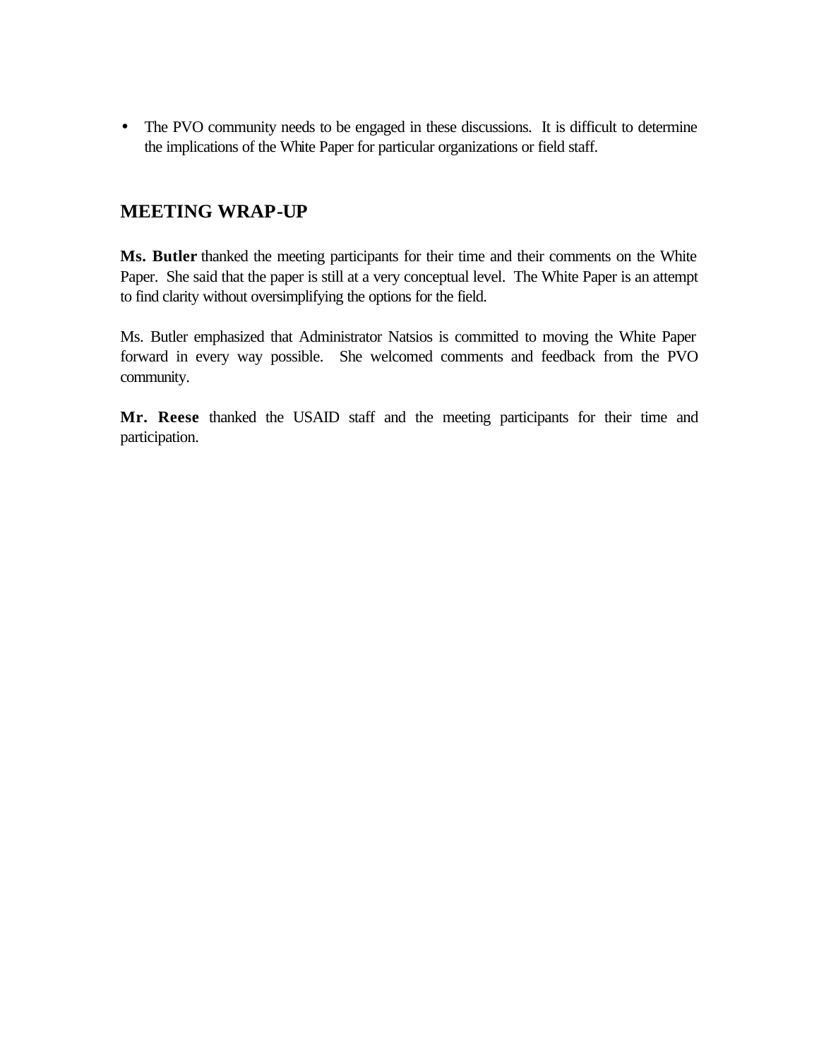- The PVO community needs to be engaged in these discussions. It is difficult to determine the implications of the White Paper for particular organizations or field staff.

## MEETING WRAP-UP

**Ms. Butler** thanked the meeting participants for their time and their comments on the White Paper. She said that the paper is still at a very conceptual level. The White Paper is an attempt to find clarity without oversimplifying the options for the field.

Ms. Butler emphasized that Administrator Natsios is committed to moving the White Paper forward in every way possible. She welcomed comments and feedback from the PVO community.

**Mr. Reese** thanked the USAID staff and the meeting participants for their time and participation.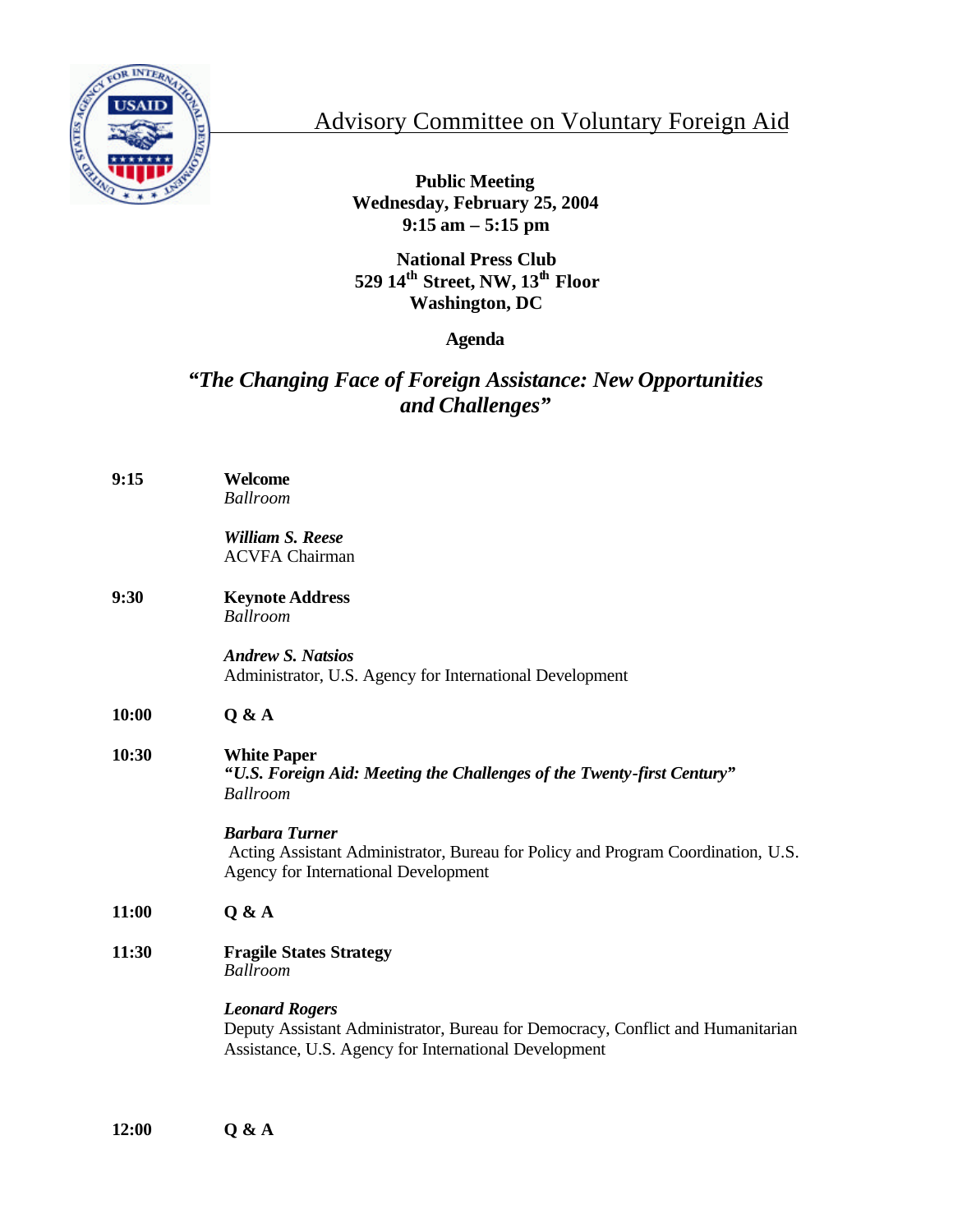# Advisory Committee on Voluntary Foreign Aid

**Public Meeting**
**Wednesday, February 25, 2004**
**9:15 am – 5:15 pm**

**National Press Club**
**529 14th Street, NW, 13th Floor**
**Washington, DC**

**Agenda**

## *"The Changing Face of Foreign Assistance: New Opportunities and Challenges"*

**9:15** **Welcome**
*Ballroom*

***William S. Reese***
ACVFA Chairman

**9:30** **Keynote Address**
*Ballroom*

***Andrew S. Natsios***
Administrator, U.S. Agency for International Development

**10:00** **Q & A**

**10:30** **White Paper**
***"U.S. Foreign Aid: Meeting the Challenges of the Twenty-first Century"***
*Ballroom*

***Barbara Turner***
Acting Assistant Administrator, Bureau for Policy and Program Coordination, U.S. Agency for International Development

**11:00** **Q & A**

**11:30** **Fragile States Strategy**
*Ballroom*

***Leonard Rogers***
Deputy Assistant Administrator, Bureau for Democracy, Conflict and Humanitarian Assistance, U.S. Agency for International Development

**12:00** **Q & A**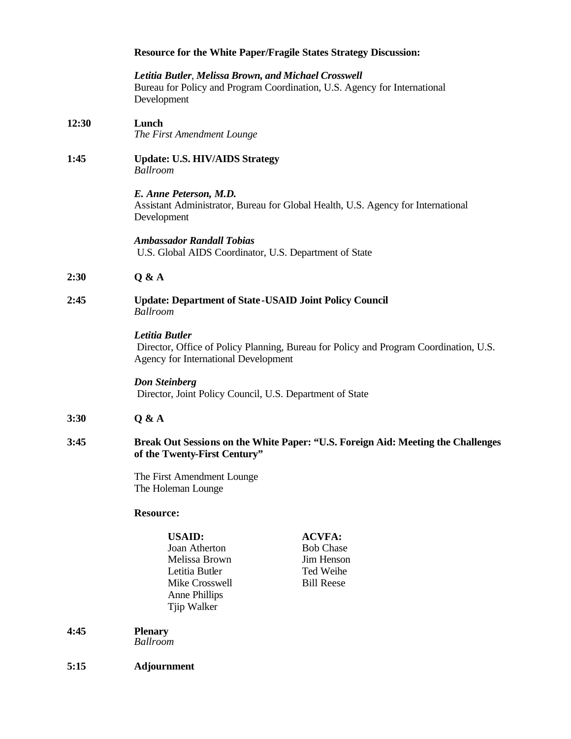**Resource for the White Paper/Fragile States Strategy Discussion:**

***Letitia Butler*, *Melissa Brown, and Michael Crosswell***
Bureau for Policy and Program Coordination, U.S. Agency for International Development

**12:30** **Lunch**
*The First Amendment Lounge*

**1:45** **Update: U.S. HIV/AIDS Strategy**
*Ballroom*

***E. Anne Peterson, M.D.***
Assistant Administrator, Bureau for Global Health, U.S. Agency for International Development

***Ambassador Randall Tobias***
U.S. Global AIDS Coordinator, U.S. Department of State

**2:30** **Q & A**

**2:45** **Update: Department of State-USAID Joint Policy Council**
*Ballroom*

***Letitia Butler***
Director, Office of Policy Planning, Bureau for Policy and Program Coordination, U.S. Agency for International Development

***Don Steinberg***
Director, Joint Policy Council, U.S. Department of State

**3:30** **Q & A**

**3:45** **Break Out Sessions on the White Paper: "U.S. Foreign Aid: Meeting the Challenges of the Twenty-First Century"**

The First Amendment Lounge
The Holeman Lounge

**Resource:**

| **USAID:** | **ACVFA:** |
|---|---|
| Joan Atherton | Bob Chase |
| Melissa Brown | Jim Henson |
| Letitia Butler | Ted Weihe |
| Mike Crosswell | Bill Reese |
| Anne Phillips | |
| Tjip Walker | |

**4:45** **Plenary**
*Ballroom*

**5:15** **Adjournment**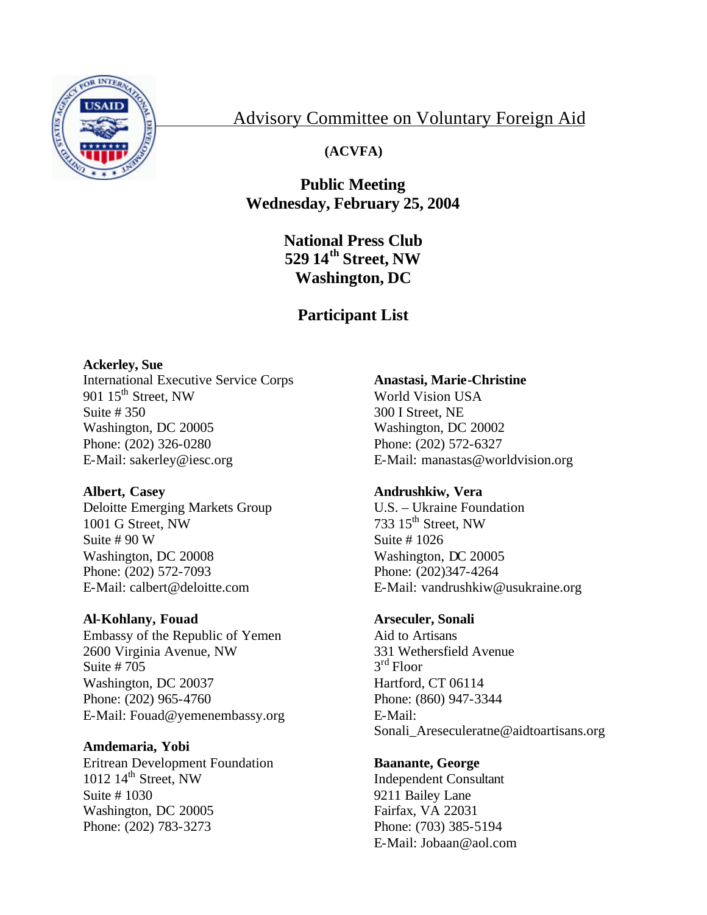# Advisory Committee on Voluntary Foreign Aid

**(ACVFA)**

**Public Meeting**
**Wednesday, February 25, 2004**

**National Press Club**
**529 14th Street, NW**
**Washington, DC**

## Participant List

**Ackerley, Sue**
International Executive Service Corps
901 15th Street, NW
Suite # 350
Washington, DC 20005
Phone: (202) 326-0280
E-Mail: sakerley@iesc.org

**Albert, Casey**
Deloitte Emerging Markets Group
1001 G Street, NW
Suite # 90 W
Washington, DC 20008
Phone: (202) 572-7093
E-Mail: calbert@deloitte.com

**Al-Kohlany, Fouad**
Embassy of the Republic of Yemen
2600 Virginia Avenue, NW
Suite # 705
Washington, DC 20037
Phone: (202) 965-4760
E-Mail: Fouad@yemenembassy.org

**Amdemaria, Yobi**
Eritrean Development Foundation
1012 14th Street, NW
Suite # 1030
Washington, DC 20005
Phone: (202) 783-3273

**Anastasi, Marie-Christine**
World Vision USA
300 I Street, NE
Washington, DC 20002
Phone: (202) 572-6327
E-Mail: manastas@worldvision.org

**Andrushkiw, Vera**
U.S. – Ukraine Foundation
733 15th Street, NW
Suite # 1026
Washington, DC 20005
Phone: (202)347-4264
E-Mail: vandrushkiw@usukraine.org

**Arseculer, Sonali**
Aid to Artisans
331 Wethersfield Avenue
3rd Floor
Hartford, CT 06114
Phone: (860) 947-3344
E-Mail:
Sonali_Areseculeratne@aidtoartisans.org

**Baanante, George**
Independent Consultant
9211 Bailey Lane
Fairfax, VA 22031
Phone: (703) 385-5194
E-Mail: Jobaan@aol.com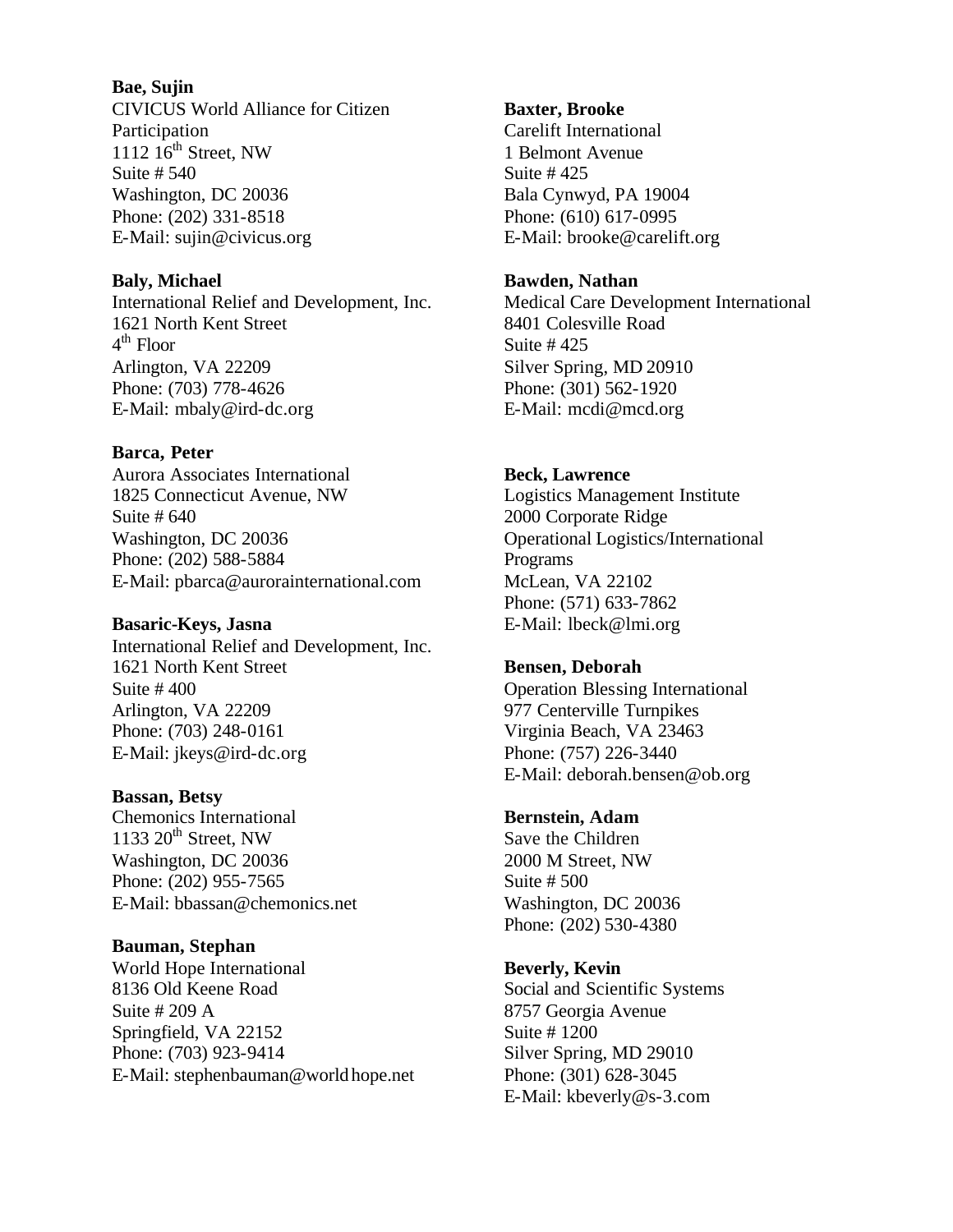**Bae, Sujin**
CIVICUS World Alliance for Citizen Participation
1112 16th Street, NW
Suite # 540
Washington, DC 20036
Phone: (202) 331-8518
E-Mail: sujin@civicus.org

**Baly, Michael**
International Relief and Development, Inc.
1621 North Kent Street
4th Floor
Arlington, VA 22209
Phone: (703) 778-4626
E-Mail: mbaly@ird-dc.org

**Barca, Peter**
Aurora Associates International
1825 Connecticut Avenue, NW
Suite # 640
Washington, DC 20036
Phone: (202) 588-5884
E-Mail: pbarca@aurorainternational.com

**Basaric-Keys, Jasna**
International Relief and Development, Inc.
1621 North Kent Street
Suite # 400
Arlington, VA 22209
Phone: (703) 248-0161
E-Mail: jkeys@ird-dc.org

**Bassan, Betsy**
Chemonics International
1133 20th Street, NW
Washington, DC 20036
Phone: (202) 955-7565
E-Mail: bbassan@chemonics.net

**Bauman, Stephan**
World Hope International
8136 Old Keene Road
Suite # 209 A
Springfield, VA 22152
Phone: (703) 923-9414
E-Mail: stephenbauman@world hope.net

**Baxter, Brooke**
Carelift International
1 Belmont Avenue
Suite # 425
Bala Cynwyd, PA 19004
Phone: (610) 617-0995
E-Mail: brooke@carelift.org

**Bawden, Nathan**
Medical Care Development International
8401 Colesville Road
Suite # 425
Silver Spring, MD 20910
Phone: (301) 562-1920
E-Mail: mcdi@mcd.org

**Beck, Lawrence**
Logistics Management Institute
2000 Corporate Ridge
Operational Logistics/International Programs
McLean, VA 22102
Phone: (571) 633-7862
E-Mail: lbeck@lmi.org

**Bensen, Deborah**
Operation Blessing International
977 Centerville Turnpikes
Virginia Beach, VA 23463
Phone: (757) 226-3440
E-Mail: deborah.bensen@ob.org

**Bernstein, Adam**
Save the Children
2000 M Street, NW
Suite # 500
Washington, DC 20036
Phone: (202) 530-4380

**Beverly, Kevin**
Social and Scientific Systems
8757 Georgia Avenue
Suite # 1200
Silver Spring, MD 29010
Phone: (301) 628-3045
E-Mail: kbeverly@s-3.com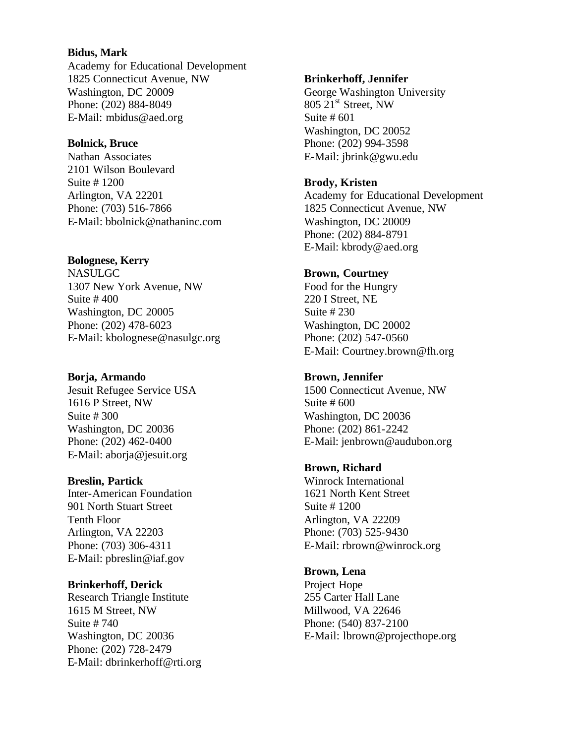**Bidus, Mark**
Academy for Educational Development
1825 Connecticut Avenue, NW
Washington, DC 20009
Phone: (202) 884-8049
E-Mail: mbidus@aed.org

**Bolnick, Bruce**
Nathan Associates
2101 Wilson Boulevard
Suite # 1200
Arlington, VA 22201
Phone: (703) 516-7866
E-Mail: bbolnick@nathaninc.com

**Bolognese, Kerry**
NASULGC
1307 New York Avenue, NW
Suite # 400
Washington, DC 20005
Phone: (202) 478-6023
E-Mail: kbolognese@nasulgc.org

**Borja, Armando**
Jesuit Refugee Service USA
1616 P Street, NW
Suite # 300
Washington, DC 20036
Phone: (202) 462-0400
E-Mail: aborja@jesuit.org

**Breslin, Partick**
Inter-American Foundation
901 North Stuart Street
Tenth Floor
Arlington, VA 22203
Phone: (703) 306-4311
E-Mail: pbreslin@iaf.gov

**Brinkerhoff, Derick**
Research Triangle Institute
1615 M Street, NW
Suite # 740
Washington, DC 20036
Phone: (202) 728-2479
E-Mail: dbrinkerhoff@rti.org

**Brinkerhoff, Jennifer**
George Washington University
805 21st Street, NW
Suite # 601
Washington, DC 20052
Phone: (202) 994-3598
E-Mail: jbrink@gwu.edu

**Brody, Kristen**
Academy for Educational Development
1825 Connecticut Avenue, NW
Washington, DC 20009
Phone: (202) 884-8791
E-Mail: kbrody@aed.org

**Brown, Courtney**
Food for the Hungry
220 I Street, NE
Suite # 230
Washington, DC 20002
Phone: (202) 547-0560
E-Mail: Courtney.brown@fh.org

**Brown, Jennifer**
1500 Connecticut Avenue, NW
Suite # 600
Washington, DC 20036
Phone: (202) 861-2242
E-Mail: jenbrown@audubon.org

**Brown, Richard**
Winrock International
1621 North Kent Street
Suite # 1200
Arlington, VA 22209
Phone: (703) 525-9430
E-Mail: rbrown@winrock.org

**Brown, Lena**
Project Hope
255 Carter Hall Lane
Millwood, VA 22646
Phone: (540) 837-2100
E-Mail: lbrown@projecthope.org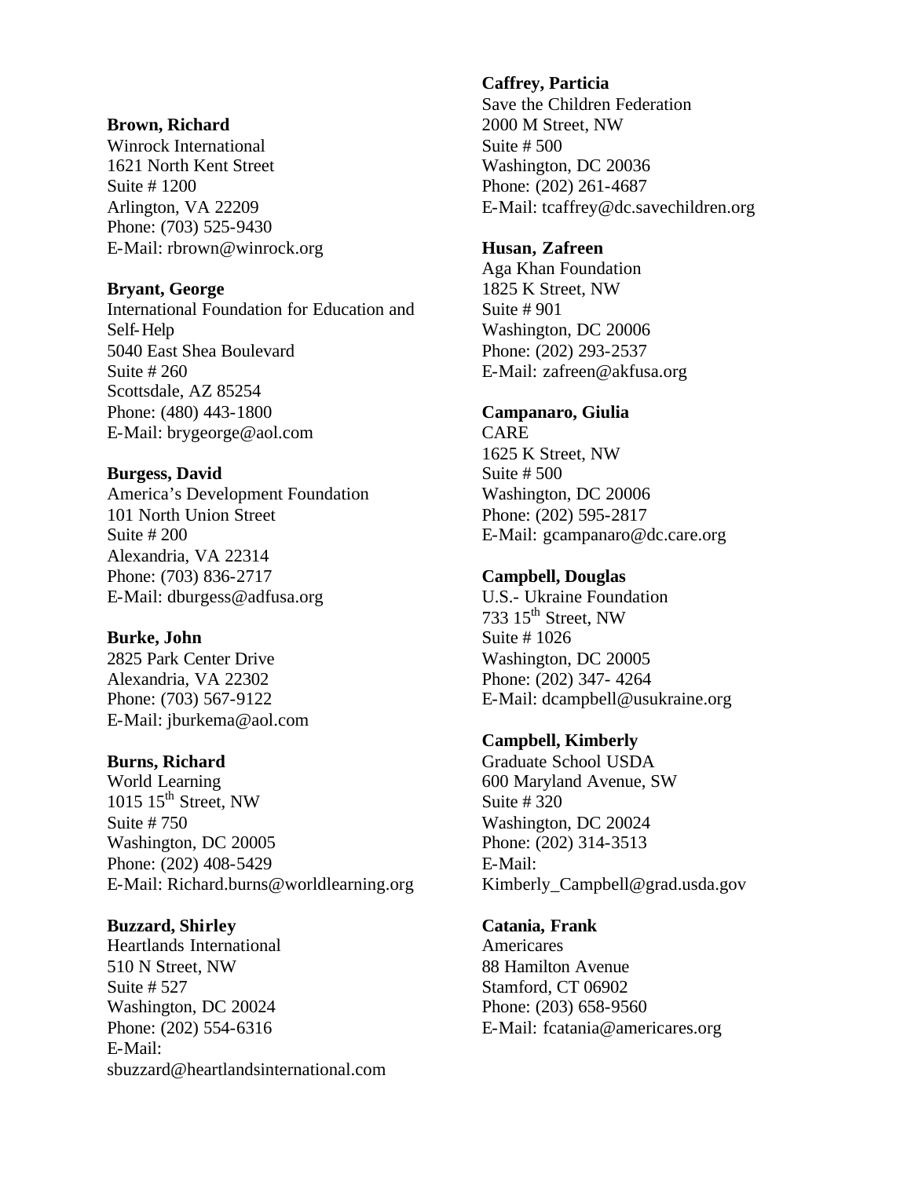**Brown, Richard**
Winrock International
1621 North Kent Street
Suite # 1200
Arlington, VA 22209
Phone: (703) 525-9430
E-Mail: rbrown@winrock.org

**Bryant, George**
International Foundation for Education and Self-Help
5040 East Shea Boulevard
Suite # 260
Scottsdale, AZ 85254
Phone: (480) 443-1800
E-Mail: brygeorge@aol.com

**Burgess, David**
America's Development Foundation
101 North Union Street
Suite # 200
Alexandria, VA 22314
Phone: (703) 836-2717
E-Mail: dburgess@adfusa.org

**Burke, John**
2825 Park Center Drive
Alexandria, VA 22302
Phone: (703) 567-9122
E-Mail: jburkema@aol.com

**Burns, Richard**
World Learning
1015 15th Street, NW
Suite # 750
Washington, DC 20005
Phone: (202) 408-5429
E-Mail: Richard.burns@worldlearning.org

**Buzzard, Shirley**
Heartlands International
510 N Street, NW
Suite # 527
Washington, DC 20024
Phone: (202) 554-6316
E-Mail: sbuzzard@heartlandsinternational.com

**Caffrey, Particia**
Save the Children Federation
2000 M Street, NW
Suite # 500
Washington, DC 20036
Phone: (202) 261-4687
E-Mail: tcaffrey@dc.savechildren.org

**Husan, Zafreen**
Aga Khan Foundation
1825 K Street, NW
Suite # 901
Washington, DC 20006
Phone: (202) 293-2537
E-Mail: zafreen@akfusa.org

**Campanaro, Giulia**
CARE
1625 K Street, NW
Suite # 500
Washington, DC 20006
Phone: (202) 595-2817
E-Mail: gcampanaro@dc.care.org

**Campbell, Douglas**
U.S.- Ukraine Foundation
733 15th Street, NW
Suite # 1026
Washington, DC 20005
Phone: (202) 347- 4264
E-Mail: dcampbell@usukraine.org

**Campbell, Kimberly**
Graduate School USDA
600 Maryland Avenue, SW
Suite # 320
Washington, DC 20024
Phone: (202) 314-3513
E-Mail: Kimberly_Campbell@grad.usda.gov

**Catania, Frank**
Americares
88 Hamilton Avenue
Stamford, CT 06902
Phone: (203) 658-9560
E-Mail: fcatania@americares.org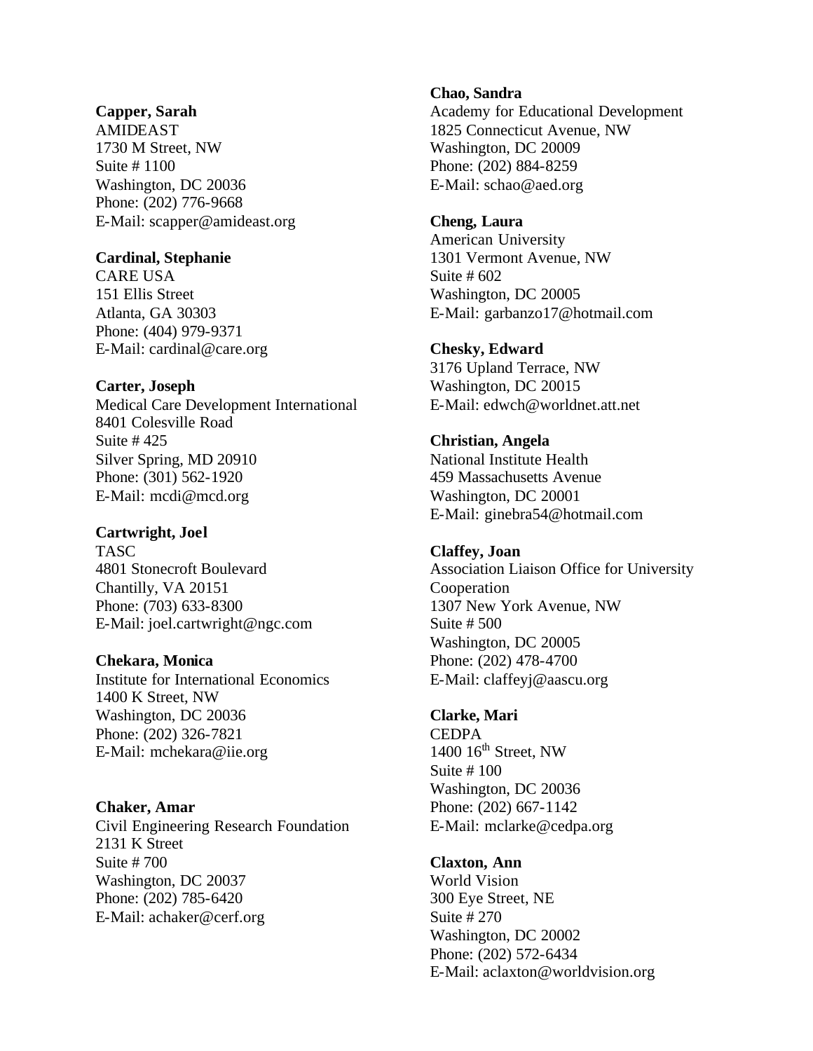**Capper, Sarah**
AMIDEAST
1730 M Street, NW
Suite # 1100
Washington, DC 20036
Phone: (202) 776-9668
E-Mail: scapper@amideast.org

**Cardinal, Stephanie**
CARE USA
151 Ellis Street
Atlanta, GA 30303
Phone: (404) 979-9371
E-Mail: cardinal@care.org

**Carter, Joseph**
Medical Care Development International
8401 Colesville Road
Suite # 425
Silver Spring, MD 20910
Phone: (301) 562-1920
E-Mail: mcdi@mcd.org

**Cartwright, Joel**
TASC
4801 Stonecroft Boulevard
Chantilly, VA 20151
Phone: (703) 633-8300
E-Mail: joel.cartwright@ngc.com

**Chekara, Monica**
Institute for International Economics
1400 K Street, NW
Washington, DC 20036
Phone: (202) 326-7821
E-Mail: mchekara@iie.org

**Chaker, Amar**
Civil Engineering Research Foundation
2131 K Street
Suite # 700
Washington, DC 20037
Phone: (202) 785-6420
E-Mail: achaker@cerf.org

**Chao, Sandra**
Academy for Educational Development
1825 Connecticut Avenue, NW
Washington, DC 20009
Phone: (202) 884-8259
E-Mail: schao@aed.org

**Cheng, Laura**
American University
1301 Vermont Avenue, NW
Suite # 602
Washington, DC 20005
E-Mail: garbanzo17@hotmail.com

**Chesky, Edward**
3176 Upland Terrace, NW
Washington, DC 20015
E-Mail: edwch@worldnet.att.net

**Christian, Angela**
National Institute Health
459 Massachusetts Avenue
Washington, DC 20001
E-Mail: ginebra54@hotmail.com

**Claffey, Joan**
Association Liaison Office for University Cooperation
1307 New York Avenue, NW
Suite # 500
Washington, DC 20005
Phone: (202) 478-4700
E-Mail: claffeyj@aascu.org

**Clarke, Mari**
CEDPA
1400 16th Street, NW
Suite # 100
Washington, DC 20036
Phone: (202) 667-1142
E-Mail: mclarke@cedpa.org

**Claxton, Ann**
World Vision
300 Eye Street, NE
Suite # 270
Washington, DC 20002
Phone: (202) 572-6434
E-Mail: aclaxton@worldvision.org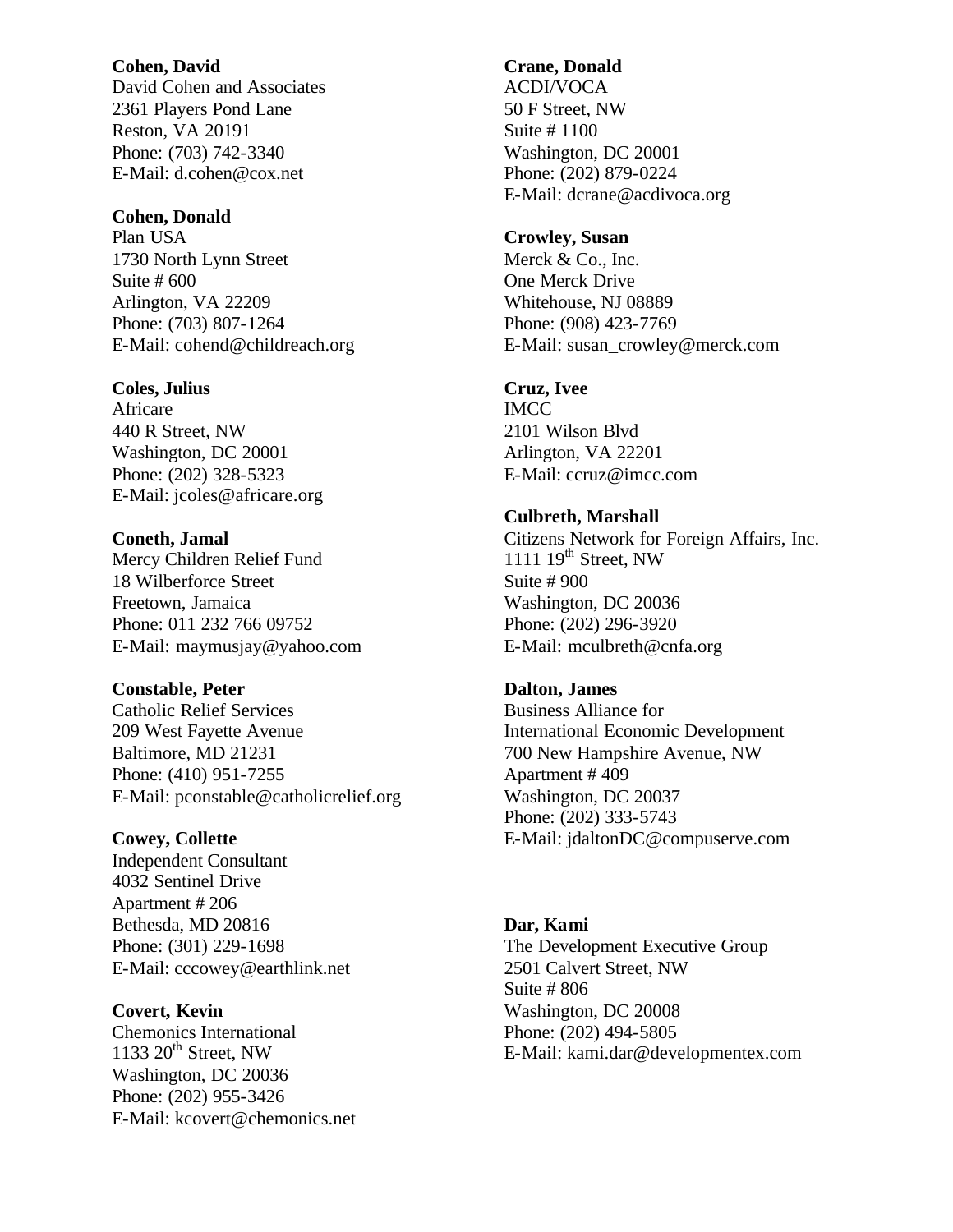**Cohen, David**
David Cohen and Associates
2361 Players Pond Lane
Reston, VA 20191
Phone: (703) 742-3340
E-Mail: d.cohen@cox.net

**Cohen, Donald**
Plan USA
1730 North Lynn Street
Suite # 600
Arlington, VA 22209
Phone: (703) 807-1264
E-Mail: cohend@childreach.org

**Coles, Julius**
Africare
440 R Street, NW
Washington, DC 20001
Phone: (202) 328-5323
E-Mail: jcoles@africare.org

**Coneth, Jamal**
Mercy Children Relief Fund
18 Wilberforce Street
Freetown, Jamaica
Phone: 011 232 766 09752
E-Mail: maymusjay@yahoo.com

**Constable, Peter**
Catholic Relief Services
209 West Fayette Avenue
Baltimore, MD 21231
Phone: (410) 951-7255
E-Mail: pconstable@catholicrelief.org

**Cowey, Collette**
Independent Consultant
4032 Sentinel Drive
Apartment # 206
Bethesda, MD 20816
Phone: (301) 229-1698
E-Mail: cccowey@earthlink.net

**Covert, Kevin**
Chemonics International
1133 20th Street, NW
Washington, DC 20036
Phone: (202) 955-3426
E-Mail: kcovert@chemonics.net

**Crane, Donald**
ACDI/VOCA
50 F Street, NW
Suite # 1100
Washington, DC 20001
Phone: (202) 879-0224
E-Mail: dcrane@acdivoca.org

**Crowley, Susan**
Merck & Co., Inc.
One Merck Drive
Whitehouse, NJ 08889
Phone: (908) 423-7769
E-Mail: susan_crowley@merck.com

**Cruz, Ivee**
IMCC
2101 Wilson Blvd
Arlington, VA 22201
E-Mail: ccruz@imcc.com

**Culbreth, Marshall**
Citizens Network for Foreign Affairs, Inc.
1111 19th Street, NW
Suite # 900
Washington, DC 20036
Phone: (202) 296-3920
E-Mail: mculbreth@cnfa.org

**Dalton, James**
Business Alliance for
International Economic Development
700 New Hampshire Avenue, NW
Apartment # 409
Washington, DC 20037
Phone: (202) 333-5743
E-Mail: jdaltonDC@compuserve.com

**Dar, Kami**
The Development Executive Group
2501 Calvert Street, NW
Suite # 806
Washington, DC 20008
Phone: (202) 494-5805
E-Mail: kami.dar@developmentex.com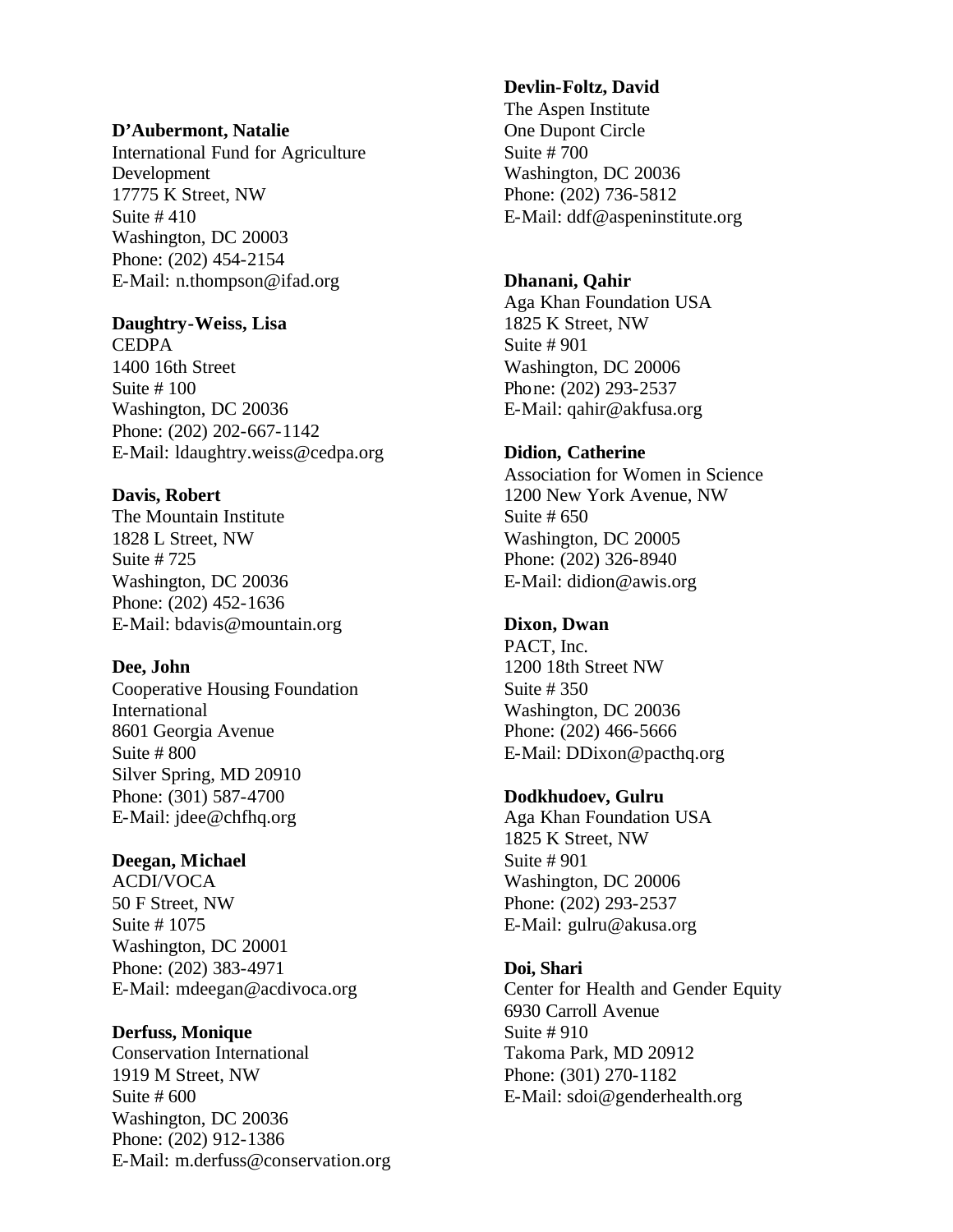**D'Aubermont, Natalie**
International Fund for Agriculture Development
17775 K Street, NW
Suite # 410
Washington, DC 20003
Phone: (202) 454-2154
E-Mail: n.thompson@ifad.org

**Daughtry-Weiss, Lisa**
CEDPA
1400 16th Street
Suite # 100
Washington, DC 20036
Phone: (202) 202-667-1142
E-Mail: ldaughtry.weiss@cedpa.org

**Davis, Robert**
The Mountain Institute
1828 L Street, NW
Suite # 725
Washington, DC 20036
Phone: (202) 452-1636
E-Mail: bdavis@mountain.org

**Dee, John**
Cooperative Housing Foundation International
8601 Georgia Avenue
Suite # 800
Silver Spring, MD 20910
Phone: (301) 587-4700
E-Mail: jdee@chfhq.org

**Deegan, Michael**
ACDI/VOCA
50 F Street, NW
Suite # 1075
Washington, DC 20001
Phone: (202) 383-4971
E-Mail: mdeegan@acdivoca.org

**Derfuss, Monique**
Conservation International
1919 M Street, NW
Suite # 600
Washington, DC 20036
Phone: (202) 912-1386
E-Mail: m.derfuss@conservation.org

**Devlin-Foltz, David**
The Aspen Institute
One Dupont Circle
Suite # 700
Washington, DC 20036
Phone: (202) 736-5812
E-Mail: ddf@aspeninstitute.org

**Dhanani, Qahir**
Aga Khan Foundation USA
1825 K Street, NW
Suite # 901
Washington, DC 20006
Phone: (202) 293-2537
E-Mail: qahir@akfusa.org

**Didion, Catherine**
Association for Women in Science
1200 New York Avenue, NW
Suite # 650
Washington, DC 20005
Phone: (202) 326-8940
E-Mail: didion@awis.org

**Dixon, Dwan**
PACT, Inc.
1200 18th Street NW
Suite # 350
Washington, DC 20036
Phone: (202) 466-5666
E-Mail: DDixon@pacthq.org

**Dodkhudoev, Gulru**
Aga Khan Foundation USA
1825 K Street, NW
Suite # 901
Washington, DC 20006
Phone: (202) 293-2537
E-Mail: gulru@akusa.org

**Doi, Shari**
Center for Health and Gender Equity
6930 Carroll Avenue
Suite # 910
Takoma Park, MD 20912
Phone: (301) 270-1182
E-Mail: sdoi@genderhealth.org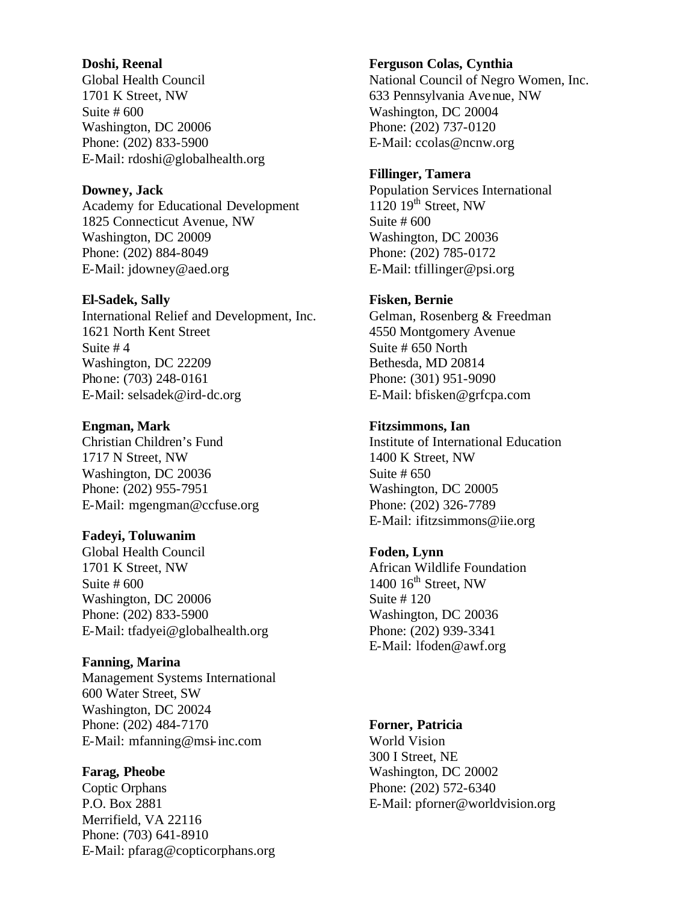**Doshi, Reenal**
Global Health Council
1701 K Street, NW
Suite # 600
Washington, DC 20006
Phone: (202) 833-5900
E-Mail: rdoshi@globalhealth.org

**Downey, Jack**
Academy for Educational Development
1825 Connecticut Avenue, NW
Washington, DC 20009
Phone: (202) 884-8049
E-Mail: jdowney@aed.org

**El-Sadek, Sally**
International Relief and Development, Inc.
1621 North Kent Street
Suite # 4
Washington, DC 22209
Phone: (703) 248-0161
E-Mail: selsadek@ird-dc.org

**Engman, Mark**
Christian Children's Fund
1717 N Street, NW
Washington, DC 20036
Phone: (202) 955-7951
E-Mail: mgengman@ccfuse.org

**Fadeyi, Toluwanim**
Global Health Council
1701 K Street, NW
Suite # 600
Washington, DC 20006
Phone: (202) 833-5900
E-Mail: tfadyei@globalhealth.org

**Fanning, Marina**
Management Systems International
600 Water Street, SW
Washington, DC 20024
Phone: (202) 484-7170
E-Mail: mfanning@msi-inc.com

**Farag, Pheobe**
Coptic Orphans
P.O. Box 2881
Merrifield, VA 22116
Phone: (703) 641-8910
E-Mail: pfarag@copticorphans.org

**Ferguson Colas, Cynthia**
National Council of Negro Women, Inc.
633 Pennsylvania Avenue, NW
Washington, DC 20004
Phone: (202) 737-0120
E-Mail: ccolas@ncnw.org

**Fillinger, Tamera**
Population Services International
1120 19th Street, NW
Suite # 600
Washington, DC 20036
Phone: (202) 785-0172
E-Mail: tfillinger@psi.org

**Fisken, Bernie**
Gelman, Rosenberg & Freedman
4550 Montgomery Avenue
Suite # 650 North
Bethesda, MD 20814
Phone: (301) 951-9090
E-Mail: bfisken@grfcpa.com

**Fitzsimmons, Ian**
Institute of International Education
1400 K Street, NW
Suite # 650
Washington, DC 20005
Phone: (202) 326-7789
E-Mail: ifitzsimmons@iie.org

**Foden, Lynn**
African Wildlife Foundation
1400 16th Street, NW
Suite # 120
Washington, DC 20036
Phone: (202) 939-3341
E-Mail: lfoden@awf.org

**Forner, Patricia**
World Vision
300 I Street, NE
Washington, DC 20002
Phone: (202) 572-6340
E-Mail: pforner@worldvision.org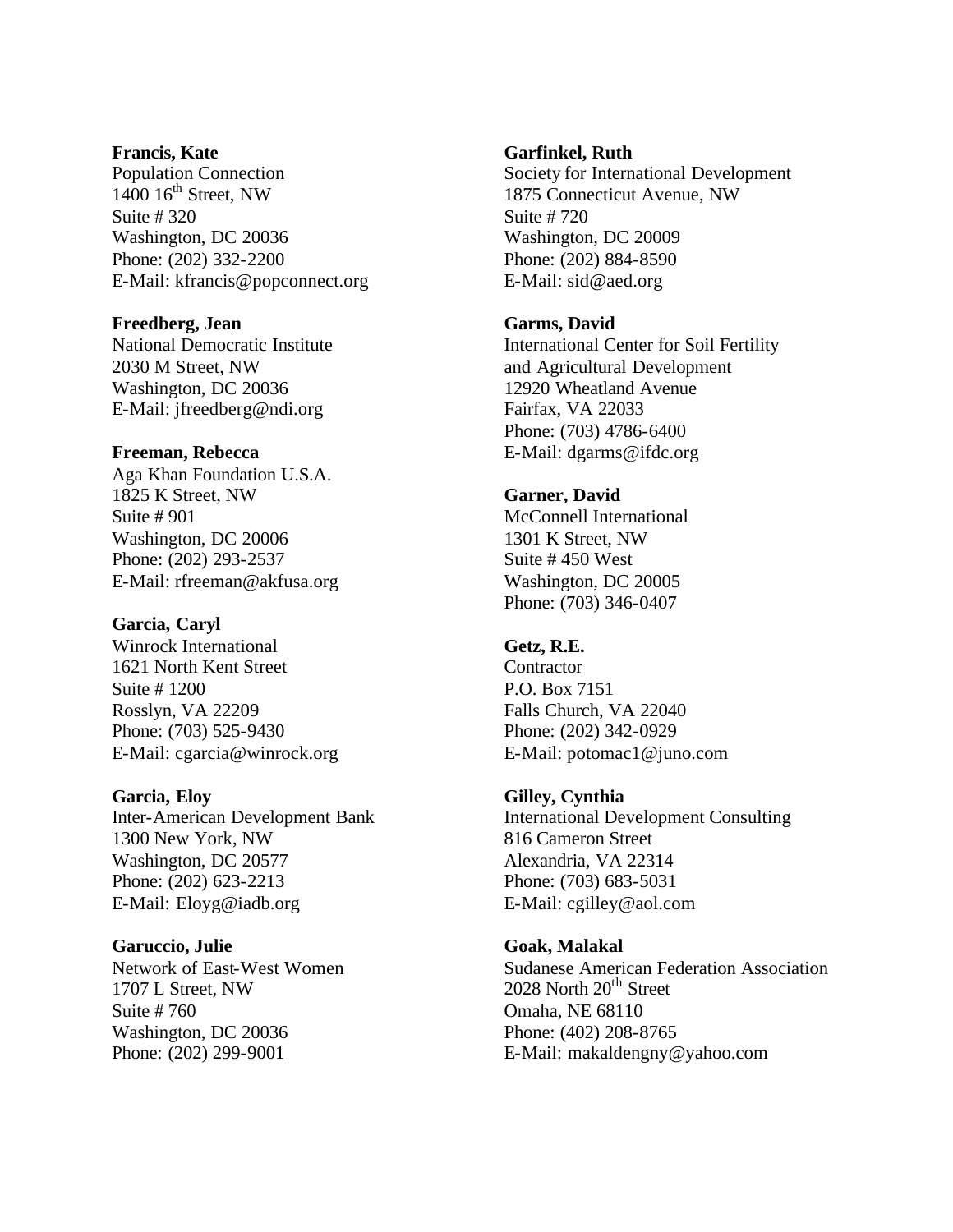**Francis, Kate**
Population Connection
1400 16th Street, NW
Suite # 320
Washington, DC 20036
Phone: (202) 332-2200
E-Mail: kfrancis@popconnect.org

**Freedberg, Jean**
National Democratic Institute
2030 M Street, NW
Washington, DC 20036
E-Mail: jfreedberg@ndi.org

**Freeman, Rebecca**
Aga Khan Foundation U.S.A.
1825 K Street, NW
Suite # 901
Washington, DC 20006
Phone: (202) 293-2537
E-Mail: rfreeman@akfusa.org

**Garcia, Caryl**
Winrock International
1621 North Kent Street
Suite # 1200
Rosslyn, VA 22209
Phone: (703) 525-9430
E-Mail: cgarcia@winrock.org

**Garcia, Eloy**
Inter-American Development Bank
1300 New York, NW
Washington, DC 20577
Phone: (202) 623-2213
E-Mail: Eloyg@iadb.org

**Garuccio, Julie**
Network of East-West Women
1707 L Street, NW
Suite # 760
Washington, DC 20036
Phone: (202) 299-9001

**Garfinkel, Ruth**
Society for International Development
1875 Connecticut Avenue, NW
Suite # 720
Washington, DC 20009
Phone: (202) 884-8590
E-Mail: sid@aed.org

**Garms, David**
International Center for Soil Fertility
and Agricultural Development
12920 Wheatland Avenue
Fairfax, VA 22033
Phone: (703) 4786-6400
E-Mail: dgarms@ifdc.org

**Garner, David**
McConnell International
1301 K Street, NW
Suite # 450 West
Washington, DC 20005
Phone: (703) 346-0407

**Getz, R.E.**
Contractor
P.O. Box 7151
Falls Church, VA 22040
Phone: (202) 342-0929
E-Mail: potomac1@juno.com

**Gilley, Cynthia**
International Development Consulting
816 Cameron Street
Alexandria, VA 22314
Phone: (703) 683-5031
E-Mail: cgilley@aol.com

**Goak, Malakal**
Sudanese American Federation Association
2028 North 20th Street
Omaha, NE 68110
Phone: (402) 208-8765
E-Mail: makaldengny@yahoo.com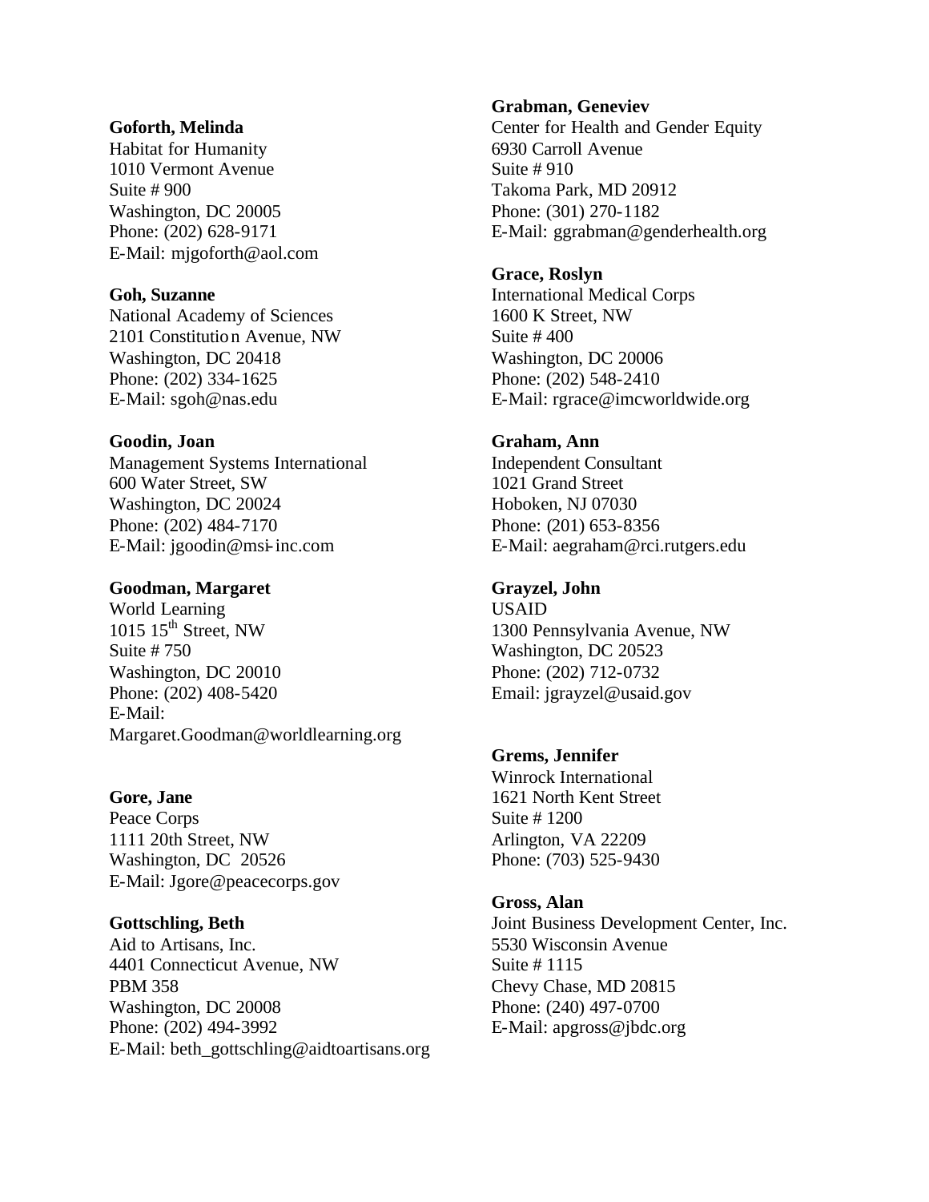**Goforth, Melinda**
Habitat for Humanity
1010 Vermont Avenue
Suite # 900
Washington, DC 20005
Phone: (202) 628-9171
E-Mail: mjgoforth@aol.com

**Goh, Suzanne**
National Academy of Sciences
2101 Constitution Avenue, NW
Washington, DC 20418
Phone: (202) 334-1625
E-Mail: sgoh@nas.edu

**Goodin, Joan**
Management Systems International
600 Water Street, SW
Washington, DC 20024
Phone: (202) 484-7170
E-Mail: jgoodin@msi-inc.com

**Goodman, Margaret**
World Learning
1015 15th Street, NW
Suite # 750
Washington, DC 20010
Phone: (202) 408-5420
E-Mail:
Margaret.Goodman@worldlearning.org

**Gore, Jane**
Peace Corps
1111 20th Street, NW
Washington, DC 20526
E-Mail: Jgore@peacecorps.gov

**Gottschling, Beth**
Aid to Artisans, Inc.
4401 Connecticut Avenue, NW
PBM 358
Washington, DC 20008
Phone: (202) 494-3992
E-Mail: beth_gottschling@aidtoartisans.org

**Grabman, Geneviev**
Center for Health and Gender Equity
6930 Carroll Avenue
Suite # 910
Takoma Park, MD 20912
Phone: (301) 270-1182
E-Mail: ggrabman@genderhealth.org

**Grace, Roslyn**
International Medical Corps
1600 K Street, NW
Suite # 400
Washington, DC 20006
Phone: (202) 548-2410
E-Mail: rgrace@imcworldwide.org

**Graham, Ann**
Independent Consultant
1021 Grand Street
Hoboken, NJ 07030
Phone: (201) 653-8356
E-Mail: aegraham@rci.rutgers.edu

**Grayzel, John**
USAID
1300 Pennsylvania Avenue, NW
Washington, DC 20523
Phone: (202) 712-0732
Email: jgrayzel@usaid.gov

**Grems, Jennifer**
Winrock International
1621 North Kent Street
Suite # 1200
Arlington, VA 22209
Phone: (703) 525-9430

**Gross, Alan**
Joint Business Development Center, Inc.
5530 Wisconsin Avenue
Suite # 1115
Chevy Chase, MD 20815
Phone: (240) 497-0700
E-Mail: apgross@jbdc.org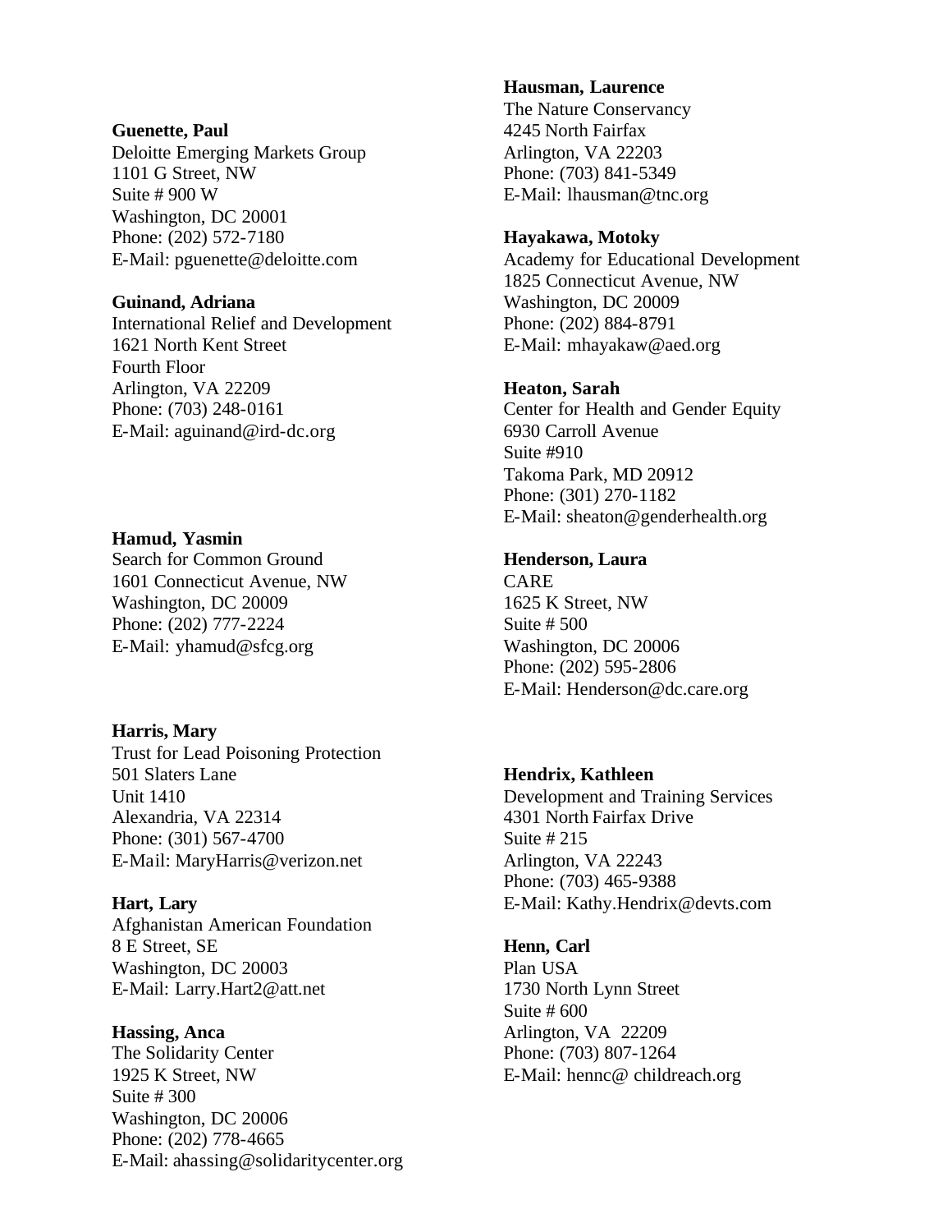**Guenette, Paul**
Deloitte Emerging Markets Group
1101 G Street, NW
Suite # 900 W
Washington, DC 20001
Phone: (202) 572-7180
E-Mail: pguenette@deloitte.com

**Guinand, Adriana**
International Relief and Development
1621 North Kent Street
Fourth Floor
Arlington, VA 22209
Phone: (703) 248-0161
E-Mail: aguinand@ird-dc.org

**Hamud, Yasmin**
Search for Common Ground
1601 Connecticut Avenue, NW
Washington, DC 20009
Phone: (202) 777-2224
E-Mail: yhamud@sfcg.org

**Harris, Mary**
Trust for Lead Poisoning Protection
501 Slaters Lane
Unit 1410
Alexandria, VA 22314
Phone: (301) 567-4700
E-Mail: MaryHarris@verizon.net

**Hart, Lary**
Afghanistan American Foundation
8 E Street, SE
Washington, DC 20003
E-Mail: Larry.Hart2@att.net

**Hassing, Anca**
The Solidarity Center
1925 K Street, NW
Suite # 300
Washington, DC 20006
Phone: (202) 778-4665
E-Mail: ahassing@solidaritycenter.org

**Hausman, Laurence**
The Nature Conservancy
4245 North Fairfax
Arlington, VA 22203
Phone: (703) 841-5349
E-Mail: lhausman@tnc.org

**Hayakawa, Motoky**
Academy for Educational Development
1825 Connecticut Avenue, NW
Washington, DC 20009
Phone: (202) 884-8791
E-Mail: mhayakaw@aed.org

**Heaton, Sarah**
Center for Health and Gender Equity
6930 Carroll Avenue
Suite #910
Takoma Park, MD 20912
Phone: (301) 270-1182
E-Mail: sheaton@genderhealth.org

**Henderson, Laura**
CARE
1625 K Street, NW
Suite # 500
Washington, DC 20006
Phone: (202) 595-2806
E-Mail: Henderson@dc.care.org

**Hendrix, Kathleen**
Development and Training Services
4301 North Fairfax Drive
Suite # 215
Arlington, VA 22243
Phone: (703) 465-9388
E-Mail: Kathy.Hendrix@devts.com

**Henn, Carl**
Plan USA
1730 North Lynn Street
Suite # 600
Arlington, VA 22209
Phone: (703) 807-1264
E-Mail: hennc@ childreach.org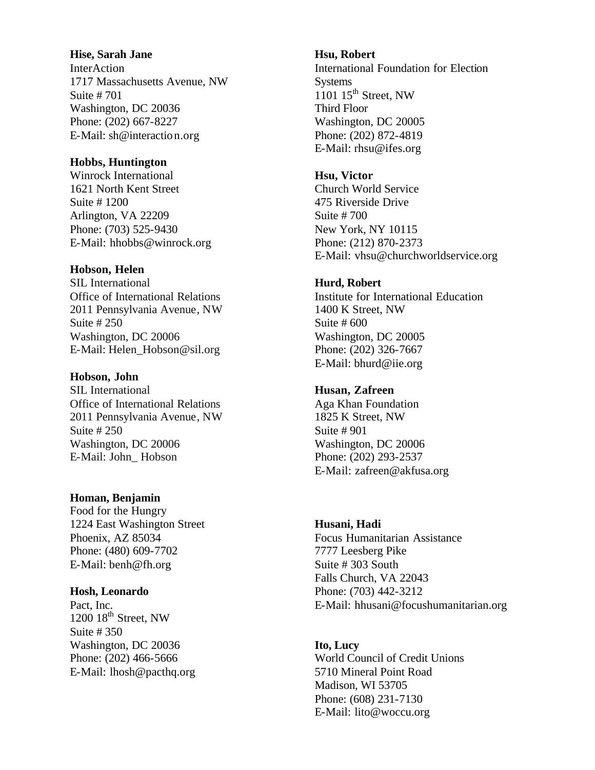**Hise, Sarah Jane**
InterAction
1717 Massachusetts Avenue, NW
Suite # 701
Washington, DC 20036
Phone: (202) 667-8227
E-Mail: sh@interaction.org

**Hobbs, Huntington**
Winrock International
1621 North Kent Street
Suite # 1200
Arlington, VA 22209
Phone: (703) 525-9430
E-Mail: hhobbs@winrock.org

**Hobson, Helen**
SIL International
Office of International Relations
2011 Pennsylvania Avenue, NW
Suite # 250
Washington, DC 20006
E-Mail: Helen_Hobson@sil.org

**Hobson, John**
SIL International
Office of International Relations
2011 Pennsylvania Avenue, NW
Suite # 250
Washington, DC 20006
E-Mail: John_ Hobson

**Homan, Benjamin**
Food for the Hungry
1224 East Washington Street
Phoenix, AZ 85034
Phone: (480) 609-7702
E-Mail: benh@fh.org

**Hosh, Leonardo**
Pact, Inc.
1200 18th Street, NW
Suite # 350
Washington, DC 20036
Phone: (202) 466-5666
E-Mail: lhosh@pacthq.org

**Hsu, Robert**
International Foundation for Election Systems
1101 15th Street, NW
Third Floor
Washington, DC 20005
Phone: (202) 872-4819
E-Mail: rhsu@ifes.org

**Hsu, Victor**
Church World Service
475 Riverside Drive
Suite # 700
New York, NY 10115
Phone: (212) 870-2373
E-Mail: vhsu@churchworldservice.org

**Hurd, Robert**
Institute for International Education
1400 K Street, NW
Suite # 600
Washington, DC 20005
Phone: (202) 326-7667
E-Mail: bhurd@iie.org

**Husan, Zafreen**
Aga Khan Foundation
1825 K Street, NW
Suite # 901
Washington, DC 20006
Phone: (202) 293-2537
E-Mail: zafreen@akfusa.org

**Husani, Hadi**
Focus Humanitarian Assistance
7777 Leesberg Pike
Suite # 303 South
Falls Church, VA 22043
Phone: (703) 442-3212
E-Mail: hhusani@focushumanitarian.org

**Ito, Lucy**
World Council of Credit Unions
5710 Mineral Point Road
Madison, WI 53705
Phone: (608) 231-7130
E-Mail: lito@woccu.org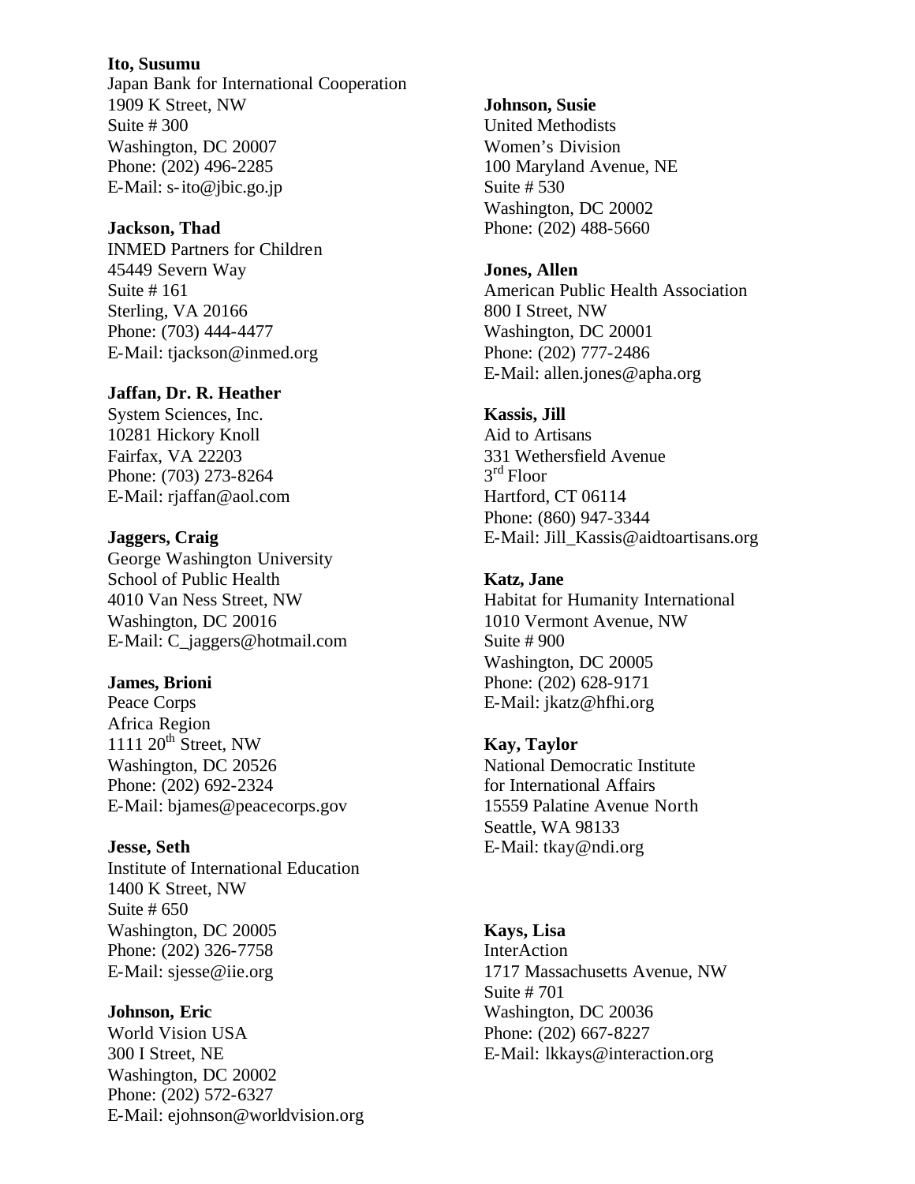**Ito, Susumu**
Japan Bank for International Cooperation
1909 K Street, NW
Suite # 300
Washington, DC 20007
Phone: (202) 496-2285
E-Mail: s-ito@jbic.go.jp

**Jackson, Thad**
INMED Partners for Children
45449 Severn Way
Suite # 161
Sterling, VA 20166
Phone: (703) 444-4477
E-Mail: tjackson@inmed.org

**Jaffan, Dr. R. Heather**
System Sciences, Inc.
10281 Hickory Knoll
Fairfax, VA 22203
Phone: (703) 273-8264
E-Mail: rjaffan@aol.com

**Jaggers, Craig**
George Washington University
School of Public Health
4010 Van Ness Street, NW
Washington, DC 20016
E-Mail: C_jaggers@hotmail.com

**James, Brioni**
Peace Corps
Africa Region
1111 20th Street, NW
Washington, DC 20526
Phone: (202) 692-2324
E-Mail: bjames@peacecorps.gov

**Jesse, Seth**
Institute of International Education
1400 K Street, NW
Suite # 650
Washington, DC 20005
Phone: (202) 326-7758
E-Mail: sjesse@iie.org

**Johnson, Eric**
World Vision USA
300 I Street, NE
Washington, DC 20002
Phone: (202) 572-6327
E-Mail: ejohnson@worldvision.org

**Johnson, Susie**
United Methodists
Women's Division
100 Maryland Avenue, NE
Suite # 530
Washington, DC 20002
Phone: (202) 488-5660

**Jones, Allen**
American Public Health Association
800 I Street, NW
Washington, DC 20001
Phone: (202) 777-2486
E-Mail: allen.jones@apha.org

**Kassis, Jill**
Aid to Artisans
331 Wethersfield Avenue
3rd Floor
Hartford, CT 06114
Phone: (860) 947-3344
E-Mail: Jill_Kassis@aidtoartisans.org

**Katz, Jane**
Habitat for Humanity International
1010 Vermont Avenue, NW
Suite # 900
Washington, DC 20005
Phone: (202) 628-9171
E-Mail: jkatz@hfhi.org

**Kay, Taylor**
National Democratic Institute
for International Affairs
15559 Palatine Avenue North
Seattle, WA 98133
E-Mail: tkay@ndi.org

**Kays, Lisa**
InterAction
1717 Massachusetts Avenue, NW
Suite # 701
Washington, DC 20036
Phone: (202) 667-8227
E-Mail: lkkays@interaction.org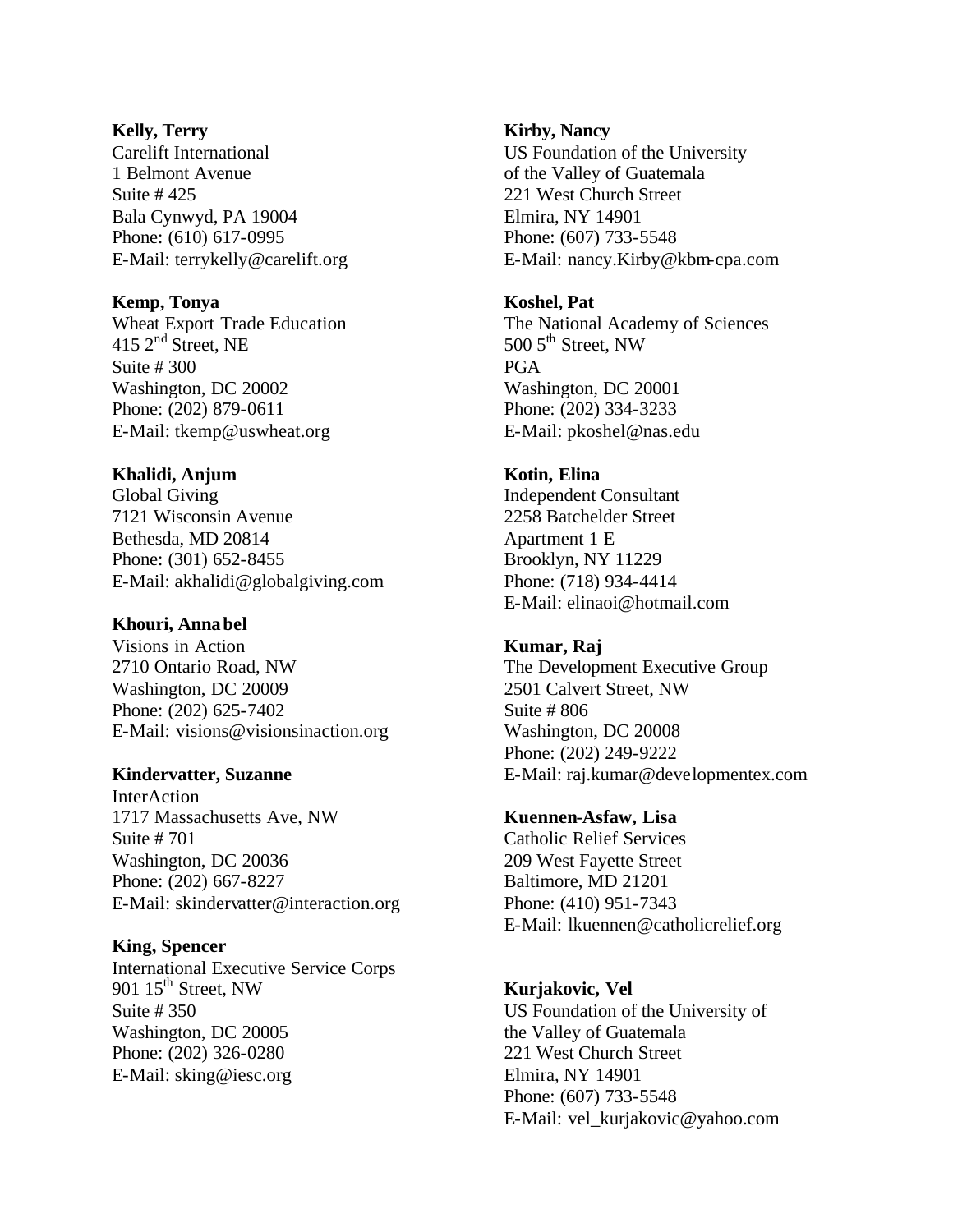**Kelly, Terry**
Carelift International
1 Belmont Avenue
Suite # 425
Bala Cynwyd, PA 19004
Phone: (610) 617-0995
E-Mail: terrykelly@carelift.org

**Kemp, Tonya**
Wheat Export Trade Education
415 2nd Street, NE
Suite # 300
Washington, DC 20002
Phone: (202) 879-0611
E-Mail: tkemp@uswheat.org

**Khalidi, Anjum**
Global Giving
7121 Wisconsin Avenue
Bethesda, MD 20814
Phone: (301) 652-8455
E-Mail: akhalidi@globalgiving.com

**Khouri, Annabel**
Visions in Action
2710 Ontario Road, NW
Washington, DC 20009
Phone: (202) 625-7402
E-Mail: visions@visionsinaction.org

**Kindervatter, Suzanne**
InterAction
1717 Massachusetts Ave, NW
Suite # 701
Washington, DC 20036
Phone: (202) 667-8227
E-Mail: skindervatter@interaction.org

**King, Spencer**
International Executive Service Corps
901 15th Street, NW
Suite # 350
Washington, DC 20005
Phone: (202) 326-0280
E-Mail: sking@iesc.org

**Kirby, Nancy**
US Foundation of the University
of the Valley of Guatemala
221 West Church Street
Elmira, NY 14901
Phone: (607) 733-5548
E-Mail: nancy.Kirby@kbm-cpa.com

**Koshel, Pat**
The National Academy of Sciences
500 5th Street, NW
PGA
Washington, DC 20001
Phone: (202) 334-3233
E-Mail: pkoshel@nas.edu

**Kotin, Elina**
Independent Consultant
2258 Batchelder Street
Apartment 1 E
Brooklyn, NY 11229
Phone: (718) 934-4414
E-Mail: elinaoi@hotmail.com

**Kumar, Raj**
The Development Executive Group
2501 Calvert Street, NW
Suite # 806
Washington, DC 20008
Phone: (202) 249-9222
E-Mail: raj.kumar@developmentex.com

**Kuennen-Asfaw, Lisa**
Catholic Relief Services
209 West Fayette Street
Baltimore, MD 21201
Phone: (410) 951-7343
E-Mail: lkuennen@catholicrelief.org

**Kurjakovic, Vel**
US Foundation of the University of
the Valley of Guatemala
221 West Church Street
Elmira, NY 14901
Phone: (607) 733-5548
E-Mail: vel_kurjakovic@yahoo.com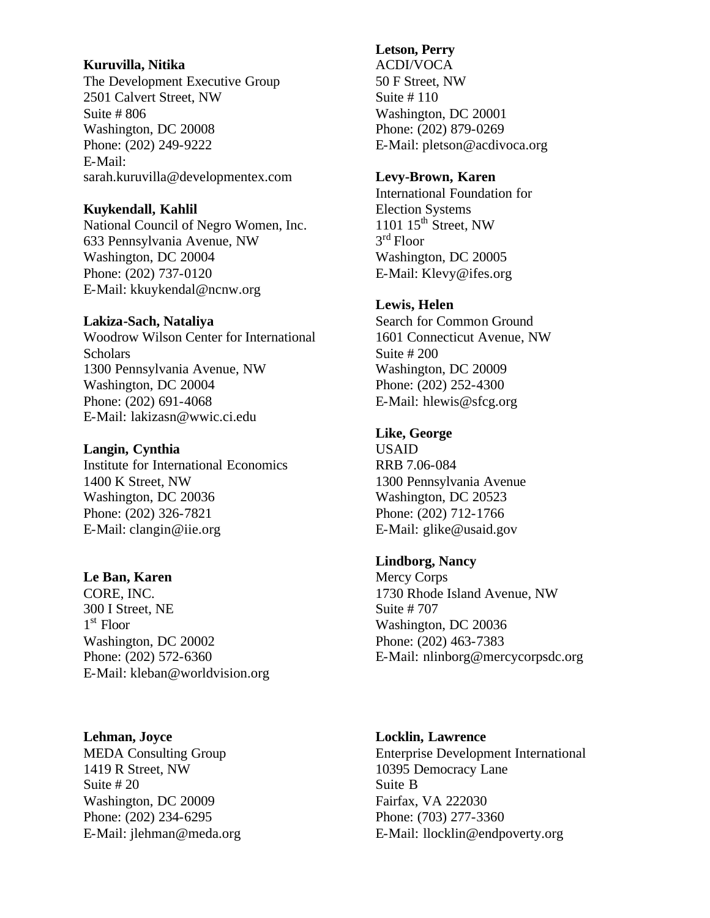**Kuruvilla, Nitika**
The Development Executive Group
2501 Calvert Street, NW
Suite # 806
Washington, DC 20008
Phone: (202) 249-9222
E-Mail:
sarah.kuruvilla@developmentex.com

**Kuykendall, Kahlil**
National Council of Negro Women, Inc.
633 Pennsylvania Avenue, NW
Washington, DC 20004
Phone: (202) 737-0120
E-Mail: kkuykendal@ncnw.org

**Lakiza-Sach, Nataliya**
Woodrow Wilson Center for International Scholars
1300 Pennsylvania Avenue, NW
Washington, DC 20004
Phone: (202) 691-4068
E-Mail: lakizasn@wwic.ci.edu

**Langin, Cynthia**
Institute for International Economics
1400 K Street, NW
Washington, DC 20036
Phone: (202) 326-7821
E-Mail: clangin@iie.org

**Le Ban, Karen**
CORE, INC.
300 I Street, NE
1st Floor
Washington, DC 20002
Phone: (202) 572-6360
E-Mail: kleban@worldvision.org

**Lehman, Joyce**
MEDA Consulting Group
1419 R Street, NW
Suite # 20
Washington, DC 20009
Phone: (202) 234-6295
E-Mail: jlehman@meda.org

**Letson, Perry**
ACDI/VOCA
50 F Street, NW
Suite # 110
Washington, DC 20001
Phone: (202) 879-0269
E-Mail: pletson@acdivoca.org

**Levy-Brown, Karen**
International Foundation for Election Systems
1101 15th Street, NW
3rd Floor
Washington, DC 20005
E-Mail: Klevy@ifes.org

**Lewis, Helen**
Search for Common Ground
1601 Connecticut Avenue, NW
Suite # 200
Washington, DC 20009
Phone: (202) 252-4300
E-Mail: hlewis@sfcg.org

**Like, George**
USAID
RRB 7.06-084
1300 Pennsylvania Avenue
Washington, DC 20523
Phone: (202) 712-1766
E-Mail: glike@usaid.gov

**Lindborg, Nancy**
Mercy Corps
1730 Rhode Island Avenue, NW
Suite # 707
Washington, DC 20036
Phone: (202) 463-7383
E-Mail: nlinborg@mercycorpsdc.org

**Locklin, Lawrence**
Enterprise Development International
10395 Democracy Lane
Suite B
Fairfax, VA 222030
Phone: (703) 277-3360
E-Mail: llocklin@endpoverty.org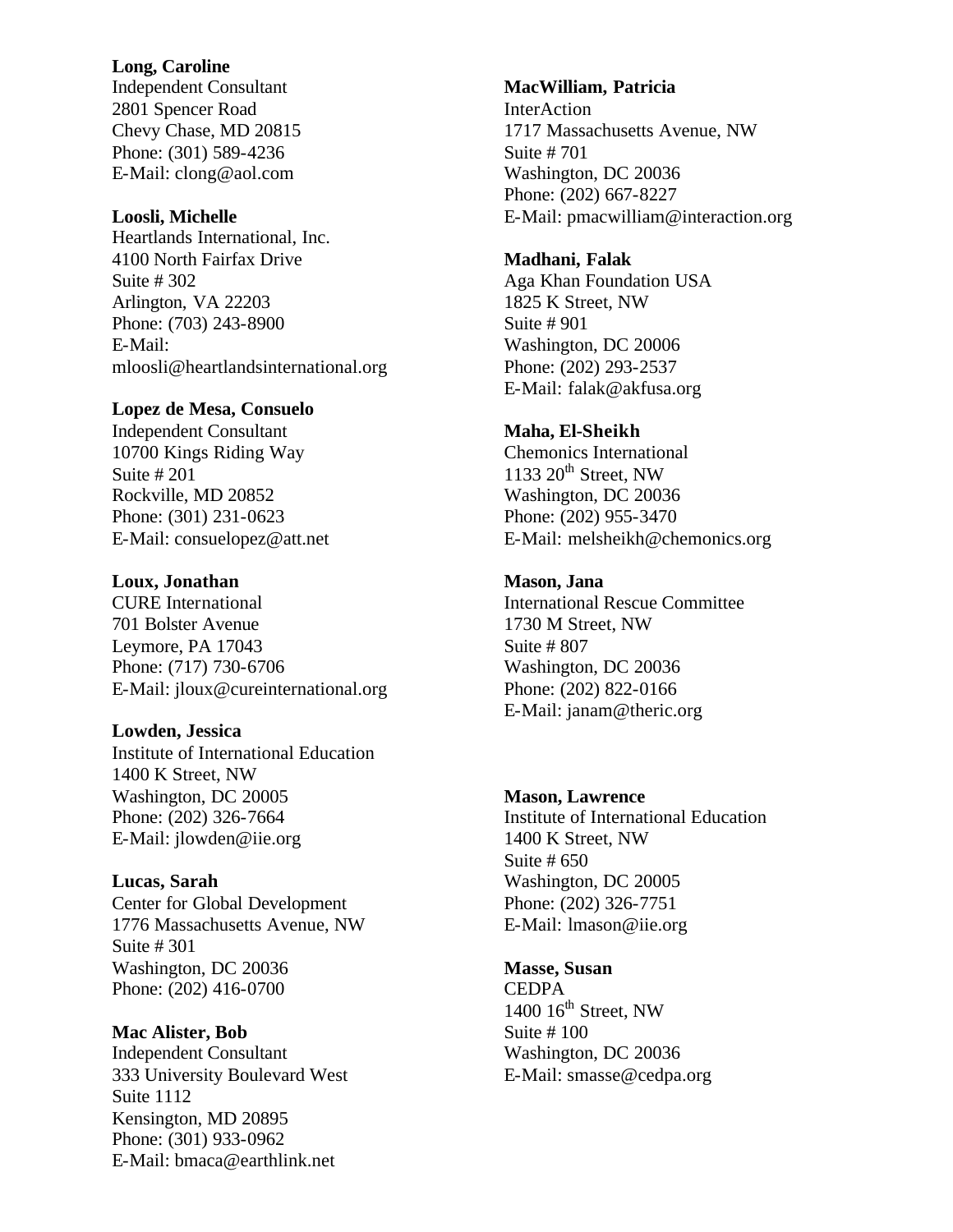**Long, Caroline**
Independent Consultant
2801 Spencer Road
Chevy Chase, MD 20815
Phone: (301) 589-4236
E-Mail: clong@aol.com

**Loosli, Michelle**
Heartlands International, Inc.
4100 North Fairfax Drive
Suite # 302
Arlington, VA 22203
Phone: (703) 243-8900
E-Mail:
mloosli@heartlandsinternational.org

**Lopez de Mesa, Consuelo**
Independent Consultant
10700 Kings Riding Way
Suite # 201
Rockville, MD 20852
Phone: (301) 231-0623
E-Mail: consuelopez@att.net

**Loux, Jonathan**
CURE International
701 Bolster Avenue
Leymore, PA 17043
Phone: (717) 730-6706
E-Mail: jloux@cureinternational.org

**Lowden, Jessica**
Institute of International Education
1400 K Street, NW
Washington, DC 20005
Phone: (202) 326-7664
E-Mail: jlowden@iie.org

**Lucas, Sarah**
Center for Global Development
1776 Massachusetts Avenue, NW
Suite # 301
Washington, DC 20036
Phone: (202) 416-0700

**Mac Alister, Bob**
Independent Consultant
333 University Boulevard West
Suite 1112
Kensington, MD 20895
Phone: (301) 933-0962
E-Mail: bmaca@earthlink.net

**MacWilliam, Patricia**
InterAction
1717 Massachusetts Avenue, NW
Suite # 701
Washington, DC 20036
Phone: (202) 667-8227
E-Mail: pmacwilliam@interaction.org

**Madhani, Falak**
Aga Khan Foundation USA
1825 K Street, NW
Suite # 901
Washington, DC 20006
Phone: (202) 293-2537
E-Mail: falak@akfusa.org

**Maha, El-Sheikh**
Chemonics International
1133 20th Street, NW
Washington, DC 20036
Phone: (202) 955-3470
E-Mail: melsheikh@chemonics.org

**Mason, Jana**
International Rescue Committee
1730 M Street, NW
Suite # 807
Washington, DC 20036
Phone: (202) 822-0166
E-Mail: janam@theric.org

**Mason, Lawrence**
Institute of International Education
1400 K Street, NW
Suite # 650
Washington, DC 20005
Phone: (202) 326-7751
E-Mail: lmason@iie.org

**Masse, Susan**
CEDPA
1400 16th Street, NW
Suite # 100
Washington, DC 20036
E-Mail: smasse@cedpa.org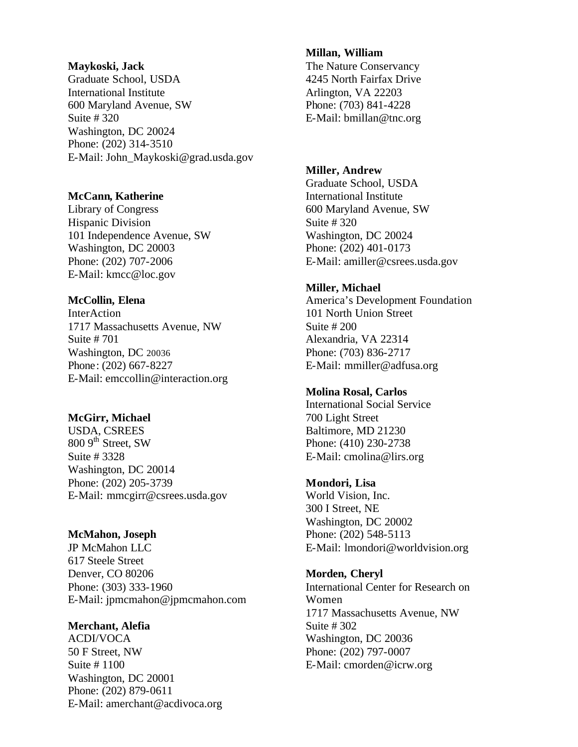**Maykoski, Jack**
Graduate School, USDA
International Institute
600 Maryland Avenue, SW
Suite # 320
Washington, DC 20024
Phone: (202) 314-3510
E-Mail: John_Maykoski@grad.usda.gov

**McCann, Katherine**
Library of Congress
Hispanic Division
101 Independence Avenue, SW
Washington, DC 20003
Phone: (202) 707-2006
E-Mail: kmcc@loc.gov

**McCollin, Elena**
InterAction
1717 Massachusetts Avenue, NW
Suite # 701
Washington, DC 20036
Phone: (202) 667-8227
E-Mail: emccollin@interaction.org

**McGirr, Michael**
USDA, CSREES
800 9th Street, SW
Suite # 3328
Washington, DC 20014
Phone: (202) 205-3739
E-Mail: mmcgirr@csrees.usda.gov

**McMahon, Joseph**
JP McMahon LLC
617 Steele Street
Denver, CO 80206
Phone: (303) 333-1960
E-Mail: jpmcmahon@jpmcmahon.com

**Merchant, Alefia**
ACDI/VOCA
50 F Street, NW
Suite # 1100
Washington, DC 20001
Phone: (202) 879-0611
E-Mail: amerchant@acdivoca.org

**Millan, William**
The Nature Conservancy
4245 North Fairfax Drive
Arlington, VA 22203
Phone: (703) 841-4228
E-Mail: bmillan@tnc.org

**Miller, Andrew**
Graduate School, USDA
International Institute
600 Maryland Avenue, SW
Suite # 320
Washington, DC 20024
Phone: (202) 401-0173
E-Mail: amiller@csrees.usda.gov

**Miller, Michael**
America's Development Foundation
101 North Union Street
Suite # 200
Alexandria, VA 22314
Phone: (703) 836-2717
E-Mail: mmiller@adfusa.org

**Molina Rosal, Carlos**
International Social Service
700 Light Street
Baltimore, MD 21230
Phone: (410) 230-2738
E-Mail: cmolina@lirs.org

**Mondori, Lisa**
World Vision, Inc.
300 I Street, NE
Washington, DC 20002
Phone: (202) 548-5113
E-Mail: lmondori@worldvision.org

**Morden, Cheryl**
International Center for Research on Women
1717 Massachusetts Avenue, NW
Suite # 302
Washington, DC 20036
Phone: (202) 797-0007
E-Mail: cmorden@icrw.org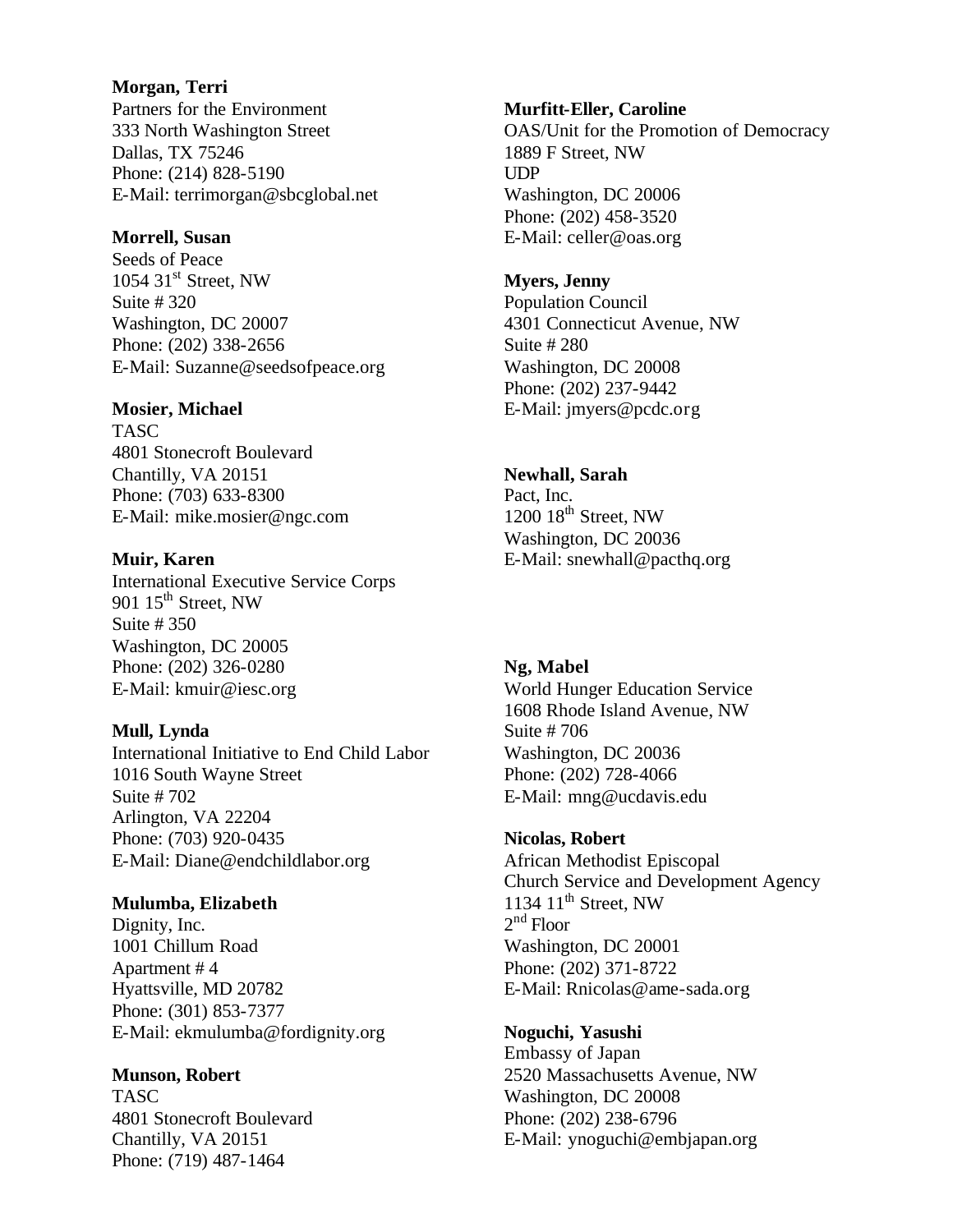**Morgan, Terri**
Partners for the Environment
333 North Washington Street
Dallas, TX 75246
Phone: (214) 828-5190
E-Mail: terrimorgan@sbcglobal.net

**Morrell, Susan**
Seeds of Peace
1054 31st Street, NW
Suite # 320
Washington, DC 20007
Phone: (202) 338-2656
E-Mail: Suzanne@seedsofpeace.org

**Mosier, Michael**
TASC
4801 Stonecroft Boulevard
Chantilly, VA 20151
Phone: (703) 633-8300
E-Mail: mike.mosier@ngc.com

**Muir, Karen**
International Executive Service Corps
901 15th Street, NW
Suite # 350
Washington, DC 20005
Phone: (202) 326-0280
E-Mail: kmuir@iesc.org

**Mull, Lynda**
International Initiative to End Child Labor
1016 South Wayne Street
Suite # 702
Arlington, VA 22204
Phone: (703) 920-0435
E-Mail: Diane@endchildlabor.org

**Mulumba, Elizabeth**
Dignity, Inc.
1001 Chillum Road
Apartment # 4
Hyattsville, MD 20782
Phone: (301) 853-7377
E-Mail: ekmulumba@fordignity.org

**Munson, Robert**
TASC
4801 Stonecroft Boulevard
Chantilly, VA 20151
Phone: (719) 487-1464

**Murfitt-Eller, Caroline**
OAS/Unit for the Promotion of Democracy
1889 F Street, NW
UDP
Washington, DC 20006
Phone: (202) 458-3520
E-Mail: celler@oas.org

**Myers, Jenny**
Population Council
4301 Connecticut Avenue, NW
Suite # 280
Washington, DC 20008
Phone: (202) 237-9442
E-Mail: jmyers@pcdc.org

**Newhall, Sarah**
Pact, Inc.
1200 18th Street, NW
Washington, DC 20036
E-Mail: snewhall@pacthq.org

**Ng, Mabel**
World Hunger Education Service
1608 Rhode Island Avenue, NW
Suite # 706
Washington, DC 20036
Phone: (202) 728-4066
E-Mail: mng@ucdavis.edu

**Nicolas, Robert**
African Methodist Episcopal
Church Service and Development Agency
1134 11th Street, NW
2nd Floor
Washington, DC 20001
Phone: (202) 371-8722
E-Mail: Rnicolas@ame-sada.org

**Noguchi, Yasushi**
Embassy of Japan
2520 Massachusetts Avenue, NW
Washington, DC 20008
Phone: (202) 238-6796
E-Mail: ynoguchi@embjapan.org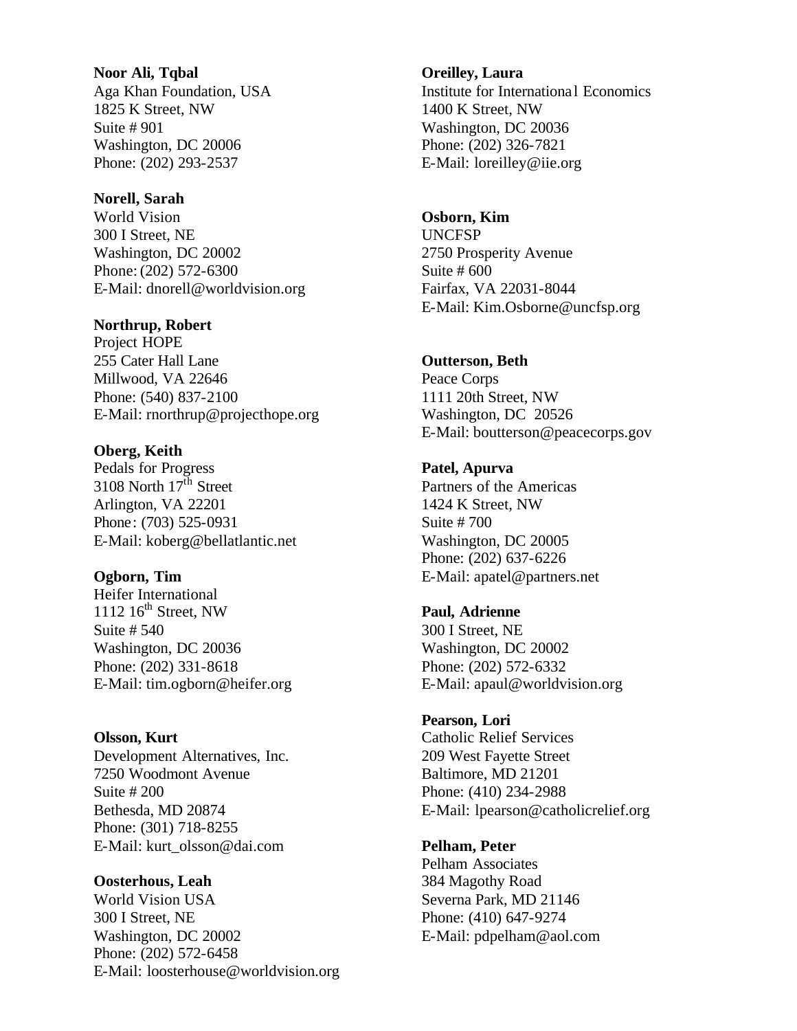**Noor Ali, Tqbal**
Aga Khan Foundation, USA
1825 K Street, NW
Suite # 901
Washington, DC 20006
Phone: (202) 293-2537

**Norell, Sarah**
World Vision
300 I Street, NE
Washington, DC 20002
Phone: (202) 572-6300
E-Mail: dnorell@worldvision.org

**Northrup, Robert**
Project HOPE
255 Cater Hall Lane
Millwood, VA 22646
Phone: (540) 837-2100
E-Mail: rnorthrup@projecthope.org

**Oberg, Keith**
Pedals for Progress
3108 North 17th Street
Arlington, VA 22201
Phone: (703) 525-0931
E-Mail: koberg@bellatlantic.net

**Ogborn, Tim**
Heifer International
1112 16th Street, NW
Suite # 540
Washington, DC 20036
Phone: (202) 331-8618
E-Mail: tim.ogborn@heifer.org

**Olsson, Kurt**
Development Alternatives, Inc.
7250 Woodmont Avenue
Suite # 200
Bethesda, MD 20874
Phone: (301) 718-8255
E-Mail: kurt_olsson@dai.com

**Oosterhous, Leah**
World Vision USA
300 I Street, NE
Washington, DC 20002
Phone: (202) 572-6458
E-Mail: loosterhouse@worldvision.org

**Oreilley, Laura**
Institute for International Economics
1400 K Street, NW
Washington, DC 20036
Phone: (202) 326-7821
E-Mail: loreilley@iie.org

**Osborn, Kim**
UNCFSP
2750 Prosperity Avenue
Suite # 600
Fairfax, VA 22031-8044
E-Mail: Kim.Osborne@uncfsp.org

**Outterson, Beth**
Peace Corps
1111 20th Street, NW
Washington, DC 20526
E-Mail: boutterson@peacecorps.gov

**Patel, Apurva**
Partners of the Americas
1424 K Street, NW
Suite # 700
Washington, DC 20005
Phone: (202) 637-6226
E-Mail: apatel@partners.net

**Paul, Adrienne**
300 I Street, NE
Washington, DC 20002
Phone: (202) 572-6332
E-Mail: apaul@worldvision.org

**Pearson, Lori**
Catholic Relief Services
209 West Fayette Street
Baltimore, MD 21201
Phone: (410) 234-2988
E-Mail: lpearson@catholicrelief.org

**Pelham, Peter**
Pelham Associates
384 Magothy Road
Severna Park, MD 21146
Phone: (410) 647-9274
E-Mail: pdpelham@aol.com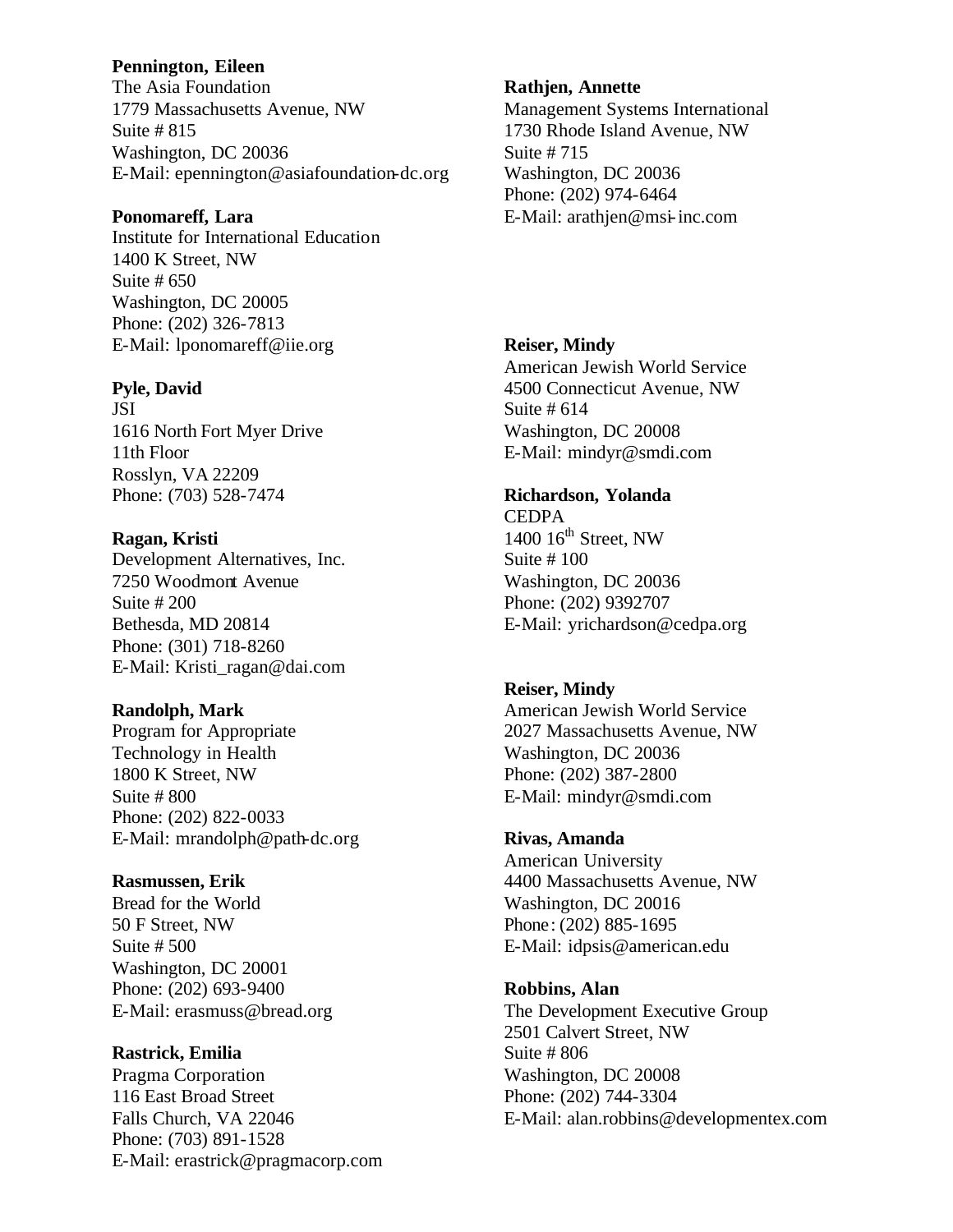**Pennington, Eileen**
The Asia Foundation
1779 Massachusetts Avenue, NW
Suite # 815
Washington, DC 20036
E-Mail: epennington@asiafoundation-dc.org

**Ponomareff, Lara**
Institute for International Education
1400 K Street, NW
Suite # 650
Washington, DC 20005
Phone: (202) 326-7813
E-Mail: lponomareff@iie.org

**Pyle, David**
JSI
1616 North Fort Myer Drive
11th Floor
Rosslyn, VA 22209
Phone: (703) 528-7474

**Ragan, Kristi**
Development Alternatives, Inc.
7250 Woodmont Avenue
Suite # 200
Bethesda, MD 20814
Phone: (301) 718-8260
E-Mail: Kristi_ragan@dai.com

**Randolph, Mark**
Program for Appropriate
Technology in Health
1800 K Street, NW
Suite # 800
Phone: (202) 822-0033
E-Mail: mrandolph@path-dc.org

**Rasmussen, Erik**
Bread for the World
50 F Street, NW
Suite # 500
Washington, DC 20001
Phone: (202) 693-9400
E-Mail: erasmuss@bread.org

**Rastrick, Emilia**
Pragma Corporation
116 East Broad Street
Falls Church, VA 22046
Phone: (703) 891-1528
E-Mail: erastrick@pragmacorp.com

**Rathjen, Annette**
Management Systems International
1730 Rhode Island Avenue, NW
Suite # 715
Washington, DC 20036
Phone: (202) 974-6464
E-Mail: arathjen@msi-inc.com

**Reiser, Mindy**
American Jewish World Service
4500 Connecticut Avenue, NW
Suite # 614
Washington, DC 20008
E-Mail: mindyr@smdi.com

**Richardson, Yolanda**
CEDPA
1400 16th Street, NW
Suite # 100
Washington, DC 20036
Phone: (202) 9392707
E-Mail: yrichardson@cedpa.org

**Reiser, Mindy**
American Jewish World Service
2027 Massachusetts Avenue, NW
Washington, DC 20036
Phone: (202) 387-2800
E-Mail: mindyr@smdi.com

**Rivas, Amanda**
American University
4400 Massachusetts Avenue, NW
Washington, DC 20016
Phone: (202) 885-1695
E-Mail: idpsis@american.edu

**Robbins, Alan**
The Development Executive Group
2501 Calvert Street, NW
Suite # 806
Washington, DC 20008
Phone: (202) 744-3304
E-Mail: alan.robbins@developmentex.com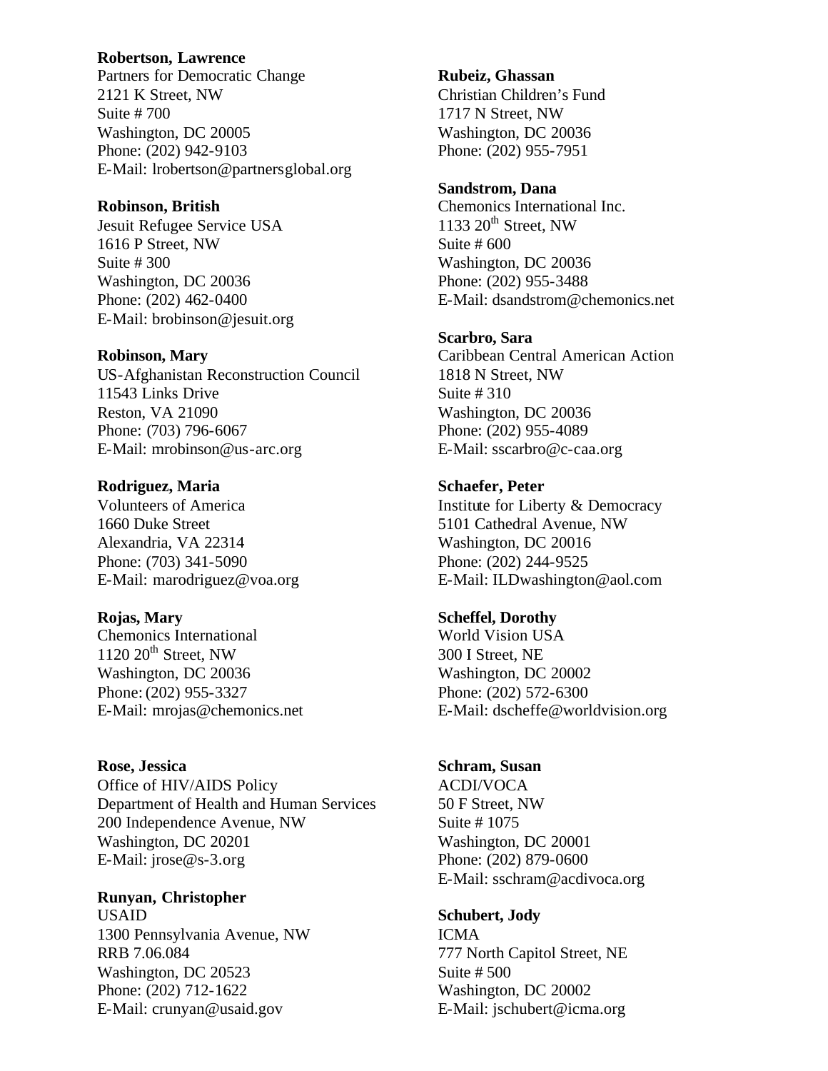**Robertson, Lawrence**
Partners for Democratic Change
2121 K Street, NW
Suite # 700
Washington, DC 20005
Phone: (202) 942-9103
E-Mail: lrobertson@partnersglobal.org

**Robinson, British**
Jesuit Refugee Service USA
1616 P Street, NW
Suite # 300
Washington, DC 20036
Phone: (202) 462-0400
E-Mail: brobinson@jesuit.org

**Robinson, Mary**
US-Afghanistan Reconstruction Council
11543 Links Drive
Reston, VA 21090
Phone: (703) 796-6067
E-Mail: mrobinson@us-arc.org

**Rodriguez, Maria**
Volunteers of America
1660 Duke Street
Alexandria, VA 22314
Phone: (703) 341-5090
E-Mail: marodriguez@voa.org

**Rojas, Mary**
Chemonics International
1120 20th Street, NW
Washington, DC 20036
Phone: (202) 955-3327
E-Mail: mrojas@chemonics.net

**Rose, Jessica**
Office of HIV/AIDS Policy
Department of Health and Human Services
200 Independence Avenue, NW
Washington, DC 20201
E-Mail: jrose@s-3.org

**Runyan, Christopher**
USAID
1300 Pennsylvania Avenue, NW
RRB 7.06.084
Washington, DC 20523
Phone: (202) 712-1622
E-Mail: crunyan@usaid.gov

**Rubeiz, Ghassan**
Christian Children's Fund
1717 N Street, NW
Washington, DC 20036
Phone: (202) 955-7951

**Sandstrom, Dana**
Chemonics International Inc.
1133 20th Street, NW
Suite # 600
Washington, DC 20036
Phone: (202) 955-3488
E-Mail: dsandstrom@chemonics.net

**Scarbro, Sara**
Caribbean Central American Action
1818 N Street, NW
Suite # 310
Washington, DC 20036
Phone: (202) 955-4089
E-Mail: sscarbro@c-caa.org

**Schaefer, Peter**
Institute for Liberty & Democracy
5101 Cathedral Avenue, NW
Washington, DC 20016
Phone: (202) 244-9525
E-Mail: ILDwashington@aol.com

**Scheffel, Dorothy**
World Vision USA
300 I Street, NE
Washington, DC 20002
Phone: (202) 572-6300
E-Mail: dscheffe@worldvision.org

**Schram, Susan**
ACDI/VOCA
50 F Street, NW
Suite # 1075
Washington, DC 20001
Phone: (202) 879-0600
E-Mail: sschram@acdivoca.org

**Schubert, Jody**
ICMA
777 North Capitol Street, NE
Suite # 500
Washington, DC 20002
E-Mail: jschubert@icma.org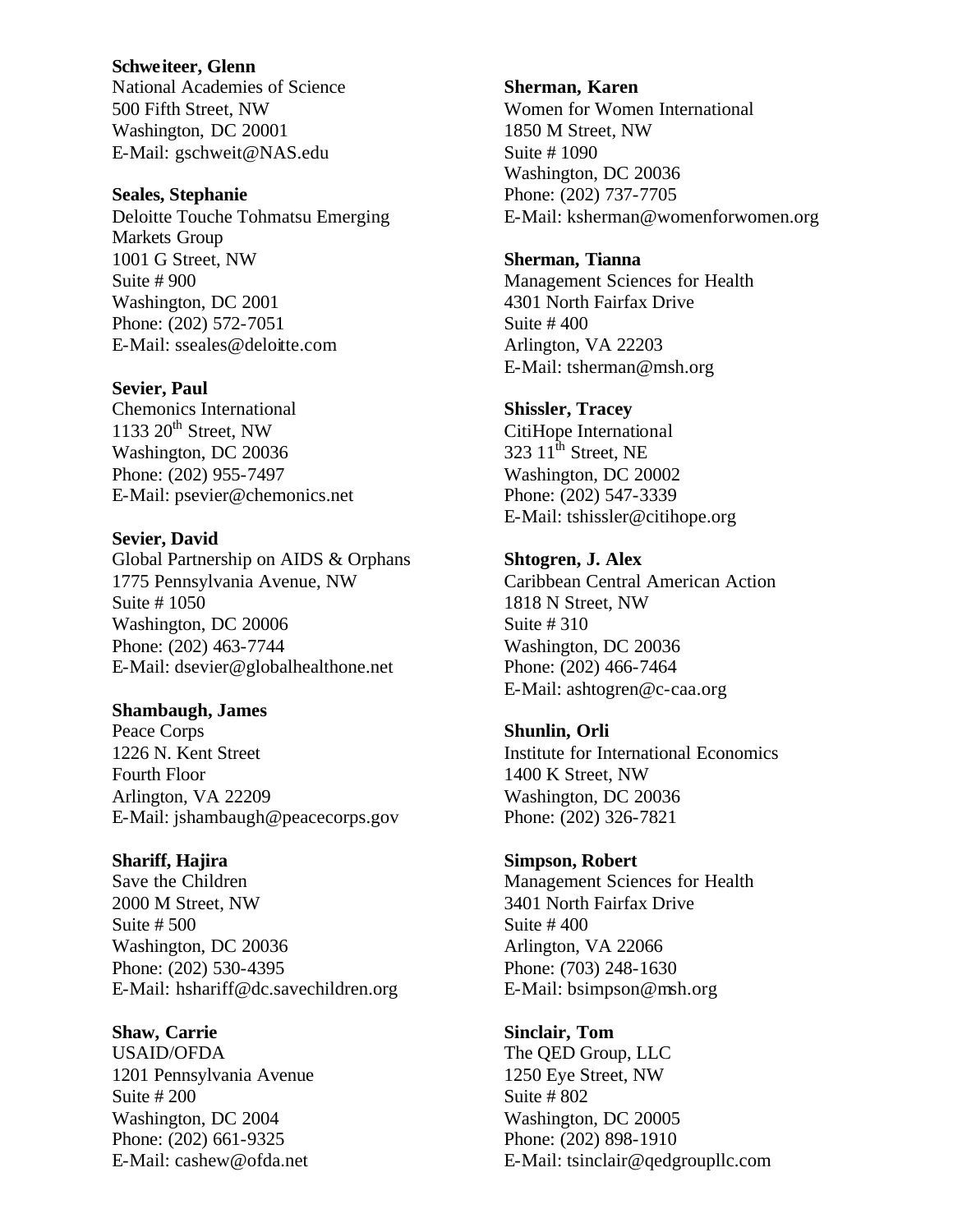**Schweiteer, Glenn**
National Academies of Science
500 Fifth Street, NW
Washington, DC 20001
E-Mail: gschweit@NAS.edu

**Seales, Stephanie**
Deloitte Touche Tohmatsu Emerging Markets Group
1001 G Street, NW
Suite # 900
Washington, DC 2001
Phone: (202) 572-7051
E-Mail: sseales@deloitte.com

**Sevier, Paul**
Chemonics International
1133 20th Street, NW
Washington, DC 20036
Phone: (202) 955-7497
E-Mail: psevier@chemonics.net

**Sevier, David**
Global Partnership on AIDS & Orphans
1775 Pennsylvania Avenue, NW
Suite # 1050
Washington, DC 20006
Phone: (202) 463-7744
E-Mail: dsevier@globalhealthone.net

**Shambaugh, James**
Peace Corps
1226 N. Kent Street
Fourth Floor
Arlington, VA 22209
E-Mail: jshambaugh@peacecorps.gov

**Shariff, Hajira**
Save the Children
2000 M Street, NW
Suite # 500
Washington, DC 20036
Phone: (202) 530-4395
E-Mail: hshariff@dc.savechildren.org

**Shaw, Carrie**
USAID/OFDA
1201 Pennsylvania Avenue
Suite # 200
Washington, DC 2004
Phone: (202) 661-9325
E-Mail: cashew@ofda.net

**Sherman, Karen**
Women for Women International
1850 M Street, NW
Suite # 1090
Washington, DC 20036
Phone: (202) 737-7705
E-Mail: ksherman@womenforwomen.org

**Sherman, Tianna**
Management Sciences for Health
4301 North Fairfax Drive
Suite # 400
Arlington, VA 22203
E-Mail: tsherman@msh.org

**Shissler, Tracey**
CitiHope International
323 11th Street, NE
Washington, DC 20002
Phone: (202) 547-3339
E-Mail: tshissler@citihope.org

**Shtogren, J. Alex**
Caribbean Central American Action
1818 N Street, NW
Suite # 310
Washington, DC 20036
Phone: (202) 466-7464
E-Mail: ashtogren@c-caa.org

**Shunlin, Orli**
Institute for International Economics
1400 K Street, NW
Washington, DC 20036
Phone: (202) 326-7821

**Simpson, Robert**
Management Sciences for Health
3401 North Fairfax Drive
Suite # 400
Arlington, VA 22066
Phone: (703) 248-1630
E-Mail: bsimpson@msh.org

**Sinclair, Tom**
The QED Group, LLC
1250 Eye Street, NW
Suite # 802
Washington, DC 20005
Phone: (202) 898-1910
E-Mail: tsinclair@qedgroupllc.com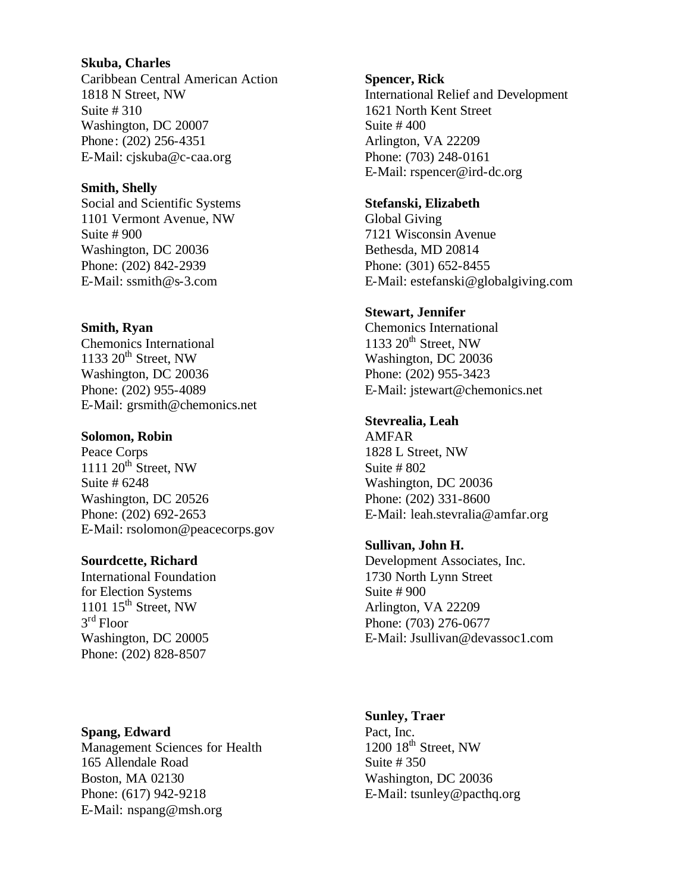**Skuba, Charles**
Caribbean Central American Action
1818 N Street, NW
Suite # 310
Washington, DC 20007
Phone: (202) 256-4351
E-Mail: cjskuba@c-caa.org

**Smith, Shelly**
Social and Scientific Systems
1101 Vermont Avenue, NW
Suite # 900
Washington, DC 20036
Phone: (202) 842-2939
E-Mail: ssmith@s-3.com

**Smith, Ryan**
Chemonics International
1133 20th Street, NW
Washington, DC 20036
Phone: (202) 955-4089
E-Mail: grsmith@chemonics.net

**Solomon, Robin**
Peace Corps
1111 20th Street, NW
Suite # 6248
Washington, DC 20526
Phone: (202) 692-2653
E-Mail: rsolomon@peacecorps.gov

**Sourdcette, Richard**
International Foundation
for Election Systems
1101 15th Street, NW
3rd Floor
Washington, DC 20005
Phone: (202) 828-8507

**Spang, Edward**
Management Sciences for Health
165 Allendale Road
Boston, MA 02130
Phone: (617) 942-9218
E-Mail: nspang@msh.org

**Spencer, Rick**
International Relief and Development
1621 North Kent Street
Suite # 400
Arlington, VA 22209
Phone: (703) 248-0161
E-Mail: rspencer@ird-dc.org

**Stefanski, Elizabeth**
Global Giving
7121 Wisconsin Avenue
Bethesda, MD 20814
Phone: (301) 652-8455
E-Mail: estefanski@globalgiving.com

**Stewart, Jennifer**
Chemonics International
1133 20th Street, NW
Washington, DC 20036
Phone: (202) 955-3423
E-Mail: jstewart@chemonics.net

**Stevrealia, Leah**
AMFAR
1828 L Street, NW
Suite # 802
Washington, DC 20036
Phone: (202) 331-8600
E-Mail: leah.stevralia@amfar.org

**Sullivan, John H.**
Development Associates, Inc.
1730 North Lynn Street
Suite # 900
Arlington, VA 22209
Phone: (703) 276-0677
E-Mail: Jsullivan@devassoc1.com

**Sunley, Traer**
Pact, Inc.
1200 18th Street, NW
Suite # 350
Washington, DC 20036
E-Mail: tsunley@pacthq.org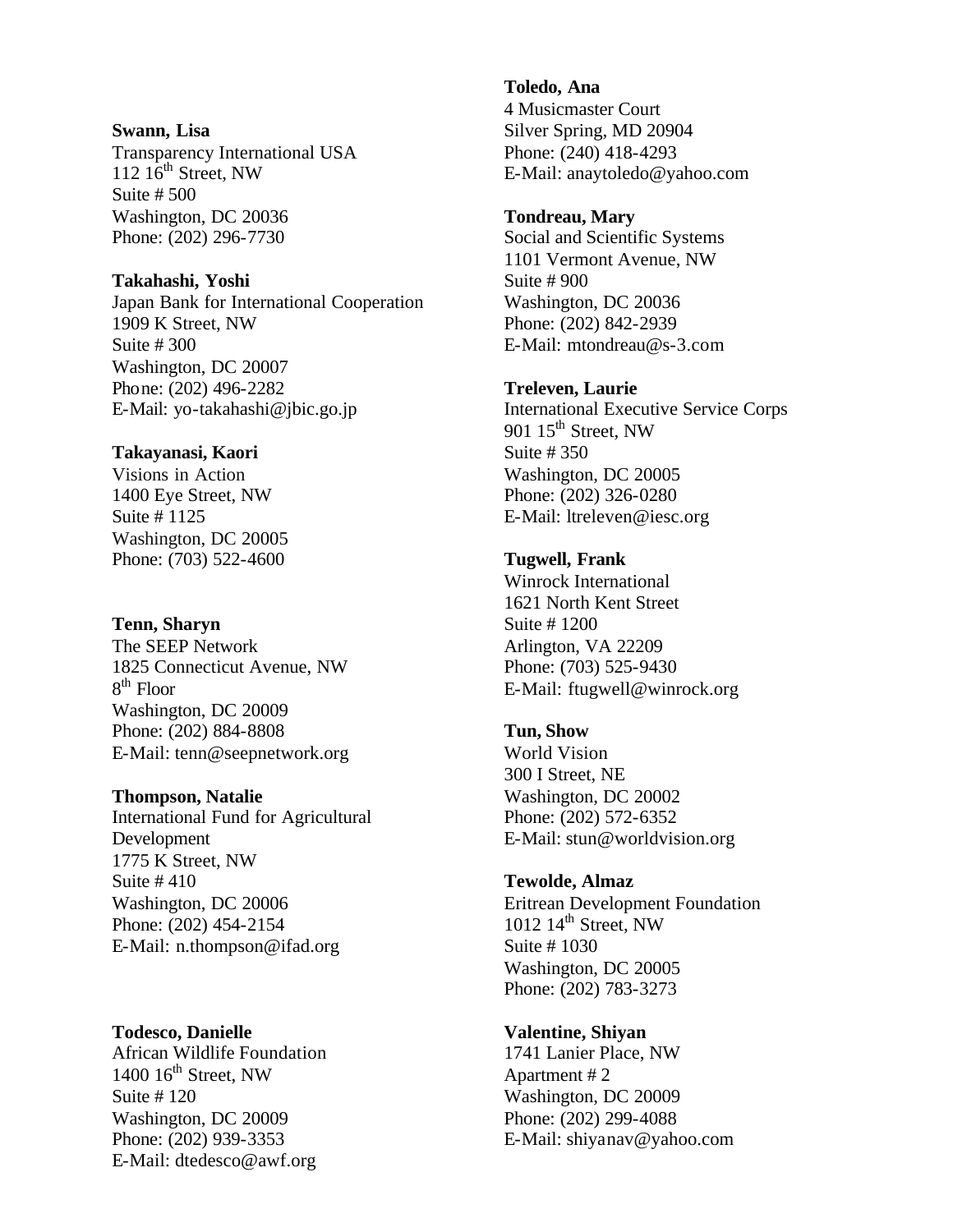**Swann, Lisa**
Transparency International USA
112 16th Street, NW
Suite # 500
Washington, DC 20036
Phone: (202) 296-7730

**Takahashi, Yoshi**
Japan Bank for International Cooperation
1909 K Street, NW
Suite # 300
Washington, DC 20007
Phone: (202) 496-2282
E-Mail: yo-takahashi@jbic.go.jp

**Takayanasi, Kaori**
Visions in Action
1400 Eye Street, NW
Suite # 1125
Washington, DC 20005
Phone: (703) 522-4600

**Tenn, Sharyn**
The SEEP Network
1825 Connecticut Avenue, NW
8th Floor
Washington, DC 20009
Phone: (202) 884-8808
E-Mail: tenn@seepnetwork.org

**Thompson, Natalie**
International Fund for Agricultural Development
1775 K Street, NW
Suite # 410
Washington, DC 20006
Phone: (202) 454-2154
E-Mail: n.thompson@ifad.org

**Todesco, Danielle**
African Wildlife Foundation
1400 16th Street, NW
Suite # 120
Washington, DC 20009
Phone: (202) 939-3353
E-Mail: dtedesco@awf.org

**Toledo, Ana**
4 Musicmaster Court
Silver Spring, MD 20904
Phone: (240) 418-4293
E-Mail: anaytoledo@yahoo.com

**Tondreau, Mary**
Social and Scientific Systems
1101 Vermont Avenue, NW
Suite # 900
Washington, DC 20036
Phone: (202) 842-2939
E-Mail: mtondreau@s-3.com

**Treleven, Laurie**
International Executive Service Corps
901 15th Street, NW
Suite # 350
Washington, DC 20005
Phone: (202) 326-0280
E-Mail: ltreleven@iesc.org

**Tugwell, Frank**
Winrock International
1621 North Kent Street
Suite # 1200
Arlington, VA 22209
Phone: (703) 525-9430
E-Mail: ftugwell@winrock.org

**Tun, Show**
World Vision
300 I Street, NE
Washington, DC 20002
Phone: (202) 572-6352
E-Mail: stun@worldvision.org

**Tewolde, Almaz**
Eritrean Development Foundation
1012 14th Street, NW
Suite # 1030
Washington, DC 20005
Phone: (202) 783-3273

**Valentine, Shiyan**
1741 Lanier Place, NW
Apartment # 2
Washington, DC 20009
Phone: (202) 299-4088
E-Mail: shiyanav@yahoo.com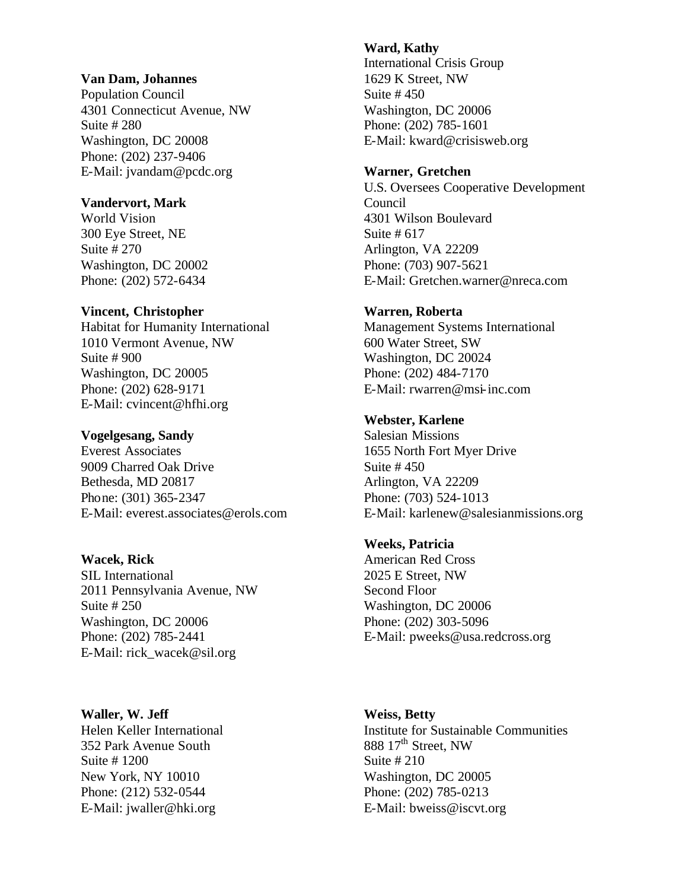**Van Dam, Johannes**
Population Council
4301 Connecticut Avenue, NW
Suite # 280
Washington, DC 20008
Phone: (202) 237-9406
E-Mail: jvandam@pcdc.org

**Vandervort, Mark**
World Vision
300 Eye Street, NE
Suite # 270
Washington, DC 20002
Phone: (202) 572-6434

**Vincent, Christopher**
Habitat for Humanity International
1010 Vermont Avenue, NW
Suite # 900
Washington, DC 20005
Phone: (202) 628-9171
E-Mail: cvincent@hfhi.org

**Vogelgesang, Sandy**
Everest Associates
9009 Charred Oak Drive
Bethesda, MD 20817
Phone: (301) 365-2347
E-Mail: everest.associates@erols.com

**Wacek, Rick**
SIL International
2011 Pennsylvania Avenue, NW
Suite # 250
Washington, DC 20006
Phone: (202) 785-2441
E-Mail: rick_wacek@sil.org

**Waller, W. Jeff**
Helen Keller International
352 Park Avenue South
Suite # 1200
New York, NY 10010
Phone: (212) 532-0544
E-Mail: jwaller@hki.org

**Ward, Kathy**
International Crisis Group
1629 K Street, NW
Suite # 450
Washington, DC 20006
Phone: (202) 785-1601
E-Mail: kward@crisisweb.org

**Warner, Gretchen**
U.S. Oversees Cooperative Development Council
4301 Wilson Boulevard
Suite # 617
Arlington, VA 22209
Phone: (703) 907-5621
E-Mail: Gretchen.warner@nreca.com

**Warren, Roberta**
Management Systems International
600 Water Street, SW
Washington, DC 20024
Phone: (202) 484-7170
E-Mail: rwarren@msi-inc.com

**Webster, Karlene**
Salesian Missions
1655 North Fort Myer Drive
Suite # 450
Arlington, VA 22209
Phone: (703) 524-1013
E-Mail: karlenew@salesianmissions.org

**Weeks, Patricia**
American Red Cross
2025 E Street, NW
Second Floor
Washington, DC 20006
Phone: (202) 303-5096
E-Mail: pweeks@usa.redcross.org

**Weiss, Betty**
Institute for Sustainable Communities
888 17th Street, NW
Suite # 210
Washington, DC 20005
Phone: (202) 785-0213
E-Mail: bweiss@iscvt.org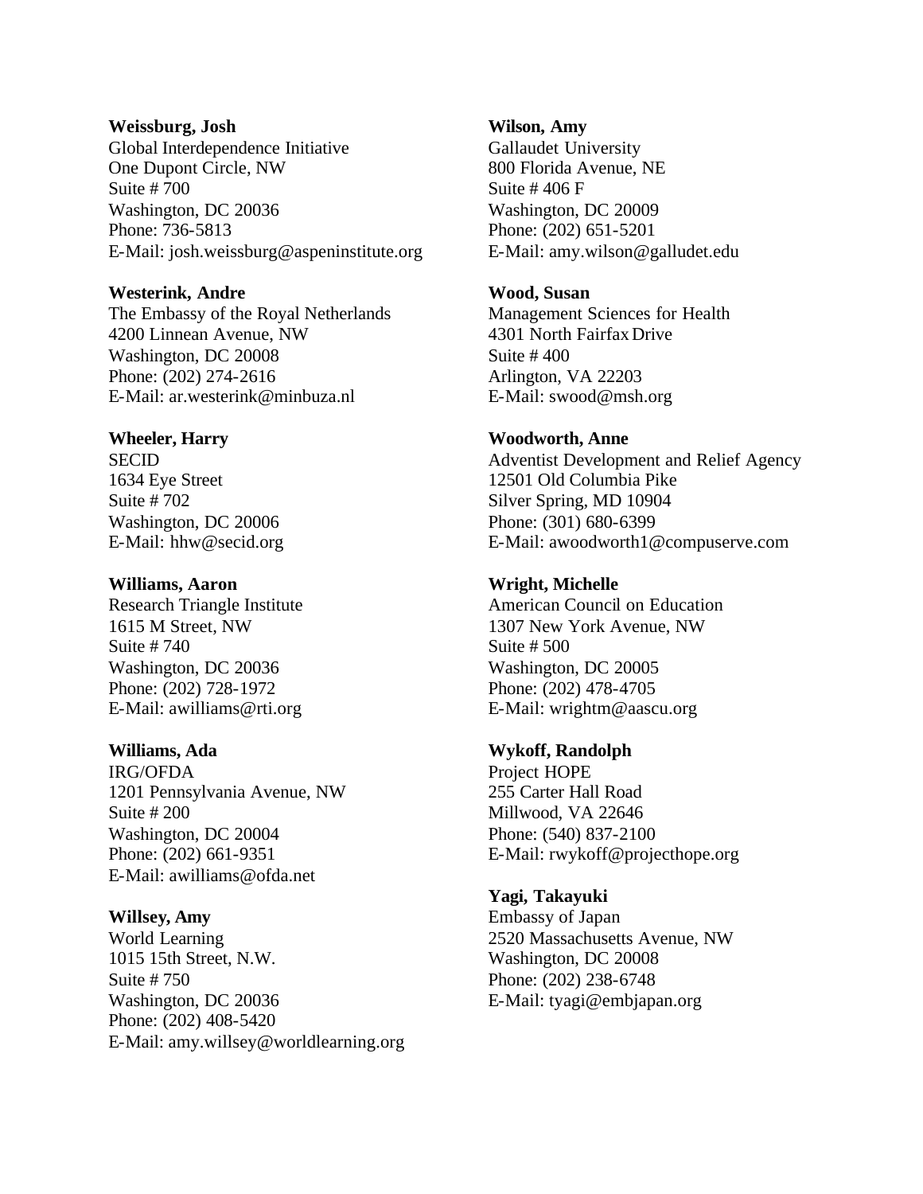**Weissburg, Josh**
Global Interdependence Initiative
One Dupont Circle, NW
Suite # 700
Washington, DC 20036
Phone: 736-5813
E-Mail: josh.weissburg@aspeninstitute.org

**Westerink, Andre**
The Embassy of the Royal Netherlands
4200 Linnean Avenue, NW
Washington, DC 20008
Phone: (202) 274-2616
E-Mail: ar.westerink@minbuza.nl

**Wheeler, Harry**
SECID
1634 Eye Street
Suite # 702
Washington, DC 20006
E-Mail: hhw@secid.org

**Williams, Aaron**
Research Triangle Institute
1615 M Street, NW
Suite # 740
Washington, DC 20036
Phone: (202) 728-1972
E-Mail: awilliams@rti.org

**Williams, Ada**
IRG/OFDA
1201 Pennsylvania Avenue, NW
Suite # 200
Washington, DC 20004
Phone: (202) 661-9351
E-Mail: awilliams@ofda.net

**Willsey, Amy**
World Learning
1015 15th Street, N.W.
Suite # 750
Washington, DC 20036
Phone: (202) 408-5420
E-Mail: amy.willsey@worldlearning.org

**Wilson, Amy**
Gallaudet University
800 Florida Avenue, NE
Suite # 406 F
Washington, DC 20009
Phone: (202) 651-5201
E-Mail: amy.wilson@galludet.edu

**Wood, Susan**
Management Sciences for Health
4301 North Fairfax Drive
Suite # 400
Arlington, VA 22203
E-Mail: swood@msh.org

**Woodworth, Anne**
Adventist Development and Relief Agency
12501 Old Columbia Pike
Silver Spring, MD 10904
Phone: (301) 680-6399
E-Mail: awoodworth1@compuserve.com

**Wright, Michelle**
American Council on Education
1307 New York Avenue, NW
Suite # 500
Washington, DC 20005
Phone: (202) 478-4705
E-Mail: wrightm@aascu.org

**Wykoff, Randolph**
Project HOPE
255 Carter Hall Road
Millwood, VA 22646
Phone: (540) 837-2100
E-Mail: rwykoff@projecthope.org

**Yagi, Takayuki**
Embassy of Japan
2520 Massachusetts Avenue, NW
Washington, DC 20008
Phone: (202) 238-6748
E-Mail: tyagi@embjapan.org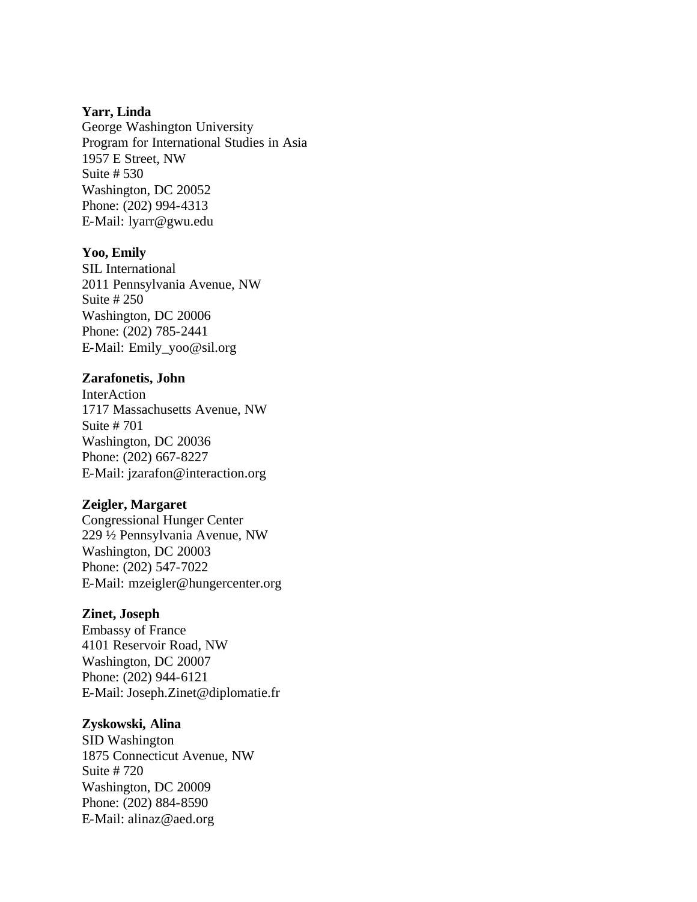**Yarr, Linda**
George Washington University
Program for International Studies in Asia
1957 E Street, NW
Suite # 530
Washington, DC 20052
Phone: (202) 994-4313
E-Mail: lyarr@gwu.edu

**Yoo, Emily**
SIL International
2011 Pennsylvania Avenue, NW
Suite # 250
Washington, DC 20006
Phone: (202) 785-2441
E-Mail: Emily_yoo@sil.org

**Zarafonetis, John**
InterAction
1717 Massachusetts Avenue, NW
Suite # 701
Washington, DC 20036
Phone: (202) 667-8227
E-Mail: jzarafon@interaction.org

**Zeigler, Margaret**
Congressional Hunger Center
229 ½ Pennsylvania Avenue, NW
Washington, DC 20003
Phone: (202) 547-7022
E-Mail: mzeigler@hungercenter.org

**Zinet, Joseph**
Embassy of France
4101 Reservoir Road, NW
Washington, DC 20007
Phone: (202) 944-6121
E-Mail: Joseph.Zinet@diplomatie.fr

**Zyskowski, Alina**
SID Washington
1875 Connecticut Avenue, NW
Suite # 720
Washington, DC 20009
Phone: (202) 884-8590
E-Mail: alinaz@aed.org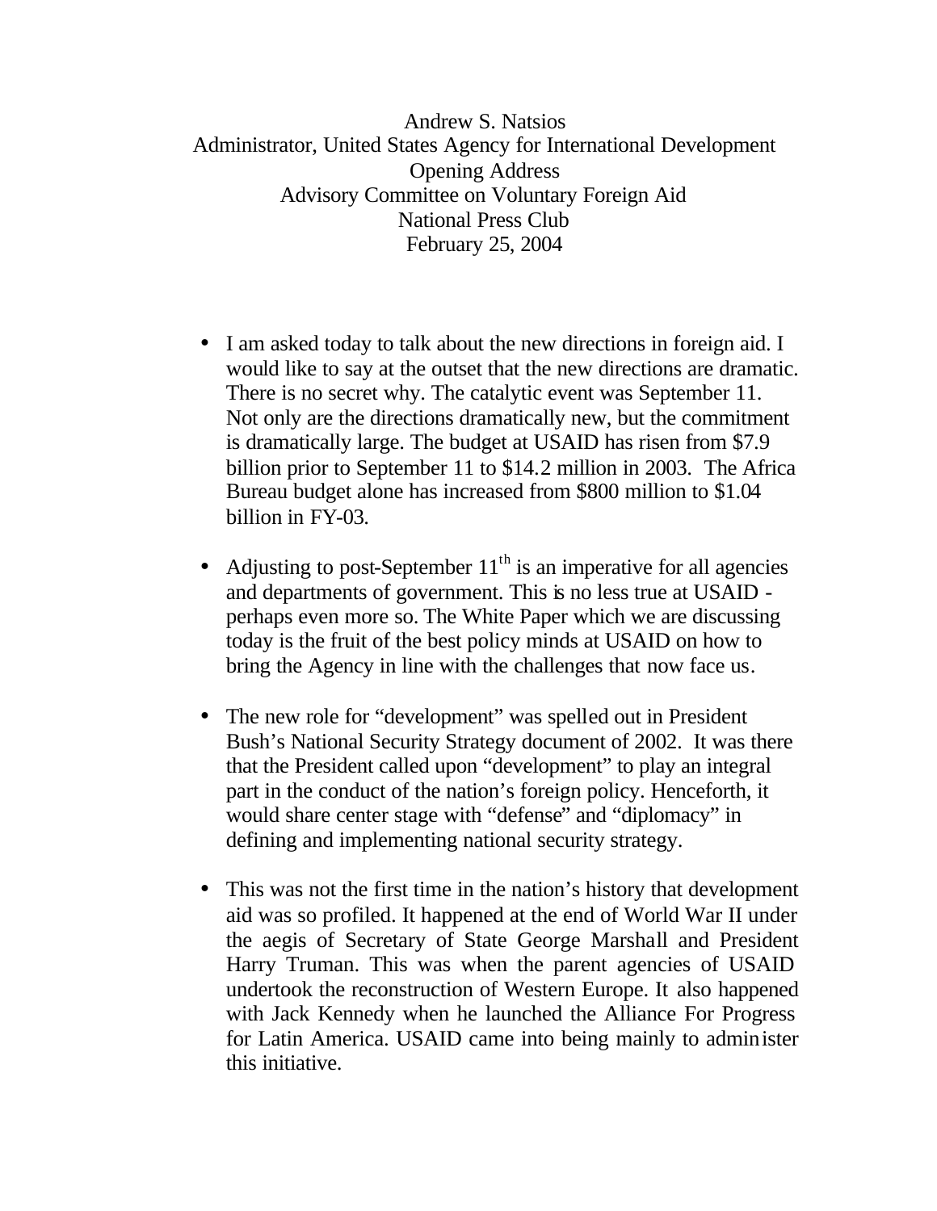Andrew S. Natsios
Administrator, United States Agency for International Development
Opening Address
Advisory Committee on Voluntary Foreign Aid
National Press Club
February 25, 2004

- I am asked today to talk about the new directions in foreign aid. I would like to say at the outset that the new directions are dramatic. There is no secret why. The catalytic event was September 11. Not only are the directions dramatically new, but the commitment is dramatically large. The budget at USAID has risen from $7.9 billion prior to September 11 to $14.2 million in 2003. The Africa Bureau budget alone has increased from $800 million to $1.04 billion in FY-03.

- Adjusting to post-September 11th is an imperative for all agencies and departments of government. This is no less true at USAID - perhaps even more so. The White Paper which we are discussing today is the fruit of the best policy minds at USAID on how to bring the Agency in line with the challenges that now face us.

- The new role for "development" was spelled out in President Bush's National Security Strategy document of 2002. It was there that the President called upon "development" to play an integral part in the conduct of the nation's foreign policy. Henceforth, it would share center stage with "defense" and "diplomacy" in defining and implementing national security strategy.

- This was not the first time in the nation's history that development aid was so profiled. It happened at the end of World War II under the aegis of Secretary of State George Marshall and President Harry Truman. This was when the parent agencies of USAID undertook the reconstruction of Western Europe. It also happened with Jack Kennedy when he launched the Alliance For Progress for Latin America. USAID came into being mainly to administer this initiative.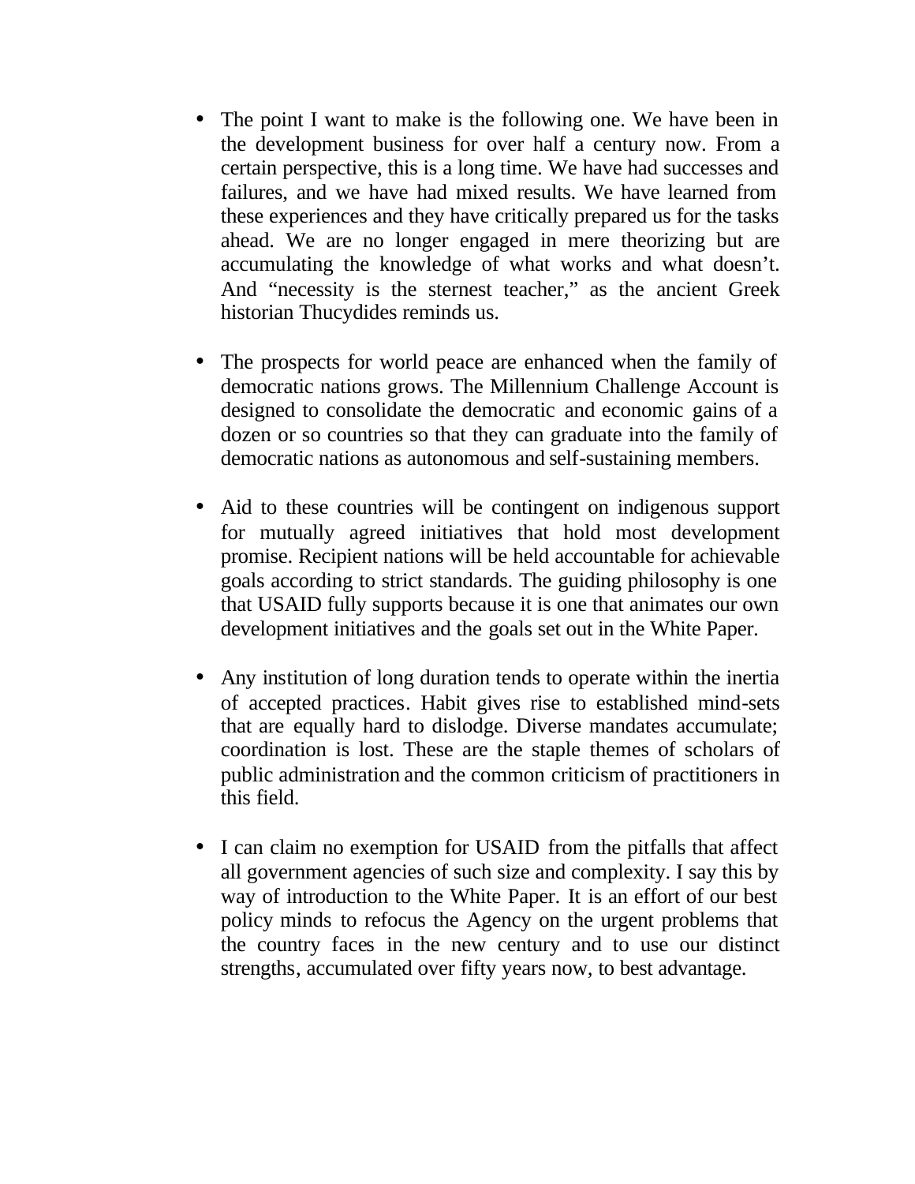- The point I want to make is the following one. We have been in the development business for over half a century now. From a certain perspective, this is a long time. We have had successes and failures, and we have had mixed results. We have learned from these experiences and they have critically prepared us for the tasks ahead. We are no longer engaged in mere theorizing but are accumulating the knowledge of what works and what doesn't. And "necessity is the sternest teacher," as the ancient Greek historian Thucydides reminds us.

- The prospects for world peace are enhanced when the family of democratic nations grows. The Millennium Challenge Account is designed to consolidate the democratic and economic gains of a dozen or so countries so that they can graduate into the family of democratic nations as autonomous and self-sustaining members.

- Aid to these countries will be contingent on indigenous support for mutually agreed initiatives that hold most development promise. Recipient nations will be held accountable for achievable goals according to strict standards. The guiding philosophy is one that USAID fully supports because it is one that animates our own development initiatives and the goals set out in the White Paper.

- Any institution of long duration tends to operate within the inertia of accepted practices. Habit gives rise to established mind-sets that are equally hard to dislodge. Diverse mandates accumulate; coordination is lost. These are the staple themes of scholars of public administration and the common criticism of practitioners in this field.

- I can claim no exemption for USAID from the pitfalls that affect all government agencies of such size and complexity. I say this by way of introduction to the White Paper. It is an effort of our best policy minds to refocus the Agency on the urgent problems that the country faces in the new century and to use our distinct strengths, accumulated over fifty years now, to best advantage.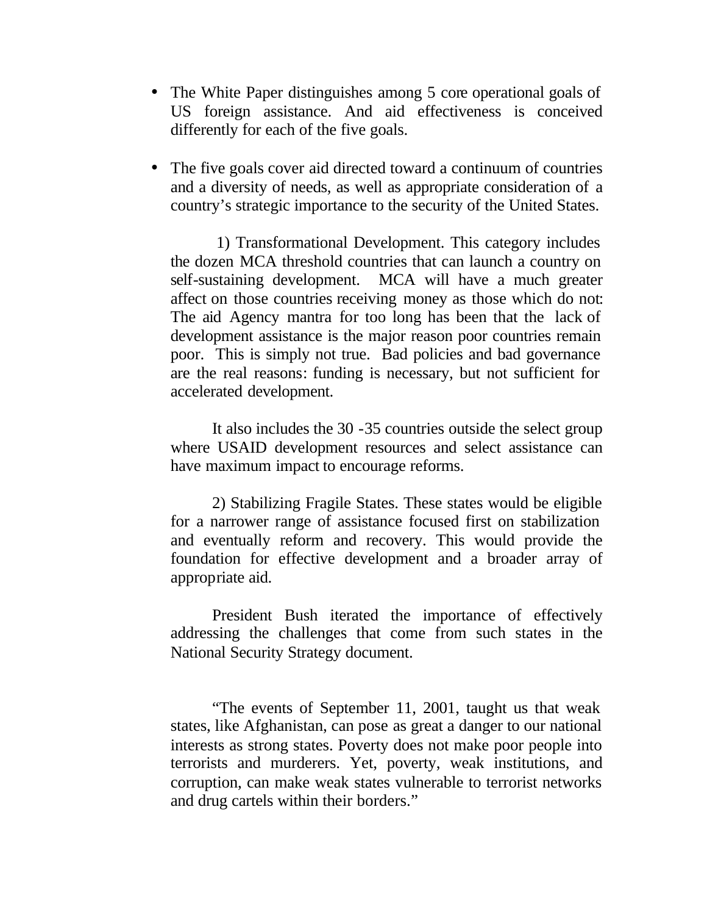- The White Paper distinguishes among 5 core operational goals of US foreign assistance. And aid effectiveness is conceived differently for each of the five goals.

- The five goals cover aid directed toward a continuum of countries and a diversity of needs, as well as appropriate consideration of a country's strategic importance to the security of the United States.

  1) Transformational Development. This category includes the dozen MCA threshold countries that can launch a country on self-sustaining development. MCA will have a much greater affect on those countries receiving money as those which do not: The aid Agency mantra for too long has been that the lack of development assistance is the major reason poor countries remain poor. This is simply not true. Bad policies and bad governance are the real reasons: funding is necessary, but not sufficient for accelerated development.

  It also includes the 30 -35 countries outside the select group where USAID development resources and select assistance can have maximum impact to encourage reforms.

  2) Stabilizing Fragile States. These states would be eligible for a narrower range of assistance focused first on stabilization and eventually reform and recovery. This would provide the foundation for effective development and a broader array of appropriate aid.

  President Bush iterated the importance of effectively addressing the challenges that come from such states in the National Security Strategy document.

  "The events of September 11, 2001, taught us that weak states, like Afghanistan, can pose as great a danger to our national interests as strong states. Poverty does not make poor people into terrorists and murderers. Yet, poverty, weak institutions, and corruption, can make weak states vulnerable to terrorist networks and drug cartels within their borders."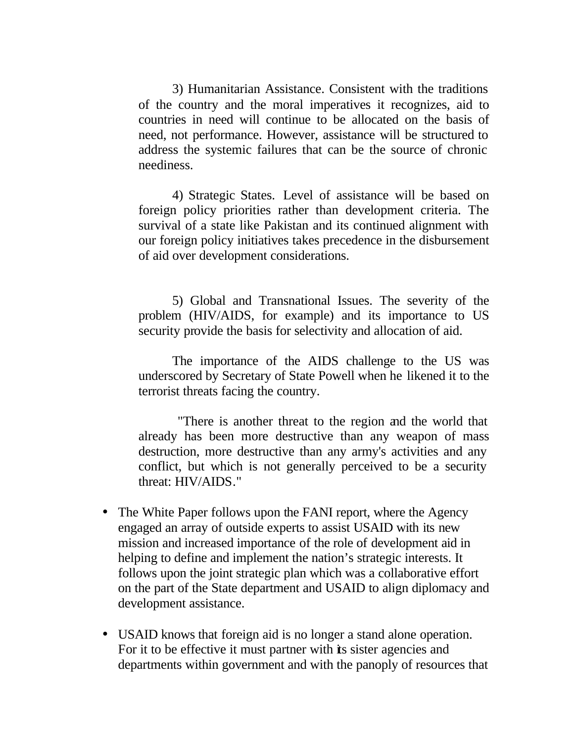3) Humanitarian Assistance. Consistent with the traditions of the country and the moral imperatives it recognizes, aid to countries in need will continue to be allocated on the basis of need, not performance. However, assistance will be structured to address the systemic failures that can be the source of chronic neediness.

4) Strategic States. Level of assistance will be based on foreign policy priorities rather than development criteria. The survival of a state like Pakistan and its continued alignment with our foreign policy initiatives takes precedence in the disbursement of aid over development considerations.

5) Global and Transnational Issues. The severity of the problem (HIV/AIDS, for example) and its importance to US security provide the basis for selectivity and allocation of aid.

The importance of the AIDS challenge to the US was underscored by Secretary of State Powell when he likened it to the terrorist threats facing the country.

"There is another threat to the region and the world that already has been more destructive than any weapon of mass destruction, more destructive than any army's activities and any conflict, but which is not generally perceived to be a security threat: HIV/AIDS."

- The White Paper follows upon the FANI report, where the Agency engaged an array of outside experts to assist USAID with its new mission and increased importance of the role of development aid in helping to define and implement the nation's strategic interests. It follows upon the joint strategic plan which was a collaborative effort on the part of the State department and USAID to align diplomacy and development assistance.

- USAID knows that foreign aid is no longer a stand alone operation. For it to be effective it must partner with its sister agencies and departments within government and with the panoply of resources that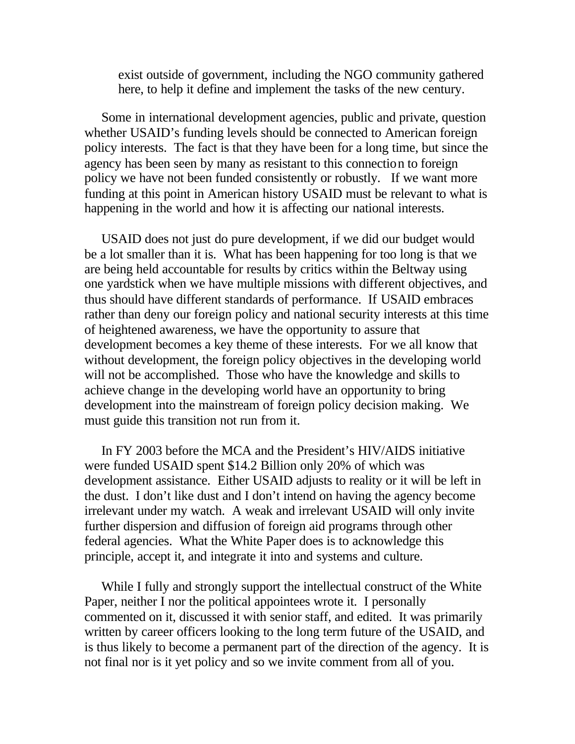exist outside of government, including the NGO community gathered here, to help it define and implement the tasks of the new century.

Some in international development agencies, public and private, question whether USAID's funding levels should be connected to American foreign policy interests. The fact is that they have been for a long time, but since the agency has been seen by many as resistant to this connection to foreign policy we have not been funded consistently or robustly. If we want more funding at this point in American history USAID must be relevant to what is happening in the world and how it is affecting our national interests.

USAID does not just do pure development, if we did our budget would be a lot smaller than it is. What has been happening for too long is that we are being held accountable for results by critics within the Beltway using one yardstick when we have multiple missions with different objectives, and thus should have different standards of performance. If USAID embraces rather than deny our foreign policy and national security interests at this time of heightened awareness, we have the opportunity to assure that development becomes a key theme of these interests. For we all know that without development, the foreign policy objectives in the developing world will not be accomplished. Those who have the knowledge and skills to achieve change in the developing world have an opportunity to bring development into the mainstream of foreign policy decision making. We must guide this transition not run from it.

In FY 2003 before the MCA and the President's HIV/AIDS initiative were funded USAID spent $14.2 Billion only 20% of which was development assistance. Either USAID adjusts to reality or it will be left in the dust. I don't like dust and I don't intend on having the agency become irrelevant under my watch. A weak and irrelevant USAID will only invite further dispersion and diffusion of foreign aid programs through other federal agencies. What the White Paper does is to acknowledge this principle, accept it, and integrate it into and systems and culture.

While I fully and strongly support the intellectual construct of the White Paper, neither I nor the political appointees wrote it. I personally commented on it, discussed it with senior staff, and edited. It was primarily written by career officers looking to the long term future of the USAID, and is thus likely to become a permanent part of the direction of the agency. It is not final nor is it yet policy and so we invite comment from all of you.